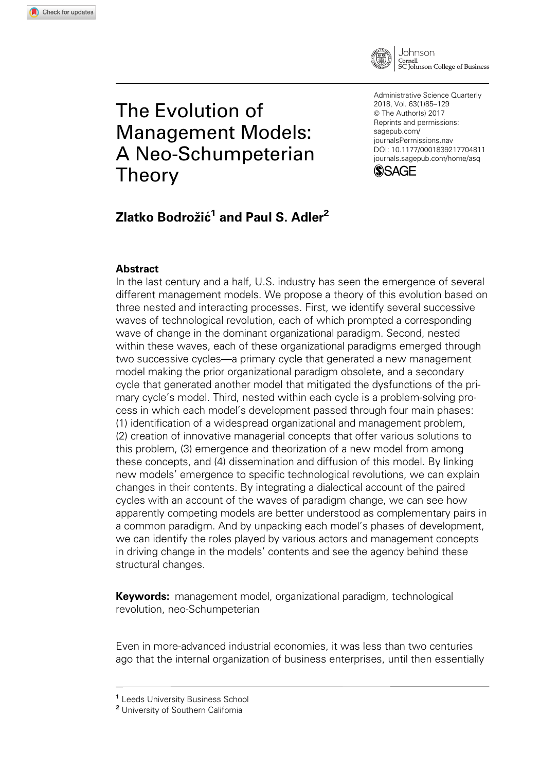# The Evolution of Management Models: A Neo-Schumpeterian Theory

Administrative Science Quarterly
2018, Vol. 63(1)85–129
© The Author(s) 2017
Reprints and permissions:
sagepub.com/
journalsPermissions.nav
DOI: 10.1177/0001839217704811
journals.sagepub.com/home/asq

**Zlatko Bodrožić[1] and Paul S. Adler[2]**

## Abstract

In the last century and a half, U.S. industry has seen the emergence of several different management models. We propose a theory of this evolution based on three nested and interacting processes. First, we identify several successive waves of technological revolution, each of which prompted a corresponding wave of change in the dominant organizational paradigm. Second, nested within these waves, each of these organizational paradigms emerged through two successive cycles—a primary cycle that generated a new management model making the prior organizational paradigm obsolete, and a secondary cycle that generated another model that mitigated the dysfunctions of the primary cycle's model. Third, nested within each cycle is a problem-solving process in which each model's development passed through four main phases: (1) identification of a widespread organizational and management problem, (2) creation of innovative managerial concepts that offer various solutions to this problem, (3) emergence and theorization of a new model from among these concepts, and (4) dissemination and diffusion of this model. By linking new models' emergence to specific technological revolutions, we can explain changes in their contents. By integrating a dialectical account of the paired cycles with an account of the waves of paradigm change, we can see how apparently competing models are better understood as complementary pairs in a common paradigm. And by unpacking each model's phases of development, we can identify the roles played by various actors and management concepts in driving change in the models' contents and see the agency behind these structural changes.

**Keywords:** management model, organizational paradigm, technological revolution, neo-Schumpeterian

Even in more-advanced industrial economies, it was less than two centuries ago that the internal organization of business enterprises, until then essentially

[1] Leeds University Business School
[2] University of Southern California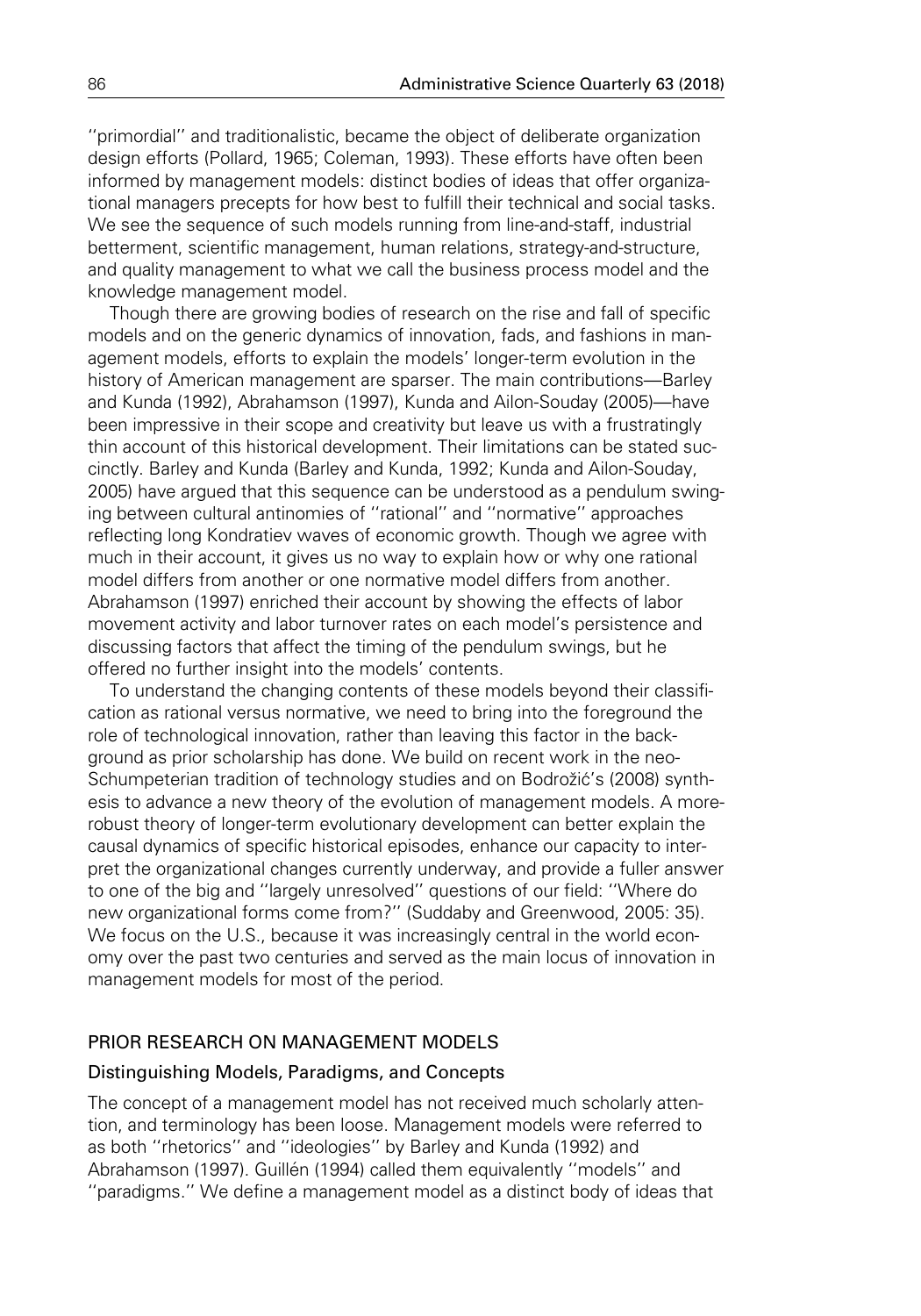''primordial'' and traditionalistic, became the object of deliberate organization design efforts (Pollard, 1965; Coleman, 1993). These efforts have often been informed by management models: distinct bodies of ideas that offer organizational managers precepts for how best to fulfill their technical and social tasks. We see the sequence of such models running from line-and-staff, industrial betterment, scientific management, human relations, strategy-and-structure, and quality management to what we call the business process model and the knowledge management model.

Though there are growing bodies of research on the rise and fall of specific models and on the generic dynamics of innovation, fads, and fashions in management models, efforts to explain the models' longer-term evolution in the history of American management are sparser. The main contributions—Barley and Kunda (1992), Abrahamson (1997), Kunda and Ailon-Souday (2005)—have been impressive in their scope and creativity but leave us with a frustratingly thin account of this historical development. Their limitations can be stated succinctly. Barley and Kunda (Barley and Kunda, 1992; Kunda and Ailon-Souday, 2005) have argued that this sequence can be understood as a pendulum swinging between cultural antinomies of ''rational'' and ''normative'' approaches reflecting long Kondratiev waves of economic growth. Though we agree with much in their account, it gives us no way to explain how or why one rational model differs from another or one normative model differs from another. Abrahamson (1997) enriched their account by showing the effects of labor movement activity and labor turnover rates on each model's persistence and discussing factors that affect the timing of the pendulum swings, but he offered no further insight into the models' contents.

To understand the changing contents of these models beyond their classification as rational versus normative, we need to bring into the foreground the role of technological innovation, rather than leaving this factor in the background as prior scholarship has done. We build on recent work in the neo-Schumpeterian tradition of technology studies and on Bodrožić's (2008) synthesis to advance a new theory of the evolution of management models. A more-robust theory of longer-term evolutionary development can better explain the causal dynamics of specific historical episodes, enhance our capacity to interpret the organizational changes currently underway, and provide a fuller answer to one of the big and ''largely unresolved'' questions of our field: ''Where do new organizational forms come from?'' (Suddaby and Greenwood, 2005: 35). We focus on the U.S., because it was increasingly central in the world economy over the past two centuries and served as the main locus of innovation in management models for most of the period.

## PRIOR RESEARCH ON MANAGEMENT MODELS

### Distinguishing Models, Paradigms, and Concepts

The concept of a management model has not received much scholarly attention, and terminology has been loose. Management models were referred to as both ''rhetorics'' and ''ideologies'' by Barley and Kunda (1992) and Abrahamson (1997). Guillén (1994) called them equivalently ''models'' and ''paradigms.'' We define a management model as a distinct body of ideas that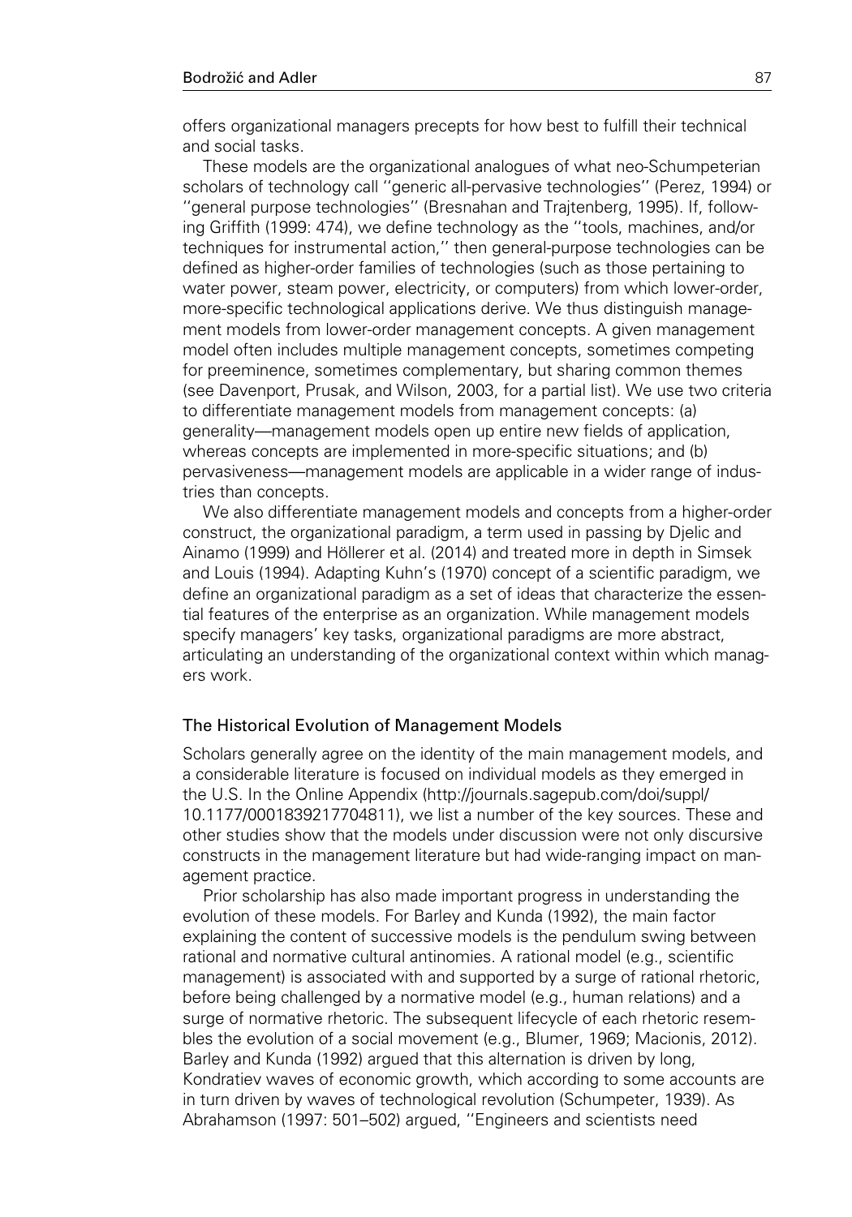offers organizational managers precepts for how best to fulfill their technical and social tasks.

These models are the organizational analogues of what neo-Schumpeterian scholars of technology call ''generic all-pervasive technologies'' (Perez, 1994) or ''general purpose technologies'' (Bresnahan and Trajtenberg, 1995). If, following Griffith (1999: 474), we define technology as the ''tools, machines, and/or techniques for instrumental action,'' then general-purpose technologies can be defined as higher-order families of technologies (such as those pertaining to water power, steam power, electricity, or computers) from which lower-order, more-specific technological applications derive. We thus distinguish management models from lower-order management concepts. A given management model often includes multiple management concepts, sometimes competing for preeminence, sometimes complementary, but sharing common themes (see Davenport, Prusak, and Wilson, 2003, for a partial list). We use two criteria to differentiate management models from management concepts: (a) generality—management models open up entire new fields of application, whereas concepts are implemented in more-specific situations; and (b) pervasiveness—management models are applicable in a wider range of industries than concepts.

We also differentiate management models and concepts from a higher-order construct, the organizational paradigm, a term used in passing by Djelic and Ainamo (1999) and Höllerer et al. (2014) and treated more in depth in Simsek and Louis (1994). Adapting Kuhn's (1970) concept of a scientific paradigm, we define an organizational paradigm as a set of ideas that characterize the essential features of the enterprise as an organization. While management models specify managers' key tasks, organizational paradigms are more abstract, articulating an understanding of the organizational context within which managers work.

## The Historical Evolution of Management Models

Scholars generally agree on the identity of the main management models, and a considerable literature is focused on individual models as they emerged in the U.S. In the Online Appendix (http://journals.sagepub.com/doi/suppl/10.1177/0001839217704811), we list a number of the key sources. These and other studies show that the models under discussion were not only discursive constructs in the management literature but had wide-ranging impact on management practice.

Prior scholarship has also made important progress in understanding the evolution of these models. For Barley and Kunda (1992), the main factor explaining the content of successive models is the pendulum swing between rational and normative cultural antinomies. A rational model (e.g., scientific management) is associated with and supported by a surge of rational rhetoric, before being challenged by a normative model (e.g., human relations) and a surge of normative rhetoric. The subsequent lifecycle of each rhetoric resembles the evolution of a social movement (e.g., Blumer, 1969; Macionis, 2012). Barley and Kunda (1992) argued that this alternation is driven by long, Kondratiev waves of economic growth, which according to some accounts are in turn driven by waves of technological revolution (Schumpeter, 1939). As Abrahamson (1997: 501–502) argued, ''Engineers and scientists need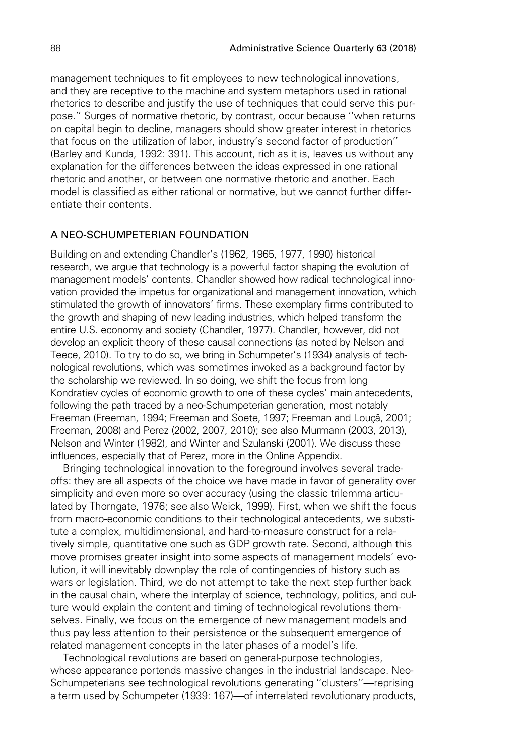management techniques to fit employees to new technological innovations, and they are receptive to the machine and system metaphors used in rational rhetorics to describe and justify the use of techniques that could serve this purpose.'' Surges of normative rhetoric, by contrast, occur because ''when returns on capital begin to decline, managers should show greater interest in rhetorics that focus on the utilization of labor, industry's second factor of production'' (Barley and Kunda, 1992: 391). This account, rich as it is, leaves us without any explanation for the differences between the ideas expressed in one rational rhetoric and another, or between one normative rhetoric and another. Each model is classified as either rational or normative, but we cannot further differentiate their contents.

## A NEO-SCHUMPETERIAN FOUNDATION

Building on and extending Chandler's (1962, 1965, 1977, 1990) historical research, we argue that technology is a powerful factor shaping the evolution of management models' contents. Chandler showed how radical technological innovation provided the impetus for organizational and management innovation, which stimulated the growth of innovators' firms. These exemplary firms contributed to the growth and shaping of new leading industries, which helped transform the entire U.S. economy and society (Chandler, 1977). Chandler, however, did not develop an explicit theory of these causal connections (as noted by Nelson and Teece, 2010). To try to do so, we bring in Schumpeter's (1934) analysis of technological revolutions, which was sometimes invoked as a background factor by the scholarship we reviewed. In so doing, we shift the focus from long Kondratiev cycles of economic growth to one of these cycles' main antecedents, following the path traced by a neo-Schumpeterian generation, most notably Freeman (Freeman, 1994; Freeman and Soete, 1997; Freeman and Louçã, 2001; Freeman, 2008) and Perez (2002, 2007, 2010); see also Murmann (2003, 2013), Nelson and Winter (1982), and Winter and Szulanski (2001). We discuss these influences, especially that of Perez, more in the Online Appendix.

Bringing technological innovation to the foreground involves several trade-offs: they are all aspects of the choice we have made in favor of generality over simplicity and even more so over accuracy (using the classic trilemma articulated by Thorngate, 1976; see also Weick, 1999). First, when we shift the focus from macro-economic conditions to their technological antecedents, we substitute a complex, multidimensional, and hard-to-measure construct for a relatively simple, quantitative one such as GDP growth rate. Second, although this move promises greater insight into some aspects of management models' evolution, it will inevitably downplay the role of contingencies of history such as wars or legislation. Third, we do not attempt to take the next step further back in the causal chain, where the interplay of science, technology, politics, and culture would explain the content and timing of technological revolutions themselves. Finally, we focus on the emergence of new management models and thus pay less attention to their persistence or the subsequent emergence of related management concepts in the later phases of a model's life.

Technological revolutions are based on general-purpose technologies, whose appearance portends massive changes in the industrial landscape. Neo-Schumpeterians see technological revolutions generating ''clusters''—reprising a term used by Schumpeter (1939: 167)—of interrelated revolutionary products,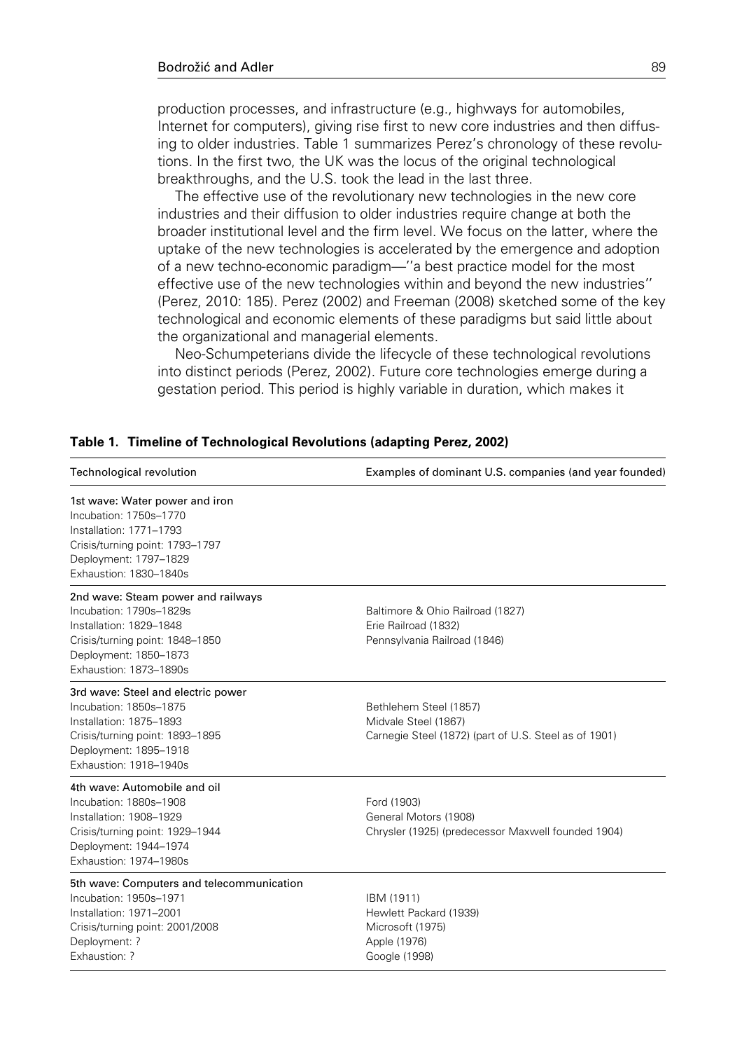production processes, and infrastructure (e.g., highways for automobiles, Internet for computers), giving rise first to new core industries and then diffusing to older industries. Table 1 summarizes Perez's chronology of these revolutions. In the first two, the UK was the locus of the original technological breakthroughs, and the U.S. took the lead in the last three.

The effective use of the revolutionary new technologies in the new core industries and their diffusion to older industries require change at both the broader institutional level and the firm level. We focus on the latter, where the uptake of the new technologies is accelerated by the emergence and adoption of a new techno-economic paradigm—''a best practice model for the most effective use of the new technologies within and beyond the new industries'' (Perez, 2010: 185). Perez (2002) and Freeman (2008) sketched some of the key technological and economic elements of these paradigms but said little about the organizational and managerial elements.

Neo-Schumpeterians divide the lifecycle of these technological revolutions into distinct periods (Perez, 2002). Future core technologies emerge during a gestation period. This period is highly variable in duration, which makes it

**Table 1. Timeline of Technological Revolutions (adapting Perez, 2002)**

| Technological revolution | Examples of dominant U.S. companies (and year founded) |
|---|---|
| 1st wave: Water power and iron<br>Incubation: 1750s–1770<br>Installation: 1771–1793<br>Crisis/turning point: 1793–1797<br>Deployment: 1797–1829<br>Exhaustion: 1830–1840s | |
| 2nd wave: Steam power and railways<br>Incubation: 1790s–1829s<br>Installation: 1829–1848<br>Crisis/turning point: 1848–1850<br>Deployment: 1850–1873<br>Exhaustion: 1873–1890s | Baltimore & Ohio Railroad (1827)<br>Erie Railroad (1832)<br>Pennsylvania Railroad (1846) |
| 3rd wave: Steel and electric power<br>Incubation: 1850s–1875<br>Installation: 1875–1893<br>Crisis/turning point: 1893–1895<br>Deployment: 1895–1918<br>Exhaustion: 1918–1940s | Bethlehem Steel (1857)<br>Midvale Steel (1867)<br>Carnegie Steel (1872) (part of U.S. Steel as of 1901) |
| 4th wave: Automobile and oil<br>Incubation: 1880s–1908<br>Installation: 1908–1929<br>Crisis/turning point: 1929–1944<br>Deployment: 1944–1974<br>Exhaustion: 1974–1980s | Ford (1903)<br>General Motors (1908)<br>Chrysler (1925) (predecessor Maxwell founded 1904) |
| 5th wave: Computers and telecommunication<br>Incubation: 1950s–1971<br>Installation: 1971–2001<br>Crisis/turning point: 2001/2008<br>Deployment: ?<br>Exhaustion: ? | IBM (1911)<br>Hewlett Packard (1939)<br>Microsoft (1975)<br>Apple (1976)<br>Google (1998) |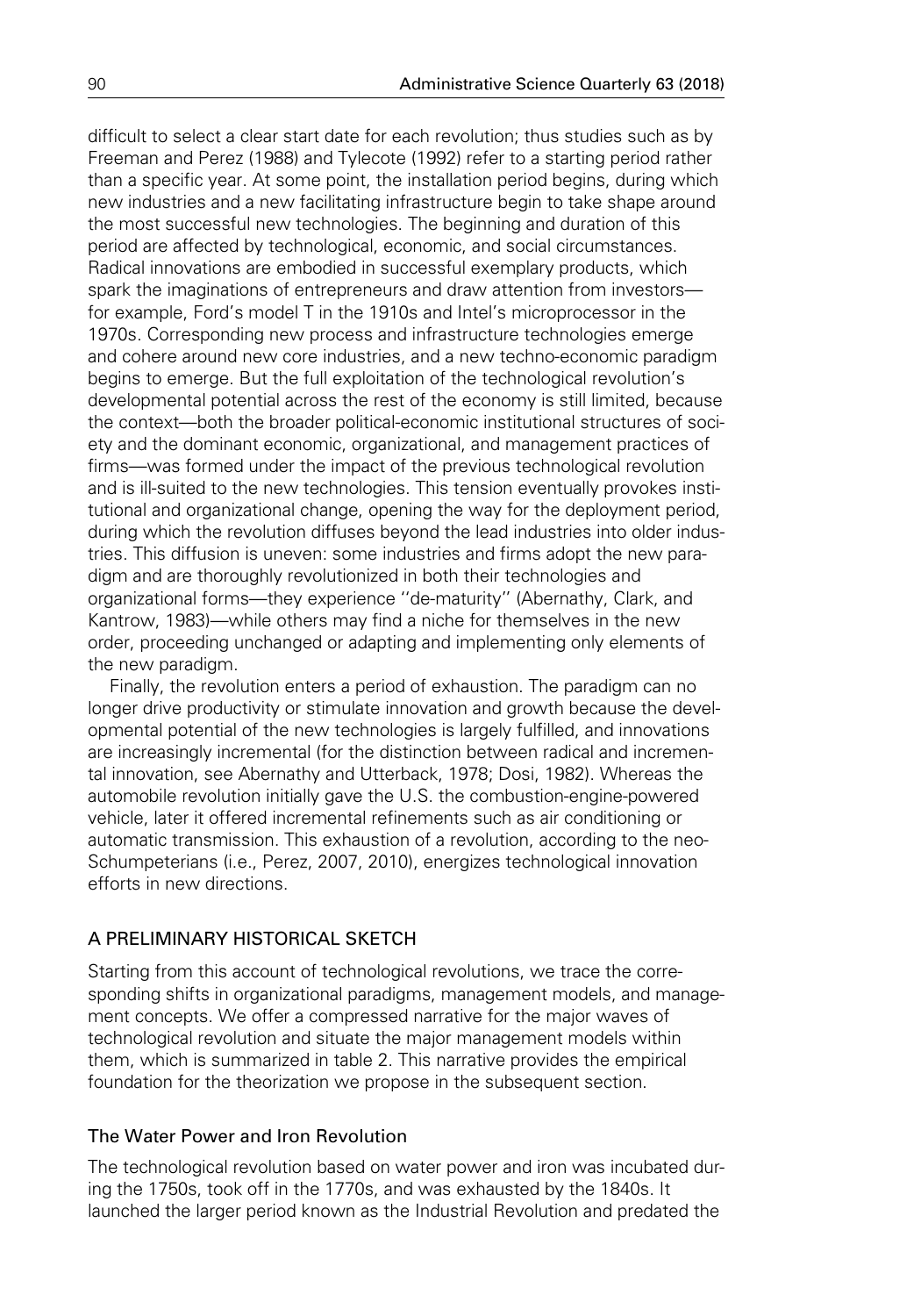difficult to select a clear start date for each revolution; thus studies such as by Freeman and Perez (1988) and Tylecote (1992) refer to a starting period rather than a specific year. At some point, the installation period begins, during which new industries and a new facilitating infrastructure begin to take shape around the most successful new technologies. The beginning and duration of this period are affected by technological, economic, and social circumstances. Radical innovations are embodied in successful exemplary products, which spark the imaginations of entrepreneurs and draw attention from investors—for example, Ford's model T in the 1910s and Intel's microprocessor in the 1970s. Corresponding new process and infrastructure technologies emerge and cohere around new core industries, and a new techno-economic paradigm begins to emerge. But the full exploitation of the technological revolution's developmental potential across the rest of the economy is still limited, because the context—both the broader political-economic institutional structures of society and the dominant economic, organizational, and management practices of firms—was formed under the impact of the previous technological revolution and is ill-suited to the new technologies. This tension eventually provokes institutional and organizational change, opening the way for the deployment period, during which the revolution diffuses beyond the lead industries into older industries. This diffusion is uneven: some industries and firms adopt the new paradigm and are thoroughly revolutionized in both their technologies and organizational forms—they experience ''de-maturity'' (Abernathy, Clark, and Kantrow, 1983)—while others may find a niche for themselves in the new order, proceeding unchanged or adapting and implementing only elements of the new paradigm.

Finally, the revolution enters a period of exhaustion. The paradigm can no longer drive productivity or stimulate innovation and growth because the developmental potential of the new technologies is largely fulfilled, and innovations are increasingly incremental (for the distinction between radical and incremental innovation, see Abernathy and Utterback, 1978; Dosi, 1982). Whereas the automobile revolution initially gave the U.S. the combustion-engine-powered vehicle, later it offered incremental refinements such as air conditioning or automatic transmission. This exhaustion of a revolution, according to the neo-Schumpeterians (i.e., Perez, 2007, 2010), energizes technological innovation efforts in new directions.

## A PRELIMINARY HISTORICAL SKETCH

Starting from this account of technological revolutions, we trace the corresponding shifts in organizational paradigms, management models, and management concepts. We offer a compressed narrative for the major waves of technological revolution and situate the major management models within them, which is summarized in table 2. This narrative provides the empirical foundation for the theorization we propose in the subsequent section.

### The Water Power and Iron Revolution

The technological revolution based on water power and iron was incubated during the 1750s, took off in the 1770s, and was exhausted by the 1840s. It launched the larger period known as the Industrial Revolution and predated the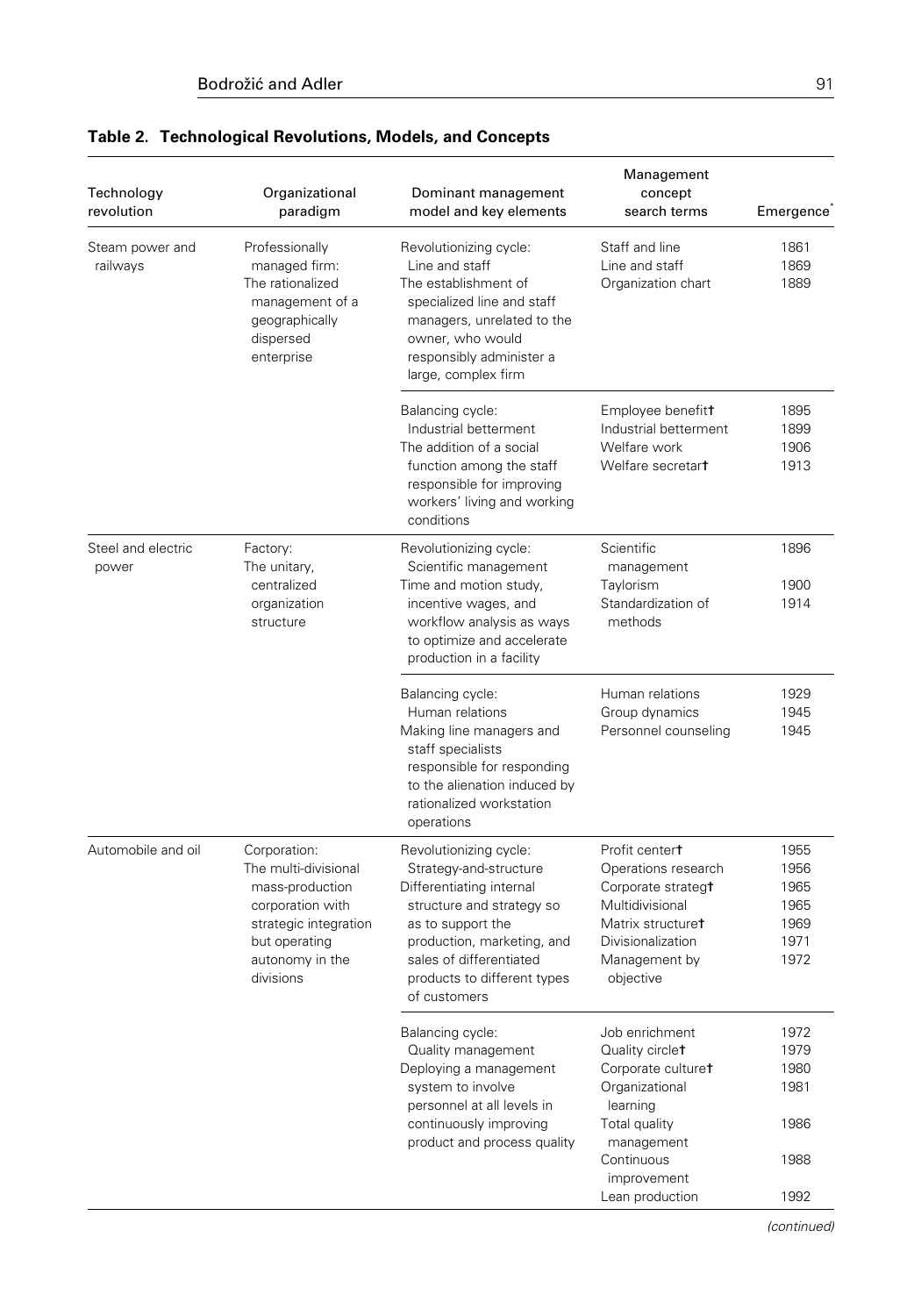**Table 2. Technological Revolutions, Models, and Concepts**

| Technology revolution | Organizational paradigm | Dominant management model and key elements | Management concept search terms | Emergence* |
|---|---|---|---|---|
| Steam power and railways | Professionally managed firm: The rationalized management of a geographically dispersed enterprise | Revolutionizing cycle: Line and staff<br>The establishment of specialized line and staff managers, unrelated to the owner, who would responsibly administer a large, complex firm | Staff and line<br>Line and staff<br>Organization chart | 1861<br>1869<br>1889 |
| | | Balancing cycle: Industrial betterment<br>The addition of a social function among the staff responsible for improving workers' living and working conditions | Employee benefit†<br>Industrial betterment<br>Welfare work<br>Welfare secretar† | 1895<br>1899<br>1906<br>1913 |
| Steel and electric power | Factory: The unitary, centralized organization structure | Revolutionizing cycle: Scientific management<br>Time and motion study, incentive wages, and workflow analysis as ways to optimize and accelerate production in a facility | Scientific management<br>Taylorism<br>Standardization of methods | 1896<br>1900<br>1914 |
| | | Balancing cycle: Human relations<br>Making line managers and staff specialists responsible for responding to the alienation induced by rationalized workstation operations | Human relations<br>Group dynamics<br>Personnel counseling | 1929<br>1945<br>1945 |
| Automobile and oil | Corporation: The multi-divisional mass-production corporation with strategic integration but operating autonomy in the divisions | Revolutionizing cycle: Strategy-and-structure<br>Differentiating internal structure and strategy so as to support the production, marketing, and sales of differentiated products to different types of customers | Profit center†<br>Operations research<br>Corporate strateg†<br>Multidivisional<br>Matrix structure†<br>Divisionalization<br>Management by objective | 1955<br>1956<br>1965<br>1965<br>1969<br>1971<br>1972 |
| | | Balancing cycle: Quality management<br>Deploying a management system to involve personnel at all levels in continuously improving product and process quality | Job enrichment<br>Quality circle†<br>Corporate culture†<br>Organizational learning<br>Total quality management<br>Continuous improvement<br>Lean production | 1972<br>1979<br>1980<br>1981<br>1986<br>1988<br>1992 |

*(continued)*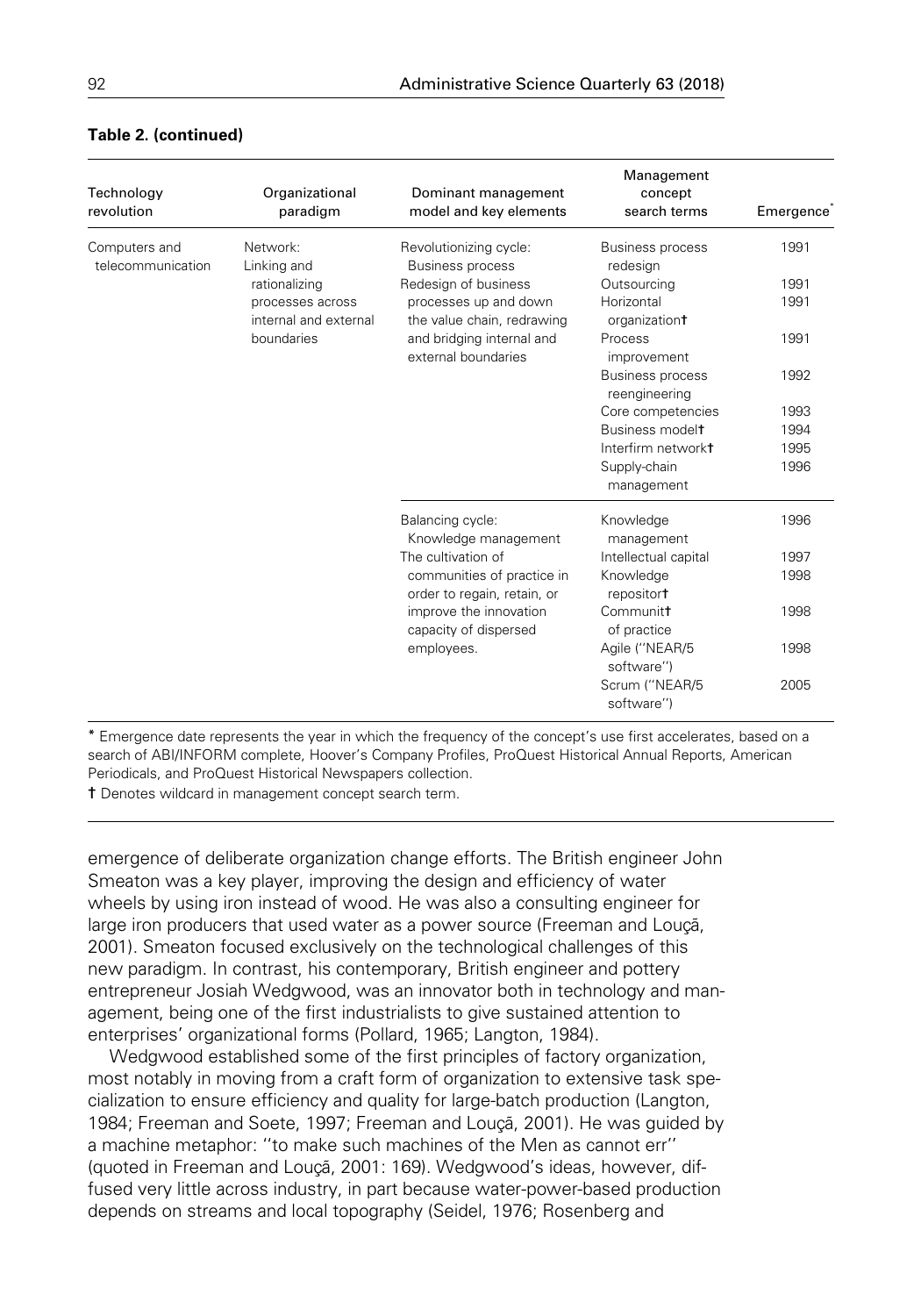**Table 2. (continued)**

| Technology revolution | Organizational paradigm | Dominant management model and key elements | Management concept search terms | Emergence* |
|---|---|---|---|---|
| Computers and telecommunication | Network: Linking and rationalizing processes across internal and external boundaries | Revolutionizing cycle: Business process Redesign of business processes up and down the value chain, redrawing and bridging internal and external boundaries | Business process redesign | 1991 |
| | | | Outsourcing | 1991 |
| | | | Horizontal organization† | 1991 |
| | | | Process improvement | 1991 |
| | | | Business process reengineering | 1992 |
| | | | Core competencies | 1993 |
| | | | Business model† | 1994 |
| | | | Interfirm network† | 1995 |
| | | | Supply-chain management | 1996 |
| | | Balancing cycle: Knowledge management The cultivation of communities of practice in order to regain, retain, or improve the innovation capacity of dispersed employees. | Knowledge management | 1996 |
| | | | Intellectual capital | 1997 |
| | | | Knowledge repositor† | 1998 |
| | | | Communit† of practice | 1998 |
| | | | Agile (''NEAR/5 software'') | 1998 |
| | | | Scrum (''NEAR/5 software'') | 2005 |

* Emergence date represents the year in which the frequency of the concept's use first accelerates, based on a search of ABI/INFORM complete, Hoover's Company Profiles, ProQuest Historical Annual Reports, American Periodicals, and ProQuest Historical Newspapers collection.

† Denotes wildcard in management concept search term.

emergence of deliberate organization change efforts. The British engineer John Smeaton was a key player, improving the design and efficiency of water wheels by using iron instead of wood. He was also a consulting engineer for large iron producers that used water as a power source (Freeman and Louçã, 2001). Smeaton focused exclusively on the technological challenges of this new paradigm. In contrast, his contemporary, British engineer and pottery entrepreneur Josiah Wedgwood, was an innovator both in technology and management, being one of the first industrialists to give sustained attention to enterprises' organizational forms (Pollard, 1965; Langton, 1984).

Wedgwood established some of the first principles of factory organization, most notably in moving from a craft form of organization to extensive task specialization to ensure efficiency and quality for large-batch production (Langton, 1984; Freeman and Soete, 1997; Freeman and Louçã, 2001). He was guided by a machine metaphor: ''to make such machines of the Men as cannot err'' (quoted in Freeman and Louçã, 2001: 169). Wedgwood's ideas, however, diffused very little across industry, in part because water-power-based production depends on streams and local topography (Seidel, 1976; Rosenberg and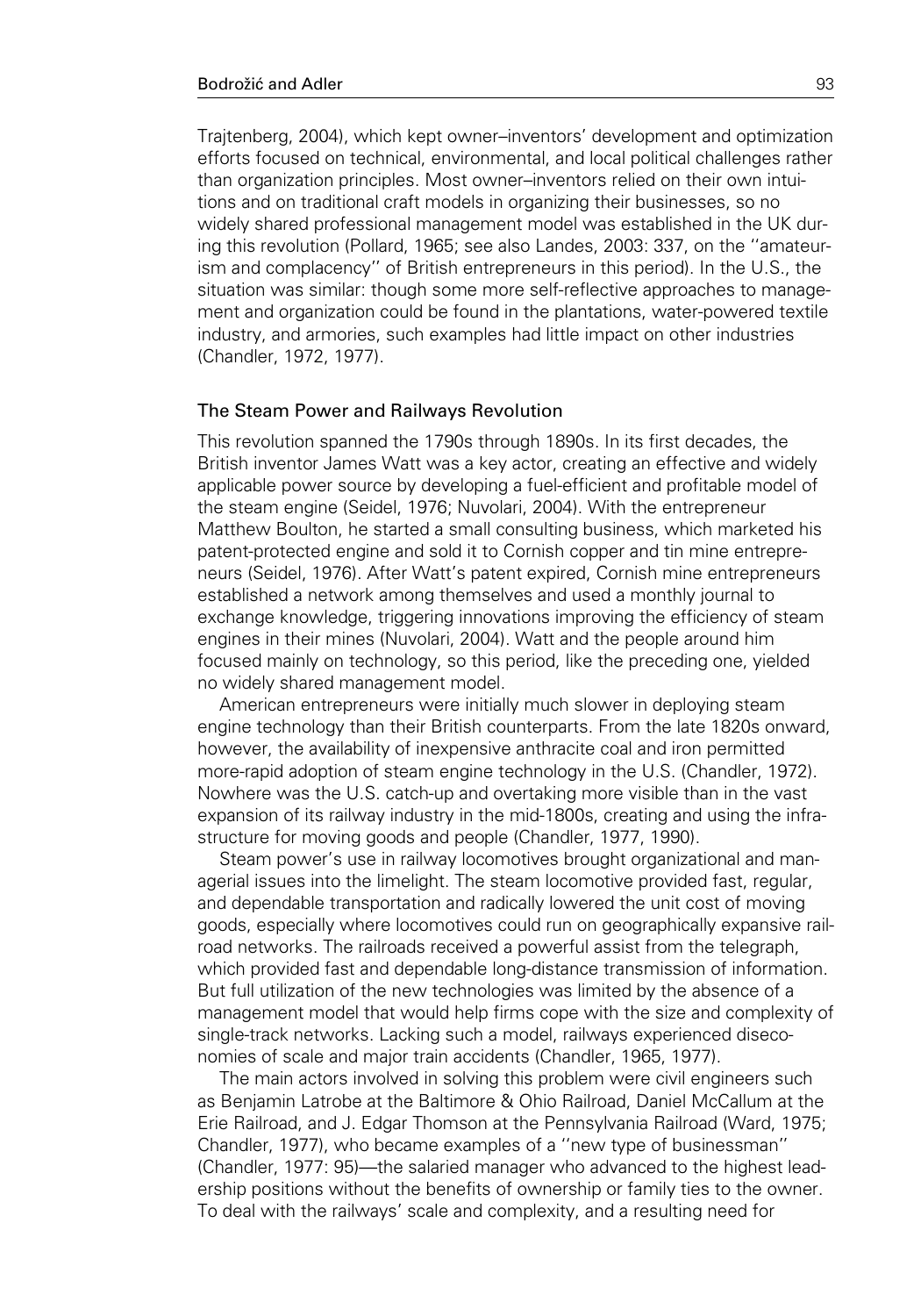Trajtenberg, 2004), which kept owner–inventors' development and optimization efforts focused on technical, environmental, and local political challenges rather than organization principles. Most owner–inventors relied on their own intuitions and on traditional craft models in organizing their businesses, so no widely shared professional management model was established in the UK during this revolution (Pollard, 1965; see also Landes, 2003: 337, on the ''amateurism and complacency'' of British entrepreneurs in this period). In the U.S., the situation was similar: though some more self-reflective approaches to management and organization could be found in the plantations, water-powered textile industry, and armories, such examples had little impact on other industries (Chandler, 1972, 1977).

### The Steam Power and Railways Revolution

This revolution spanned the 1790s through 1890s. In its first decades, the British inventor James Watt was a key actor, creating an effective and widely applicable power source by developing a fuel-efficient and profitable model of the steam engine (Seidel, 1976; Nuvolari, 2004). With the entrepreneur Matthew Boulton, he started a small consulting business, which marketed his patent-protected engine and sold it to Cornish copper and tin mine entrepreneurs (Seidel, 1976). After Watt's patent expired, Cornish mine entrepreneurs established a network among themselves and used a monthly journal to exchange knowledge, triggering innovations improving the efficiency of steam engines in their mines (Nuvolari, 2004). Watt and the people around him focused mainly on technology, so this period, like the preceding one, yielded no widely shared management model.

American entrepreneurs were initially much slower in deploying steam engine technology than their British counterparts. From the late 1820s onward, however, the availability of inexpensive anthracite coal and iron permitted more-rapid adoption of steam engine technology in the U.S. (Chandler, 1972). Nowhere was the U.S. catch-up and overtaking more visible than in the vast expansion of its railway industry in the mid-1800s, creating and using the infrastructure for moving goods and people (Chandler, 1977, 1990).

Steam power's use in railway locomotives brought organizational and managerial issues into the limelight. The steam locomotive provided fast, regular, and dependable transportation and radically lowered the unit cost of moving goods, especially where locomotives could run on geographically expansive railroad networks. The railroads received a powerful assist from the telegraph, which provided fast and dependable long-distance transmission of information. But full utilization of the new technologies was limited by the absence of a management model that would help firms cope with the size and complexity of single-track networks. Lacking such a model, railways experienced diseconomies of scale and major train accidents (Chandler, 1965, 1977).

The main actors involved in solving this problem were civil engineers such as Benjamin Latrobe at the Baltimore & Ohio Railroad, Daniel McCallum at the Erie Railroad, and J. Edgar Thomson at the Pennsylvania Railroad (Ward, 1975; Chandler, 1977), who became examples of a ''new type of businessman'' (Chandler, 1977: 95)—the salaried manager who advanced to the highest leadership positions without the benefits of ownership or family ties to the owner. To deal with the railways' scale and complexity, and a resulting need for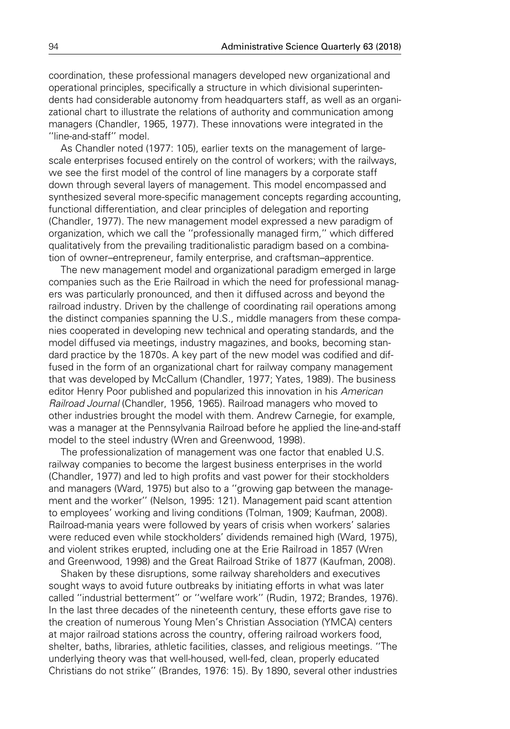coordination, these professional managers developed new organizational and operational principles, specifically a structure in which divisional superintendents had considerable autonomy from headquarters staff, as well as an organizational chart to illustrate the relations of authority and communication among managers (Chandler, 1965, 1977). These innovations were integrated in the ''line-and-staff'' model.

As Chandler noted (1977: 105), earlier texts on the management of large-scale enterprises focused entirely on the control of workers; with the railways, we see the first model of the control of line managers by a corporate staff down through several layers of management. This model encompassed and synthesized several more-specific management concepts regarding accounting, functional differentiation, and clear principles of delegation and reporting (Chandler, 1977). The new management model expressed a new paradigm of organization, which we call the ''professionally managed firm,'' which differed qualitatively from the prevailing traditionalistic paradigm based on a combination of owner–entrepreneur, family enterprise, and craftsman–apprentice.

The new management model and organizational paradigm emerged in large companies such as the Erie Railroad in which the need for professional managers was particularly pronounced, and then it diffused across and beyond the railroad industry. Driven by the challenge of coordinating rail operations among the distinct companies spanning the U.S., middle managers from these companies cooperated in developing new technical and operating standards, and the model diffused via meetings, industry magazines, and books, becoming standard practice by the 1870s. A key part of the new model was codified and diffused in the form of an organizational chart for railway company management that was developed by McCallum (Chandler, 1977; Yates, 1989). The business editor Henry Poor published and popularized this innovation in his *American Railroad Journal* (Chandler, 1956, 1965). Railroad managers who moved to other industries brought the model with them. Andrew Carnegie, for example, was a manager at the Pennsylvania Railroad before he applied the line-and-staff model to the steel industry (Wren and Greenwood, 1998).

The professionalization of management was one factor that enabled U.S. railway companies to become the largest business enterprises in the world (Chandler, 1977) and led to high profits and vast power for their stockholders and managers (Ward, 1975) but also to a ''growing gap between the management and the worker'' (Nelson, 1995: 121). Management paid scant attention to employees' working and living conditions (Tolman, 1909; Kaufman, 2008). Railroad-mania years were followed by years of crisis when workers' salaries were reduced even while stockholders' dividends remained high (Ward, 1975), and violent strikes erupted, including one at the Erie Railroad in 1857 (Wren and Greenwood, 1998) and the Great Railroad Strike of 1877 (Kaufman, 2008).

Shaken by these disruptions, some railway shareholders and executives sought ways to avoid future outbreaks by initiating efforts in what was later called ''industrial betterment'' or ''welfare work'' (Rudin, 1972; Brandes, 1976). In the last three decades of the nineteenth century, these efforts gave rise to the creation of numerous Young Men's Christian Association (YMCA) centers at major railroad stations across the country, offering railroad workers food, shelter, baths, libraries, athletic facilities, classes, and religious meetings. ''The underlying theory was that well-housed, well-fed, clean, properly educated Christians do not strike'' (Brandes, 1976: 15). By 1890, several other industries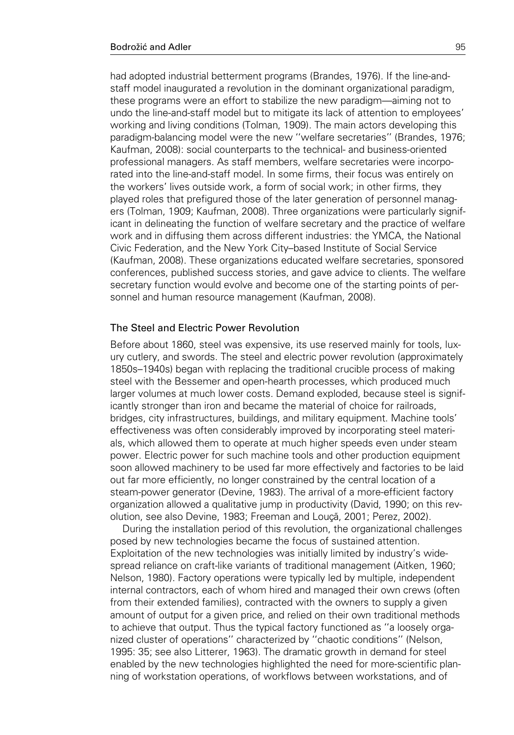had adopted industrial betterment programs (Brandes, 1976). If the line-and-staff model inaugurated a revolution in the dominant organizational paradigm, these programs were an effort to stabilize the new paradigm—aiming not to undo the line-and-staff model but to mitigate its lack of attention to employees' working and living conditions (Tolman, 1909). The main actors developing this paradigm-balancing model were the new ''welfare secretaries'' (Brandes, 1976; Kaufman, 2008): social counterparts to the technical- and business-oriented professional managers. As staff members, welfare secretaries were incorporated into the line-and-staff model. In some firms, their focus was entirely on the workers' lives outside work, a form of social work; in other firms, they played roles that prefigured those of the later generation of personnel managers (Tolman, 1909; Kaufman, 2008). Three organizations were particularly significant in delineating the function of welfare secretary and the practice of welfare work and in diffusing them across different industries: the YMCA, the National Civic Federation, and the New York City–based Institute of Social Service (Kaufman, 2008). These organizations educated welfare secretaries, sponsored conferences, published success stories, and gave advice to clients. The welfare secretary function would evolve and become one of the starting points of personnel and human resource management (Kaufman, 2008).

### The Steel and Electric Power Revolution

Before about 1860, steel was expensive, its use reserved mainly for tools, luxury cutlery, and swords. The steel and electric power revolution (approximately 1850s–1940s) began with replacing the traditional crucible process of making steel with the Bessemer and open-hearth processes, which produced much larger volumes at much lower costs. Demand exploded, because steel is significantly stronger than iron and became the material of choice for railroads, bridges, city infrastructures, buildings, and military equipment. Machine tools' effectiveness was often considerably improved by incorporating steel materials, which allowed them to operate at much higher speeds even under steam power. Electric power for such machine tools and other production equipment soon allowed machinery to be used far more effectively and factories to be laid out far more efficiently, no longer constrained by the central location of a steam-power generator (Devine, 1983). The arrival of a more-efficient factory organization allowed a qualitative jump in productivity (David, 1990; on this revolution, see also Devine, 1983; Freeman and Louçã, 2001; Perez, 2002).

During the installation period of this revolution, the organizational challenges posed by new technologies became the focus of sustained attention. Exploitation of the new technologies was initially limited by industry's widespread reliance on craft-like variants of traditional management (Aitken, 1960; Nelson, 1980). Factory operations were typically led by multiple, independent internal contractors, each of whom hired and managed their own crews (often from their extended families), contracted with the owners to supply a given amount of output for a given price, and relied on their own traditional methods to achieve that output. Thus the typical factory functioned as ''a loosely organized cluster of operations'' characterized by ''chaotic conditions'' (Nelson, 1995: 35; see also Litterer, 1963). The dramatic growth in demand for steel enabled by the new technologies highlighted the need for more-scientific planning of workstation operations, of workflows between workstations, and of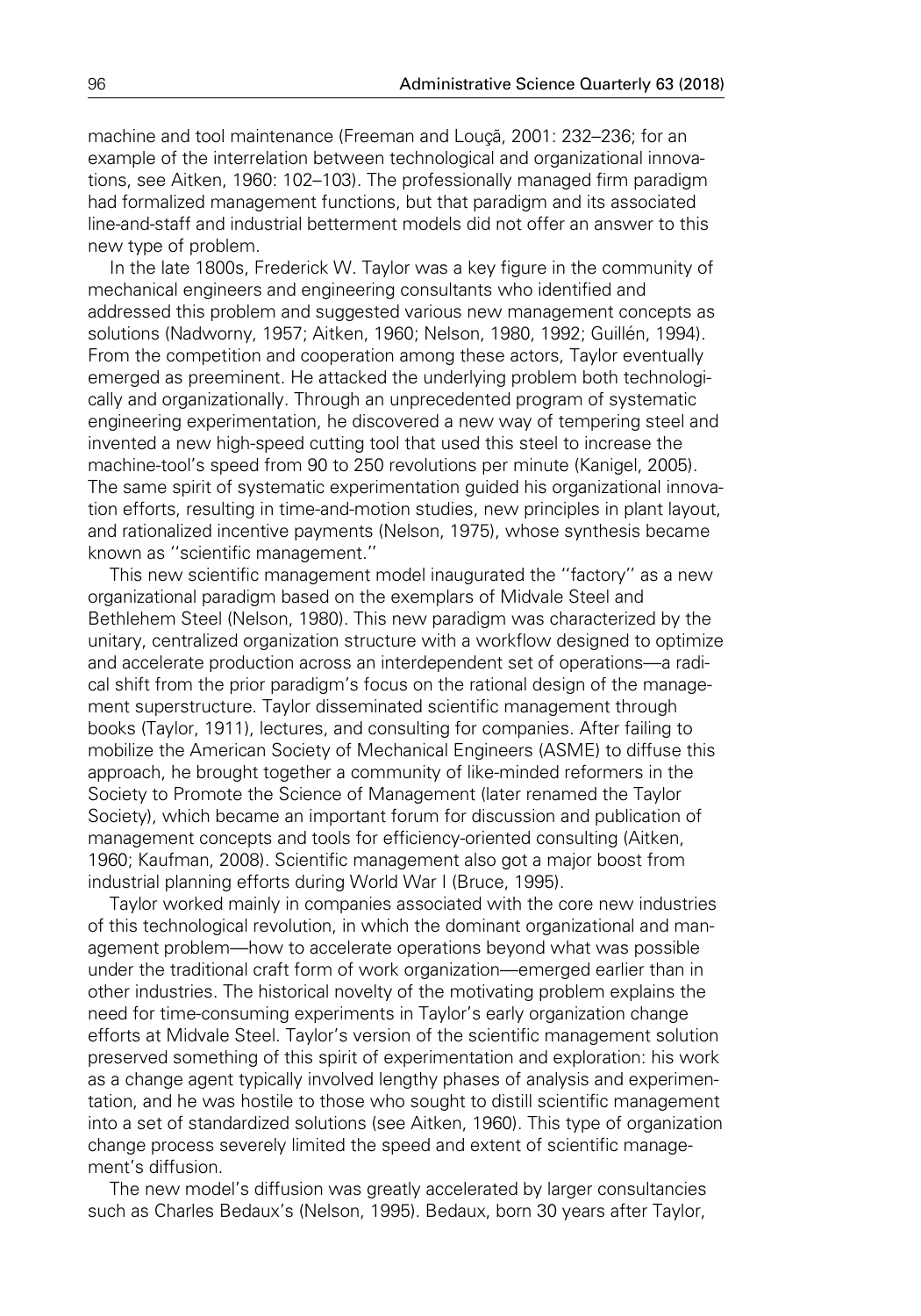machine and tool maintenance (Freeman and Louçã, 2001: 232–236; for an example of the interrelation between technological and organizational innovations, see Aitken, 1960: 102–103). The professionally managed firm paradigm had formalized management functions, but that paradigm and its associated line-and-staff and industrial betterment models did not offer an answer to this new type of problem.

In the late 1800s, Frederick W. Taylor was a key figure in the community of mechanical engineers and engineering consultants who identified and addressed this problem and suggested various new management concepts as solutions (Nadworny, 1957; Aitken, 1960; Nelson, 1980, 1992; Guillén, 1994). From the competition and cooperation among these actors, Taylor eventually emerged as preeminent. He attacked the underlying problem both technologically and organizationally. Through an unprecedented program of systematic engineering experimentation, he discovered a new way of tempering steel and invented a new high-speed cutting tool that used this steel to increase the machine-tool's speed from 90 to 250 revolutions per minute (Kanigel, 2005). The same spirit of systematic experimentation guided his organizational innovation efforts, resulting in time-and-motion studies, new principles in plant layout, and rationalized incentive payments (Nelson, 1975), whose synthesis became known as ''scientific management.''

This new scientific management model inaugurated the ''factory'' as a new organizational paradigm based on the exemplars of Midvale Steel and Bethlehem Steel (Nelson, 1980). This new paradigm was characterized by the unitary, centralized organization structure with a workflow designed to optimize and accelerate production across an interdependent set of operations—a radical shift from the prior paradigm's focus on the rational design of the management superstructure. Taylor disseminated scientific management through books (Taylor, 1911), lectures, and consulting for companies. After failing to mobilize the American Society of Mechanical Engineers (ASME) to diffuse this approach, he brought together a community of like-minded reformers in the Society to Promote the Science of Management (later renamed the Taylor Society), which became an important forum for discussion and publication of management concepts and tools for efficiency-oriented consulting (Aitken, 1960; Kaufman, 2008). Scientific management also got a major boost from industrial planning efforts during World War I (Bruce, 1995).

Taylor worked mainly in companies associated with the core new industries of this technological revolution, in which the dominant organizational and management problem—how to accelerate operations beyond what was possible under the traditional craft form of work organization—emerged earlier than in other industries. The historical novelty of the motivating problem explains the need for time-consuming experiments in Taylor's early organization change efforts at Midvale Steel. Taylor's version of the scientific management solution preserved something of this spirit of experimentation and exploration: his work as a change agent typically involved lengthy phases of analysis and experimentation, and he was hostile to those who sought to distill scientific management into a set of standardized solutions (see Aitken, 1960). This type of organization change process severely limited the speed and extent of scientific management's diffusion.

The new model's diffusion was greatly accelerated by larger consultancies such as Charles Bedaux's (Nelson, 1995). Bedaux, born 30 years after Taylor,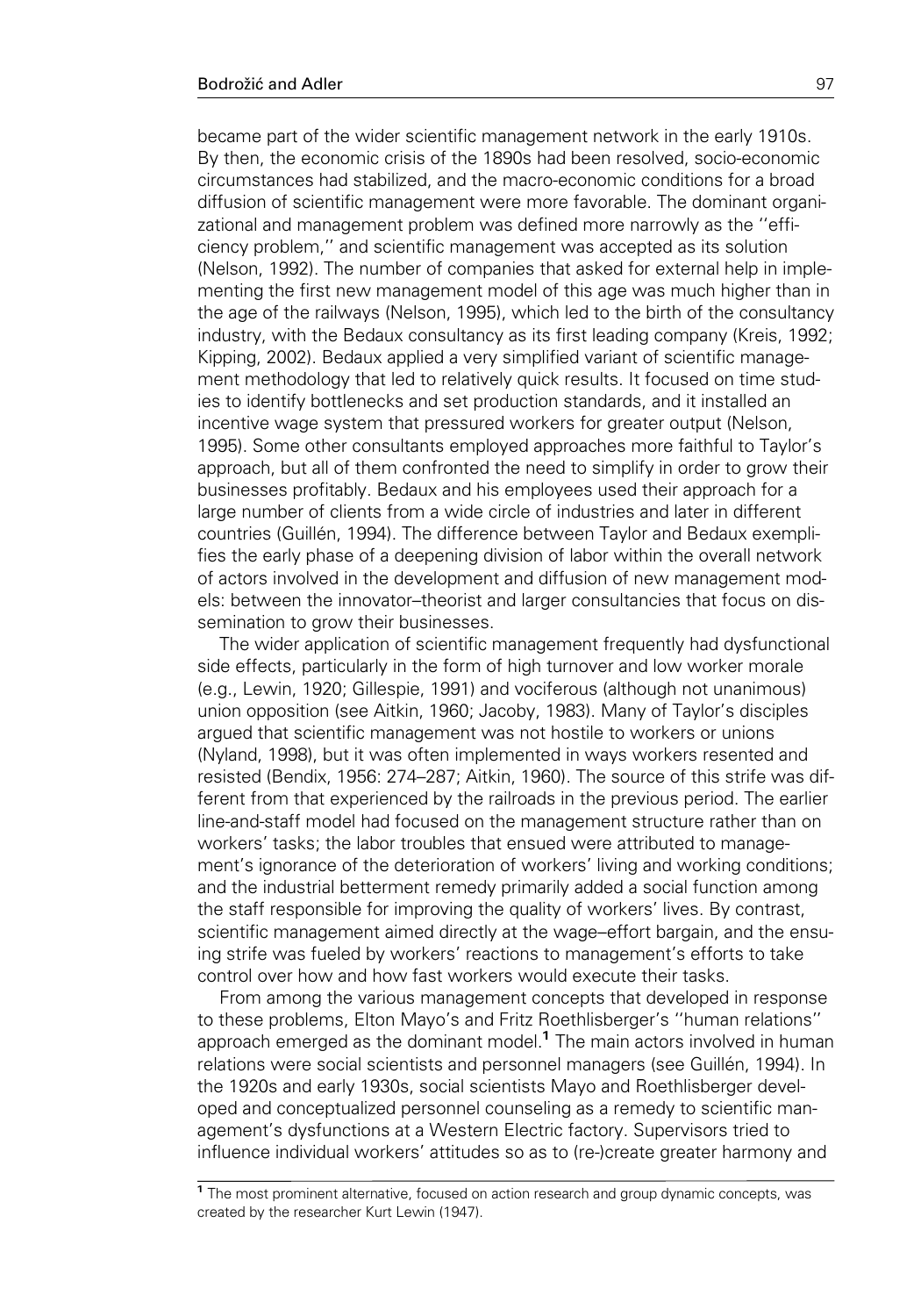became part of the wider scientific management network in the early 1910s. By then, the economic crisis of the 1890s had been resolved, socio-economic circumstances had stabilized, and the macro-economic conditions for a broad diffusion of scientific management were more favorable. The dominant organizational and management problem was defined more narrowly as the ''efficiency problem,'' and scientific management was accepted as its solution (Nelson, 1992). The number of companies that asked for external help in implementing the first new management model of this age was much higher than in the age of the railways (Nelson, 1995), which led to the birth of the consultancy industry, with the Bedaux consultancy as its first leading company (Kreis, 1992; Kipping, 2002). Bedaux applied a very simplified variant of scientific management methodology that led to relatively quick results. It focused on time studies to identify bottlenecks and set production standards, and it installed an incentive wage system that pressured workers for greater output (Nelson, 1995). Some other consultants employed approaches more faithful to Taylor's approach, but all of them confronted the need to simplify in order to grow their businesses profitably. Bedaux and his employees used their approach for a large number of clients from a wide circle of industries and later in different countries (Guillén, 1994). The difference between Taylor and Bedaux exemplifies the early phase of a deepening division of labor within the overall network of actors involved in the development and diffusion of new management models: between the innovator–theorist and larger consultancies that focus on dissemination to grow their businesses.

The wider application of scientific management frequently had dysfunctional side effects, particularly in the form of high turnover and low worker morale (e.g., Lewin, 1920; Gillespie, 1991) and vociferous (although not unanimous) union opposition (see Aitkin, 1960; Jacoby, 1983). Many of Taylor's disciples argued that scientific management was not hostile to workers or unions (Nyland, 1998), but it was often implemented in ways workers resented and resisted (Bendix, 1956: 274–287; Aitkin, 1960). The source of this strife was different from that experienced by the railroads in the previous period. The earlier line-and-staff model had focused on the management structure rather than on workers' tasks; the labor troubles that ensued were attributed to management's ignorance of the deterioration of workers' living and working conditions; and the industrial betterment remedy primarily added a social function among the staff responsible for improving the quality of workers' lives. By contrast, scientific management aimed directly at the wage–effort bargain, and the ensuing strife was fueled by workers' reactions to management's efforts to take control over how and how fast workers would execute their tasks.

From among the various management concepts that developed in response to these problems, Elton Mayo's and Fritz Roethlisberger's ''human relations'' approach emerged as the dominant model.[1] The main actors involved in human relations were social scientists and personnel managers (see Guillén, 1994). In the 1920s and early 1930s, social scientists Mayo and Roethlisberger developed and conceptualized personnel counseling as a remedy to scientific management's dysfunctions at a Western Electric factory. Supervisors tried to influence individual workers' attitudes so as to (re-)create greater harmony and

[1] The most prominent alternative, focused on action research and group dynamic concepts, was created by the researcher Kurt Lewin (1947).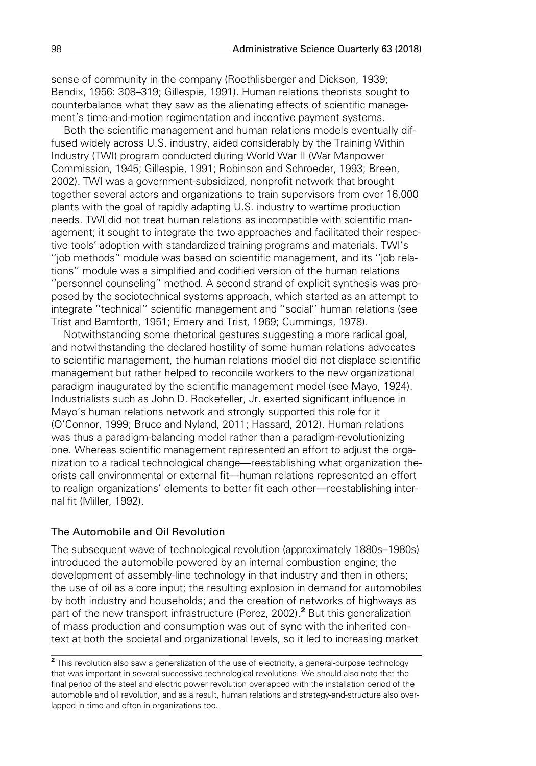sense of community in the company (Roethlisberger and Dickson, 1939; Bendix, 1956: 308–319; Gillespie, 1991). Human relations theorists sought to counterbalance what they saw as the alienating effects of scientific management's time-and-motion regimentation and incentive payment systems.

Both the scientific management and human relations models eventually diffused widely across U.S. industry, aided considerably by the Training Within Industry (TWI) program conducted during World War II (War Manpower Commission, 1945; Gillespie, 1991; Robinson and Schroeder, 1993; Breen, 2002). TWI was a government-subsidized, nonprofit network that brought together several actors and organizations to train supervisors from over 16,000 plants with the goal of rapidly adapting U.S. industry to wartime production needs. TWI did not treat human relations as incompatible with scientific management; it sought to integrate the two approaches and facilitated their respective tools' adoption with standardized training programs and materials. TWI's "job methods" module was based on scientific management, and its "job relations" module was a simplified and codified version of the human relations "personnel counseling" method. A second strand of explicit synthesis was proposed by the sociotechnical systems approach, which started as an attempt to integrate "technical" scientific management and "social" human relations (see Trist and Bamforth, 1951; Emery and Trist, 1969; Cummings, 1978).

Notwithstanding some rhetorical gestures suggesting a more radical goal, and notwithstanding the declared hostility of some human relations advocates to scientific management, the human relations model did not displace scientific management but rather helped to reconcile workers to the new organizational paradigm inaugurated by the scientific management model (see Mayo, 1924). Industrialists such as John D. Rockefeller, Jr. exerted significant influence in Mayo's human relations network and strongly supported this role for it (O'Connor, 1999; Bruce and Nyland, 2011; Hassard, 2012). Human relations was thus a paradigm-balancing model rather than a paradigm-revolutionizing one. Whereas scientific management represented an effort to adjust the organization to a radical technological change—reestablishing what organization theorists call environmental or external fit—human relations represented an effort to realign organizations' elements to better fit each other—reestablishing internal fit (Miller, 1992).

### The Automobile and Oil Revolution

The subsequent wave of technological revolution (approximately 1880s–1980s) introduced the automobile powered by an internal combustion engine; the development of assembly-line technology in that industry and then in others; the use of oil as a core input; the resulting explosion in demand for automobiles by both industry and households; and the creation of networks of highways as part of the new transport infrastructure (Perez, 2002).[2] But this generalization of mass production and consumption was out of sync with the inherited context at both the societal and organizational levels, so it led to increasing market

[2] This revolution also saw a generalization of the use of electricity, a general-purpose technology that was important in several successive technological revolutions. We should also note that the final period of the steel and electric power revolution overlapped with the installation period of the automobile and oil revolution, and as a result, human relations and strategy-and-structure also overlapped in time and often in organizations too.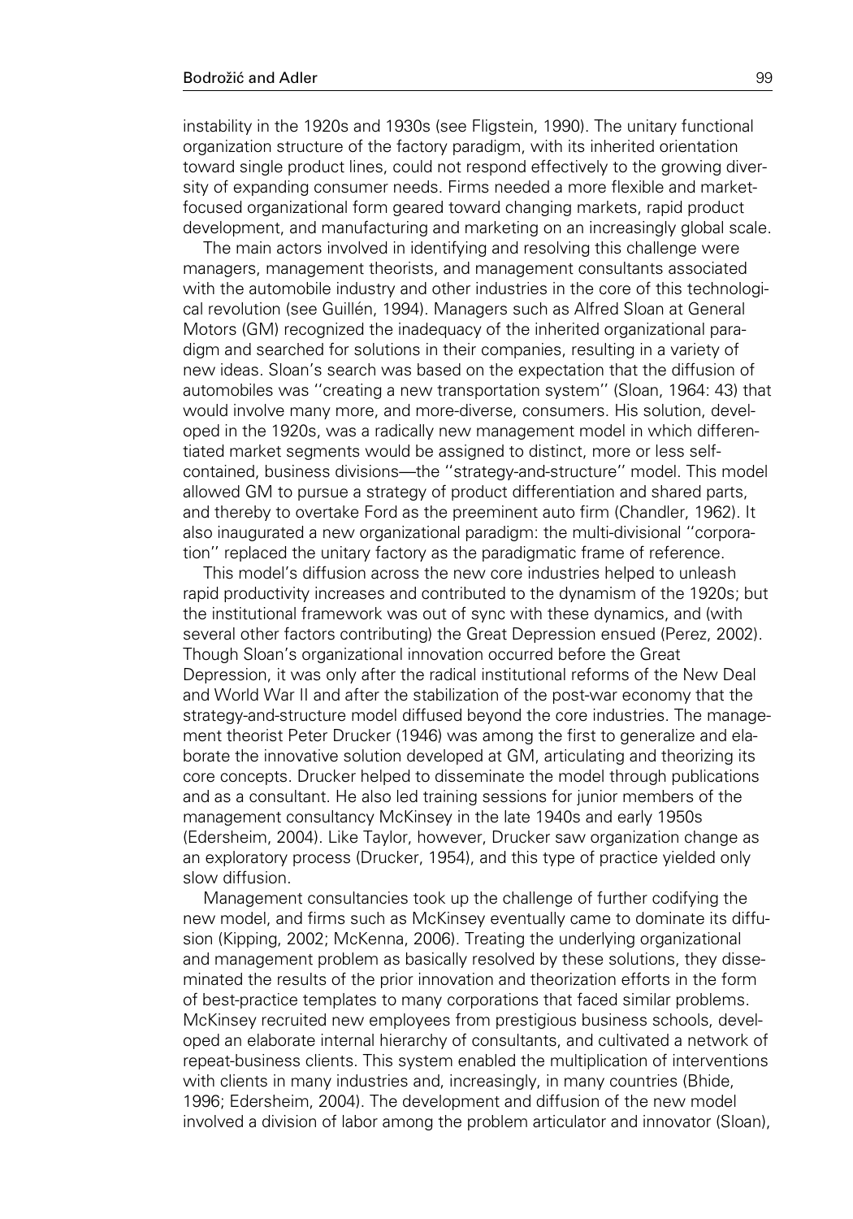instability in the 1920s and 1930s (see Fligstein, 1990). The unitary functional organization structure of the factory paradigm, with its inherited orientation toward single product lines, could not respond effectively to the growing diversity of expanding consumer needs. Firms needed a more flexible and market-focused organizational form geared toward changing markets, rapid product development, and manufacturing and marketing on an increasingly global scale.

The main actors involved in identifying and resolving this challenge were managers, management theorists, and management consultants associated with the automobile industry and other industries in the core of this technological revolution (see Guillén, 1994). Managers such as Alfred Sloan at General Motors (GM) recognized the inadequacy of the inherited organizational paradigm and searched for solutions in their companies, resulting in a variety of new ideas. Sloan's search was based on the expectation that the diffusion of automobiles was ''creating a new transportation system'' (Sloan, 1964: 43) that would involve many more, and more-diverse, consumers. His solution, developed in the 1920s, was a radically new management model in which differentiated market segments would be assigned to distinct, more or less self-contained, business divisions—the ''strategy-and-structure'' model. This model allowed GM to pursue a strategy of product differentiation and shared parts, and thereby to overtake Ford as the preeminent auto firm (Chandler, 1962). It also inaugurated a new organizational paradigm: the multi-divisional ''corporation'' replaced the unitary factory as the paradigmatic frame of reference.

This model's diffusion across the new core industries helped to unleash rapid productivity increases and contributed to the dynamism of the 1920s; but the institutional framework was out of sync with these dynamics, and (with several other factors contributing) the Great Depression ensued (Perez, 2002). Though Sloan's organizational innovation occurred before the Great Depression, it was only after the radical institutional reforms of the New Deal and World War II and after the stabilization of the post-war economy that the strategy-and-structure model diffused beyond the core industries. The management theorist Peter Drucker (1946) was among the first to generalize and elaborate the innovative solution developed at GM, articulating and theorizing its core concepts. Drucker helped to disseminate the model through publications and as a consultant. He also led training sessions for junior members of the management consultancy McKinsey in the late 1940s and early 1950s (Edersheim, 2004). Like Taylor, however, Drucker saw organization change as an exploratory process (Drucker, 1954), and this type of practice yielded only slow diffusion.

Management consultancies took up the challenge of further codifying the new model, and firms such as McKinsey eventually came to dominate its diffusion (Kipping, 2002; McKenna, 2006). Treating the underlying organizational and management problem as basically resolved by these solutions, they disseminated the results of the prior innovation and theorization efforts in the form of best-practice templates to many corporations that faced similar problems. McKinsey recruited new employees from prestigious business schools, developed an elaborate internal hierarchy of consultants, and cultivated a network of repeat-business clients. This system enabled the multiplication of interventions with clients in many industries and, increasingly, in many countries (Bhide, 1996; Edersheim, 2004). The development and diffusion of the new model involved a division of labor among the problem articulator and innovator (Sloan),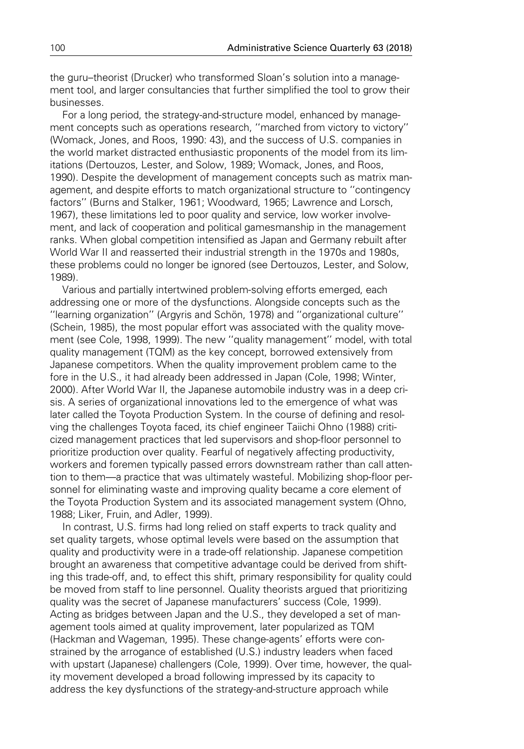the guru–theorist (Drucker) who transformed Sloan's solution into a management tool, and larger consultancies that further simplified the tool to grow their businesses.

For a long period, the strategy-and-structure model, enhanced by management concepts such as operations research, ''marched from victory to victory'' (Womack, Jones, and Roos, 1990: 43), and the success of U.S. companies in the world market distracted enthusiastic proponents of the model from its limitations (Dertouzos, Lester, and Solow, 1989; Womack, Jones, and Roos, 1990). Despite the development of management concepts such as matrix management, and despite efforts to match organizational structure to ''contingency factors'' (Burns and Stalker, 1961; Woodward, 1965; Lawrence and Lorsch, 1967), these limitations led to poor quality and service, low worker involvement, and lack of cooperation and political gamesmanship in the management ranks. When global competition intensified as Japan and Germany rebuilt after World War II and reasserted their industrial strength in the 1970s and 1980s, these problems could no longer be ignored (see Dertouzos, Lester, and Solow, 1989).

Various and partially intertwined problem-solving efforts emerged, each addressing one or more of the dysfunctions. Alongside concepts such as the ''learning organization'' (Argyris and Schön, 1978) and ''organizational culture'' (Schein, 1985), the most popular effort was associated with the quality movement (see Cole, 1998, 1999). The new ''quality management'' model, with total quality management (TQM) as the key concept, borrowed extensively from Japanese competitors. When the quality improvement problem came to the fore in the U.S., it had already been addressed in Japan (Cole, 1998; Winter, 2000). After World War II, the Japanese automobile industry was in a deep crisis. A series of organizational innovations led to the emergence of what was later called the Toyota Production System. In the course of defining and resolving the challenges Toyota faced, its chief engineer Taiichi Ohno (1988) criticized management practices that led supervisors and shop-floor personnel to prioritize production over quality. Fearful of negatively affecting productivity, workers and foremen typically passed errors downstream rather than call attention to them—a practice that was ultimately wasteful. Mobilizing shop-floor personnel for eliminating waste and improving quality became a core element of the Toyota Production System and its associated management system (Ohno, 1988; Liker, Fruin, and Adler, 1999).

In contrast, U.S. firms had long relied on staff experts to track quality and set quality targets, whose optimal levels were based on the assumption that quality and productivity were in a trade-off relationship. Japanese competition brought an awareness that competitive advantage could be derived from shifting this trade-off, and, to effect this shift, primary responsibility for quality could be moved from staff to line personnel. Quality theorists argued that prioritizing quality was the secret of Japanese manufacturers' success (Cole, 1999). Acting as bridges between Japan and the U.S., they developed a set of management tools aimed at quality improvement, later popularized as TQM (Hackman and Wageman, 1995). These change-agents' efforts were constrained by the arrogance of established (U.S.) industry leaders when faced with upstart (Japanese) challengers (Cole, 1999). Over time, however, the quality movement developed a broad following impressed by its capacity to address the key dysfunctions of the strategy-and-structure approach while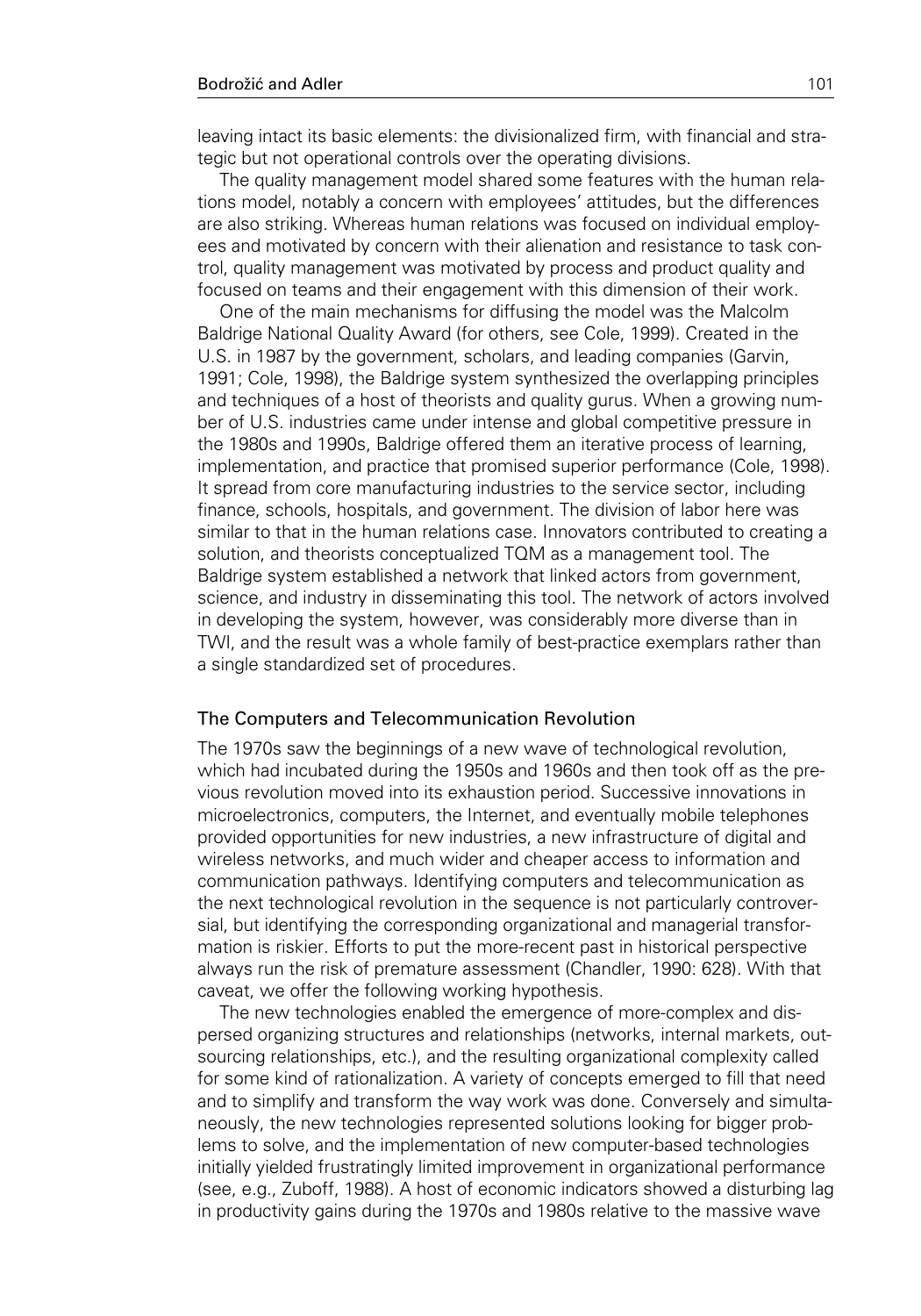leaving intact its basic elements: the divisionalized firm, with financial and strategic but not operational controls over the operating divisions.

The quality management model shared some features with the human relations model, notably a concern with employees' attitudes, but the differences are also striking. Whereas human relations was focused on individual employees and motivated by concern with their alienation and resistance to task control, quality management was motivated by process and product quality and focused on teams and their engagement with this dimension of their work.

One of the main mechanisms for diffusing the model was the Malcolm Baldrige National Quality Award (for others, see Cole, 1999). Created in the U.S. in 1987 by the government, scholars, and leading companies (Garvin, 1991; Cole, 1998), the Baldrige system synthesized the overlapping principles and techniques of a host of theorists and quality gurus. When a growing number of U.S. industries came under intense and global competitive pressure in the 1980s and 1990s, Baldrige offered them an iterative process of learning, implementation, and practice that promised superior performance (Cole, 1998). It spread from core manufacturing industries to the service sector, including finance, schools, hospitals, and government. The division of labor here was similar to that in the human relations case. Innovators contributed to creating a solution, and theorists conceptualized TQM as a management tool. The Baldrige system established a network that linked actors from government, science, and industry in disseminating this tool. The network of actors involved in developing the system, however, was considerably more diverse than in TWI, and the result was a whole family of best-practice exemplars rather than a single standardized set of procedures.

### The Computers and Telecommunication Revolution

The 1970s saw the beginnings of a new wave of technological revolution, which had incubated during the 1950s and 1960s and then took off as the previous revolution moved into its exhaustion period. Successive innovations in microelectronics, computers, the Internet, and eventually mobile telephones provided opportunities for new industries, a new infrastructure of digital and wireless networks, and much wider and cheaper access to information and communication pathways. Identifying computers and telecommunication as the next technological revolution in the sequence is not particularly controversial, but identifying the corresponding organizational and managerial transformation is riskier. Efforts to put the more-recent past in historical perspective always run the risk of premature assessment (Chandler, 1990: 628). With that caveat, we offer the following working hypothesis.

The new technologies enabled the emergence of more-complex and dispersed organizing structures and relationships (networks, internal markets, outsourcing relationships, etc.), and the resulting organizational complexity called for some kind of rationalization. A variety of concepts emerged to fill that need and to simplify and transform the way work was done. Conversely and simultaneously, the new technologies represented solutions looking for bigger problems to solve, and the implementation of new computer-based technologies initially yielded frustratingly limited improvement in organizational performance (see, e.g., Zuboff, 1988). A host of economic indicators showed a disturbing lag in productivity gains during the 1970s and 1980s relative to the massive wave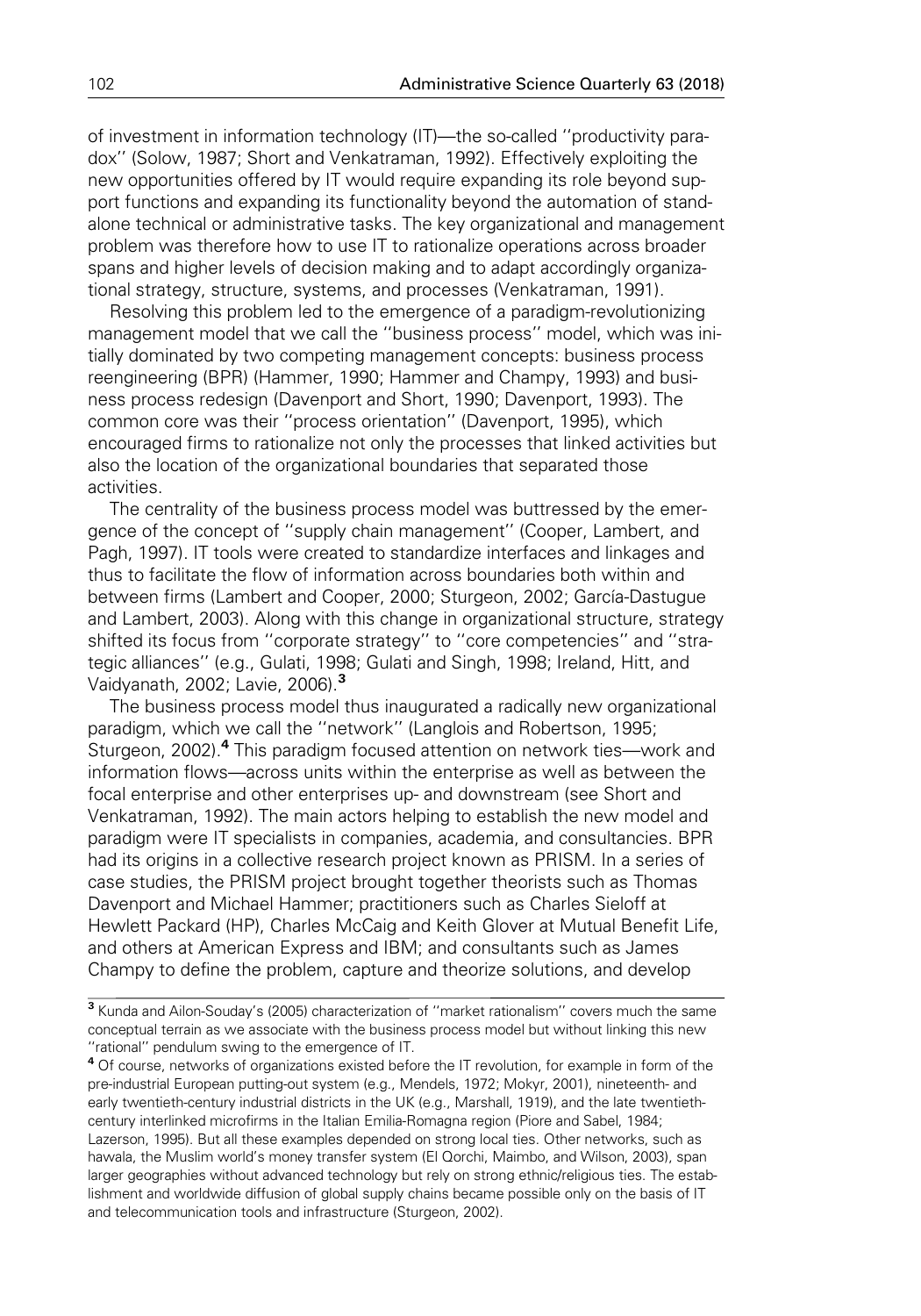of investment in information technology (IT)—the so-called ''productivity paradox'' (Solow, 1987; Short and Venkatraman, 1992). Effectively exploiting the new opportunities offered by IT would require expanding its role beyond support functions and expanding its functionality beyond the automation of standalone technical or administrative tasks. The key organizational and management problem was therefore how to use IT to rationalize operations across broader spans and higher levels of decision making and to adapt accordingly organizational strategy, structure, systems, and processes (Venkatraman, 1991).

Resolving this problem led to the emergence of a paradigm-revolutionizing management model that we call the ''business process'' model, which was initially dominated by two competing management concepts: business process reengineering (BPR) (Hammer, 1990; Hammer and Champy, 1993) and business process redesign (Davenport and Short, 1990; Davenport, 1993). The common core was their ''process orientation'' (Davenport, 1995), which encouraged firms to rationalize not only the processes that linked activities but also the location of the organizational boundaries that separated those activities.

The centrality of the business process model was buttressed by the emergence of the concept of ''supply chain management'' (Cooper, Lambert, and Pagh, 1997). IT tools were created to standardize interfaces and linkages and thus to facilitate the flow of information across boundaries both within and between firms (Lambert and Cooper, 2000; Sturgeon, 2002; García-Dastugue and Lambert, 2003). Along with this change in organizational structure, strategy shifted its focus from ''corporate strategy'' to ''core competencies'' and ''strategic alliances'' (e.g., Gulati, 1998; Gulati and Singh, 1998; Ireland, Hitt, and Vaidyanath, 2002; Lavie, 2006).[3]

The business process model thus inaugurated a radically new organizational paradigm, which we call the ''network'' (Langlois and Robertson, 1995; Sturgeon, 2002).[4] This paradigm focused attention on network ties—work and information flows—across units within the enterprise as well as between the focal enterprise and other enterprises up- and downstream (see Short and Venkatraman, 1992). The main actors helping to establish the new model and paradigm were IT specialists in companies, academia, and consultancies. BPR had its origins in a collective research project known as PRISM. In a series of case studies, the PRISM project brought together theorists such as Thomas Davenport and Michael Hammer; practitioners such as Charles Sieloff at Hewlett Packard (HP), Charles McCaig and Keith Glover at Mutual Benefit Life, and others at American Express and IBM; and consultants such as James Champy to define the problem, capture and theorize solutions, and develop

---

[3] Kunda and Ailon-Souday's (2005) characterization of ''market rationalism'' covers much the same conceptual terrain as we associate with the business process model but without linking this new ''rational'' pendulum swing to the emergence of IT.

[4] Of course, networks of organizations existed before the IT revolution, for example in form of the pre-industrial European putting-out system (e.g., Mendels, 1972; Mokyr, 2001), nineteenth- and early twentieth-century industrial districts in the UK (e.g., Marshall, 1919), and the late twentieth-century interlinked microfirms in the Italian Emilia-Romagna region (Piore and Sabel, 1984; Lazerson, 1995). But all these examples depended on strong local ties. Other networks, such as hawala, the Muslim world's money transfer system (El Qorchi, Maimbo, and Wilson, 2003), span larger geographies without advanced technology but rely on strong ethnic/religious ties. The establishment and worldwide diffusion of global supply chains became possible only on the basis of IT and telecommunication tools and infrastructure (Sturgeon, 2002).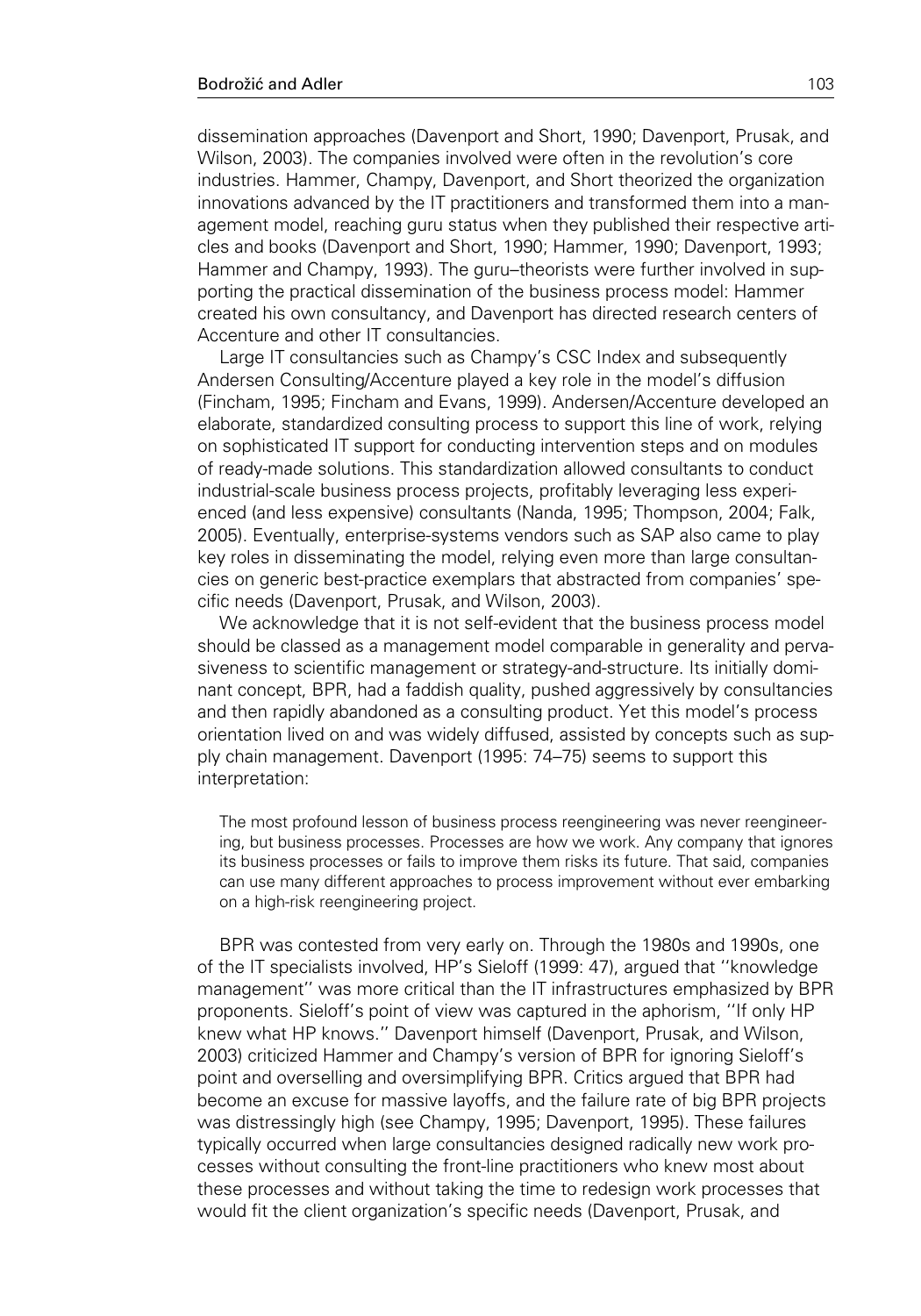dissemination approaches (Davenport and Short, 1990; Davenport, Prusak, and Wilson, 2003). The companies involved were often in the revolution's core industries. Hammer, Champy, Davenport, and Short theorized the organization innovations advanced by the IT practitioners and transformed them into a management model, reaching guru status when they published their respective articles and books (Davenport and Short, 1990; Hammer, 1990; Davenport, 1993; Hammer and Champy, 1993). The guru–theorists were further involved in supporting the practical dissemination of the business process model: Hammer created his own consultancy, and Davenport has directed research centers of Accenture and other IT consultancies.

Large IT consultancies such as Champy's CSC Index and subsequently Andersen Consulting/Accenture played a key role in the model's diffusion (Fincham, 1995; Fincham and Evans, 1999). Andersen/Accenture developed an elaborate, standardized consulting process to support this line of work, relying on sophisticated IT support for conducting intervention steps and on modules of ready-made solutions. This standardization allowed consultants to conduct industrial-scale business process projects, profitably leveraging less experienced (and less expensive) consultants (Nanda, 1995; Thompson, 2004; Falk, 2005). Eventually, enterprise-systems vendors such as SAP also came to play key roles in disseminating the model, relying even more than large consultancies on generic best-practice exemplars that abstracted from companies' specific needs (Davenport, Prusak, and Wilson, 2003).

We acknowledge that it is not self-evident that the business process model should be classed as a management model comparable in generality and pervasiveness to scientific management or strategy-and-structure. Its initially dominant concept, BPR, had a faddish quality, pushed aggressively by consultancies and then rapidly abandoned as a consulting product. Yet this model's process orientation lived on and was widely diffused, assisted by concepts such as supply chain management. Davenport (1995: 74–75) seems to support this interpretation:

> The most profound lesson of business process reengineering was never reengineering, but business processes. Processes are how we work. Any company that ignores its business processes or fails to improve them risks its future. That said, companies can use many different approaches to process improvement without ever embarking on a high-risk reengineering project.

BPR was contested from very early on. Through the 1980s and 1990s, one of the IT specialists involved, HP's Sieloff (1999: 47), argued that ''knowledge management'' was more critical than the IT infrastructures emphasized by BPR proponents. Sieloff's point of view was captured in the aphorism, ''If only HP knew what HP knows.'' Davenport himself (Davenport, Prusak, and Wilson, 2003) criticized Hammer and Champy's version of BPR for ignoring Sieloff's point and overselling and oversimplifying BPR. Critics argued that BPR had become an excuse for massive layoffs, and the failure rate of big BPR projects was distressingly high (see Champy, 1995; Davenport, 1995). These failures typically occurred when large consultancies designed radically new work processes without consulting the front-line practitioners who knew most about these processes and without taking the time to redesign work processes that would fit the client organization's specific needs (Davenport, Prusak, and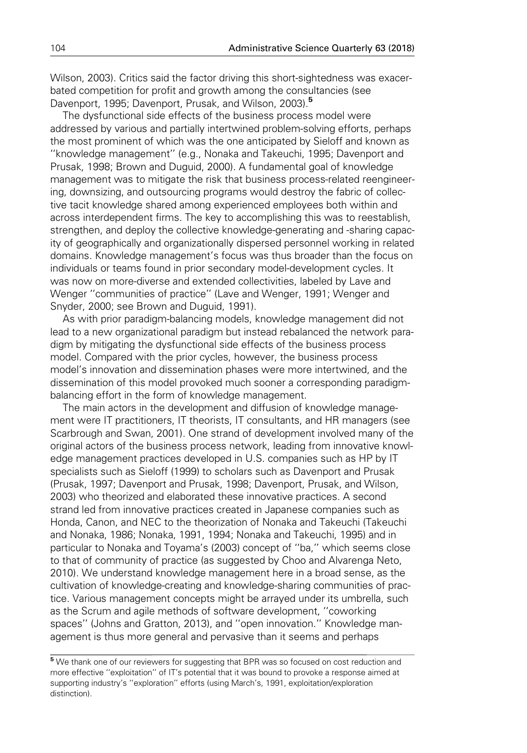Wilson, 2003). Critics said the factor driving this short-sightedness was exacerbated competition for profit and growth among the consultancies (see Davenport, 1995; Davenport, Prusak, and Wilson, 2003).[5]

The dysfunctional side effects of the business process model were addressed by various and partially intertwined problem-solving efforts, perhaps the most prominent of which was the one anticipated by Sieloff and known as ''knowledge management'' (e.g., Nonaka and Takeuchi, 1995; Davenport and Prusak, 1998; Brown and Duguid, 2000). A fundamental goal of knowledge management was to mitigate the risk that business process-related reengineering, downsizing, and outsourcing programs would destroy the fabric of collective tacit knowledge shared among experienced employees both within and across interdependent firms. The key to accomplishing this was to reestablish, strengthen, and deploy the collective knowledge-generating and -sharing capacity of geographically and organizationally dispersed personnel working in related domains. Knowledge management's focus was thus broader than the focus on individuals or teams found in prior secondary model-development cycles. It was now on more-diverse and extended collectivities, labeled by Lave and Wenger ''communities of practice'' (Lave and Wenger, 1991; Wenger and Snyder, 2000; see Brown and Duguid, 1991).

As with prior paradigm-balancing models, knowledge management did not lead to a new organizational paradigm but instead rebalanced the network paradigm by mitigating the dysfunctional side effects of the business process model. Compared with the prior cycles, however, the business process model's innovation and dissemination phases were more intertwined, and the dissemination of this model provoked much sooner a corresponding paradigm-balancing effort in the form of knowledge management.

The main actors in the development and diffusion of knowledge management were IT practitioners, IT theorists, IT consultants, and HR managers (see Scarbrough and Swan, 2001). One strand of development involved many of the original actors of the business process network, leading from innovative knowledge management practices developed in U.S. companies such as HP by IT specialists such as Sieloff (1999) to scholars such as Davenport and Prusak (Prusak, 1997; Davenport and Prusak, 1998; Davenport, Prusak, and Wilson, 2003) who theorized and elaborated these innovative practices. A second strand led from innovative practices created in Japanese companies such as Honda, Canon, and NEC to the theorization of Nonaka and Takeuchi (Takeuchi and Nonaka, 1986; Nonaka, 1991, 1994; Nonaka and Takeuchi, 1995) and in particular to Nonaka and Toyama's (2003) concept of ''ba,'' which seems close to that of community of practice (as suggested by Choo and Alvarenga Neto, 2010). We understand knowledge management here in a broad sense, as the cultivation of knowledge-creating and knowledge-sharing communities of practice. Various management concepts might be arrayed under its umbrella, such as the Scrum and agile methods of software development, ''coworking spaces'' (Johns and Gratton, 2013), and ''open innovation.'' Knowledge management is thus more general and pervasive than it seems and perhaps

[5] We thank one of our reviewers for suggesting that BPR was so focused on cost reduction and more effective ''exploitation'' of IT's potential that it was bound to provoke a response aimed at supporting industry's ''exploration'' efforts (using March's, 1991, exploitation/exploration distinction).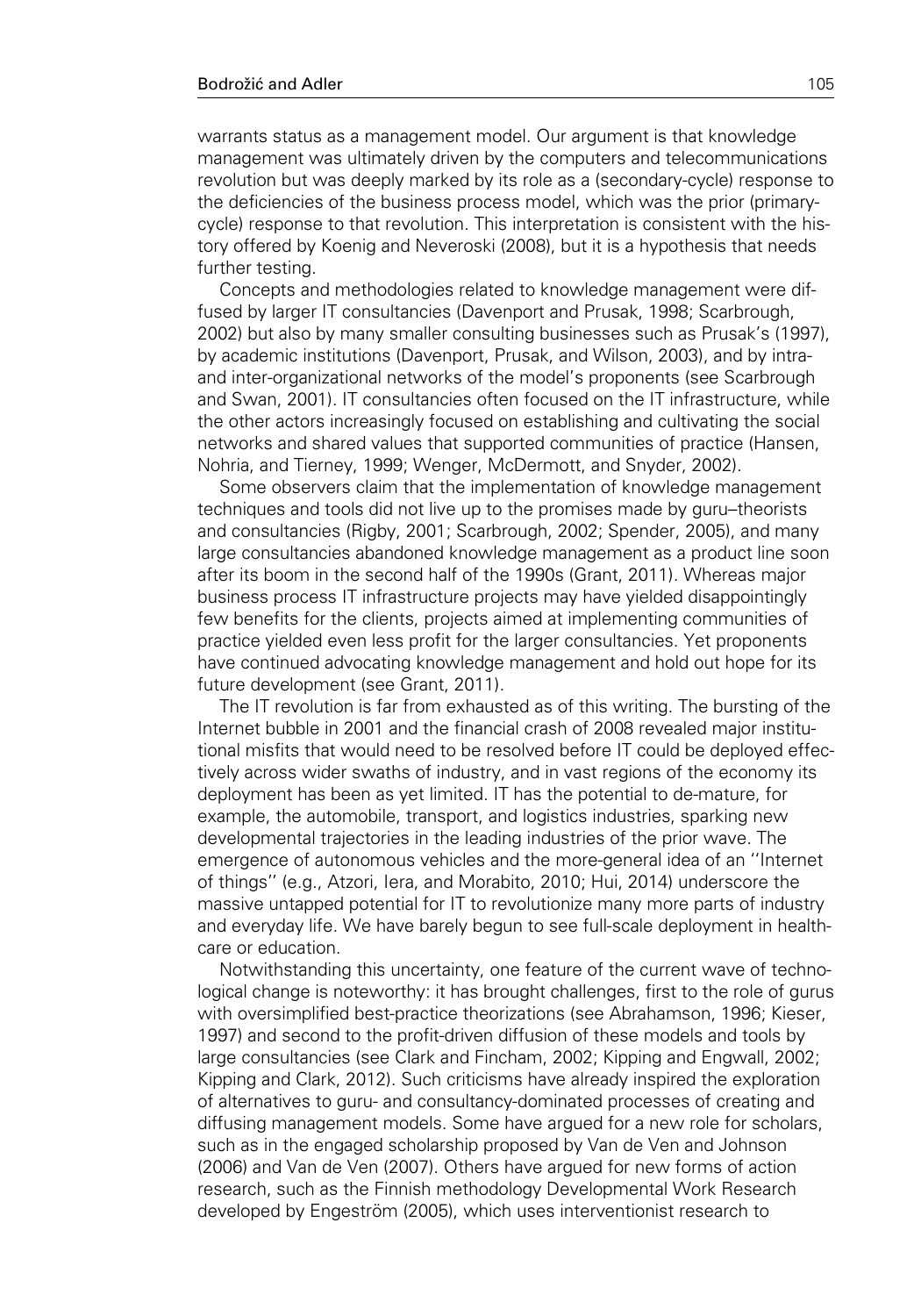warrants status as a management model. Our argument is that knowledge management was ultimately driven by the computers and telecommunications revolution but was deeply marked by its role as a (secondary-cycle) response to the deficiencies of the business process model, which was the prior (primary-cycle) response to that revolution. This interpretation is consistent with the history offered by Koenig and Neveroski (2008), but it is a hypothesis that needs further testing.

Concepts and methodologies related to knowledge management were diffused by larger IT consultancies (Davenport and Prusak, 1998; Scarbrough, 2002) but also by many smaller consulting businesses such as Prusak's (1997), by academic institutions (Davenport, Prusak, and Wilson, 2003), and by intra- and inter-organizational networks of the model's proponents (see Scarbrough and Swan, 2001). IT consultancies often focused on the IT infrastructure, while the other actors increasingly focused on establishing and cultivating the social networks and shared values that supported communities of practice (Hansen, Nohria, and Tierney, 1999; Wenger, McDermott, and Snyder, 2002).

Some observers claim that the implementation of knowledge management techniques and tools did not live up to the promises made by guru–theorists and consultancies (Rigby, 2001; Scarbrough, 2002; Spender, 2005), and many large consultancies abandoned knowledge management as a product line soon after its boom in the second half of the 1990s (Grant, 2011). Whereas major business process IT infrastructure projects may have yielded disappointingly few benefits for the clients, projects aimed at implementing communities of practice yielded even less profit for the larger consultancies. Yet proponents have continued advocating knowledge management and hold out hope for its future development (see Grant, 2011).

The IT revolution is far from exhausted as of this writing. The bursting of the Internet bubble in 2001 and the financial crash of 2008 revealed major institutional misfits that would need to be resolved before IT could be deployed effectively across wider swaths of industry, and in vast regions of the economy its deployment has been as yet limited. IT has the potential to de-mature, for example, the automobile, transport, and logistics industries, sparking new developmental trajectories in the leading industries of the prior wave. The emergence of autonomous vehicles and the more-general idea of an ''Internet of things'' (e.g., Atzori, Iera, and Morabito, 2010; Hui, 2014) underscore the massive untapped potential for IT to revolutionize many more parts of industry and everyday life. We have barely begun to see full-scale deployment in healthcare or education.

Notwithstanding this uncertainty, one feature of the current wave of technological change is noteworthy: it has brought challenges, first to the role of gurus with oversimplified best-practice theorizations (see Abrahamson, 1996; Kieser, 1997) and second to the profit-driven diffusion of these models and tools by large consultancies (see Clark and Fincham, 2002; Kipping and Engwall, 2002; Kipping and Clark, 2012). Such criticisms have already inspired the exploration of alternatives to guru- and consultancy-dominated processes of creating and diffusing management models. Some have argued for a new role for scholars, such as in the engaged scholarship proposed by Van de Ven and Johnson (2006) and Van de Ven (2007). Others have argued for new forms of action research, such as the Finnish methodology Developmental Work Research developed by Engeström (2005), which uses interventionist research to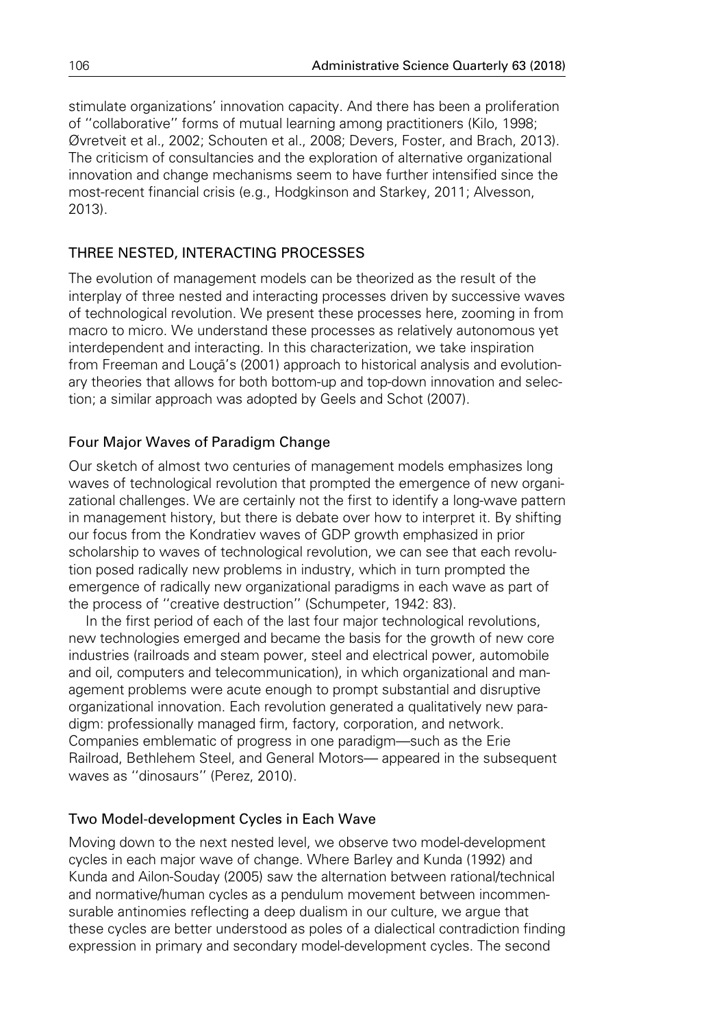stimulate organizations' innovation capacity. And there has been a proliferation of ''collaborative'' forms of mutual learning among practitioners (Kilo, 1998; Øvretveit et al., 2002; Schouten et al., 2008; Devers, Foster, and Brach, 2013). The criticism of consultancies and the exploration of alternative organizational innovation and change mechanisms seem to have further intensified since the most-recent financial crisis (e.g., Hodgkinson and Starkey, 2011; Alvesson, 2013).

## THREE NESTED, INTERACTING PROCESSES

The evolution of management models can be theorized as the result of the interplay of three nested and interacting processes driven by successive waves of technological revolution. We present these processes here, zooming in from macro to micro. We understand these processes as relatively autonomous yet interdependent and interacting. In this characterization, we take inspiration from Freeman and Louçã's (2001) approach to historical analysis and evolutionary theories that allows for both bottom-up and top-down innovation and selection; a similar approach was adopted by Geels and Schot (2007).

### Four Major Waves of Paradigm Change

Our sketch of almost two centuries of management models emphasizes long waves of technological revolution that prompted the emergence of new organizational challenges. We are certainly not the first to identify a long-wave pattern in management history, but there is debate over how to interpret it. By shifting our focus from the Kondratiev waves of GDP growth emphasized in prior scholarship to waves of technological revolution, we can see that each revolution posed radically new problems in industry, which in turn prompted the emergence of radically new organizational paradigms in each wave as part of the process of ''creative destruction'' (Schumpeter, 1942: 83).

In the first period of each of the last four major technological revolutions, new technologies emerged and became the basis for the growth of new core industries (railroads and steam power, steel and electrical power, automobile and oil, computers and telecommunication), in which organizational and management problems were acute enough to prompt substantial and disruptive organizational innovation. Each revolution generated a qualitatively new paradigm: professionally managed firm, factory, corporation, and network. Companies emblematic of progress in one paradigm—such as the Erie Railroad, Bethlehem Steel, and General Motors— appeared in the subsequent waves as ''dinosaurs'' (Perez, 2010).

### Two Model-development Cycles in Each Wave

Moving down to the next nested level, we observe two model-development cycles in each major wave of change. Where Barley and Kunda (1992) and Kunda and Ailon-Souday (2005) saw the alternation between rational/technical and normative/human cycles as a pendulum movement between incommensurable antinomies reflecting a deep dualism in our culture, we argue that these cycles are better understood as poles of a dialectical contradiction finding expression in primary and secondary model-development cycles. The second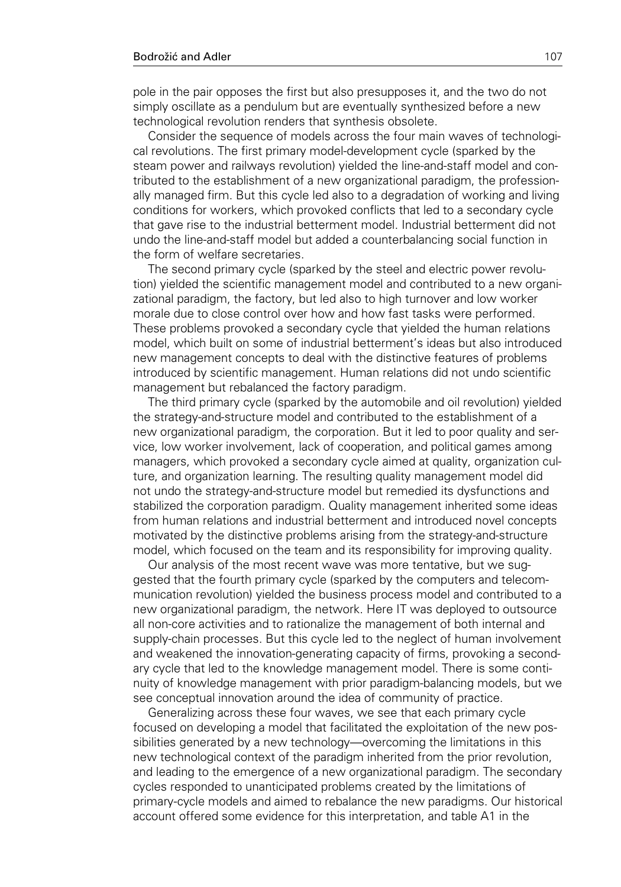pole in the pair opposes the first but also presupposes it, and the two do not simply oscillate as a pendulum but are eventually synthesized before a new technological revolution renders that synthesis obsolete.

Consider the sequence of models across the four main waves of technological revolutions. The first primary model-development cycle (sparked by the steam power and railways revolution) yielded the line-and-staff model and contributed to the establishment of a new organizational paradigm, the professionally managed firm. But this cycle led also to a degradation of working and living conditions for workers, which provoked conflicts that led to a secondary cycle that gave rise to the industrial betterment model. Industrial betterment did not undo the line-and-staff model but added a counterbalancing social function in the form of welfare secretaries.

The second primary cycle (sparked by the steel and electric power revolution) yielded the scientific management model and contributed to a new organizational paradigm, the factory, but led also to high turnover and low worker morale due to close control over how and how fast tasks were performed. These problems provoked a secondary cycle that yielded the human relations model, which built on some of industrial betterment's ideas but also introduced new management concepts to deal with the distinctive features of problems introduced by scientific management. Human relations did not undo scientific management but rebalanced the factory paradigm.

The third primary cycle (sparked by the automobile and oil revolution) yielded the strategy-and-structure model and contributed to the establishment of a new organizational paradigm, the corporation. But it led to poor quality and service, low worker involvement, lack of cooperation, and political games among managers, which provoked a secondary cycle aimed at quality, organization culture, and organization learning. The resulting quality management model did not undo the strategy-and-structure model but remedied its dysfunctions and stabilized the corporation paradigm. Quality management inherited some ideas from human relations and industrial betterment and introduced novel concepts motivated by the distinctive problems arising from the strategy-and-structure model, which focused on the team and its responsibility for improving quality.

Our analysis of the most recent wave was more tentative, but we suggested that the fourth primary cycle (sparked by the computers and telecommunication revolution) yielded the business process model and contributed to a new organizational paradigm, the network. Here IT was deployed to outsource all non-core activities and to rationalize the management of both internal and supply-chain processes. But this cycle led to the neglect of human involvement and weakened the innovation-generating capacity of firms, provoking a secondary cycle that led to the knowledge management model. There is some continuity of knowledge management with prior paradigm-balancing models, but we see conceptual innovation around the idea of community of practice.

Generalizing across these four waves, we see that each primary cycle focused on developing a model that facilitated the exploitation of the new possibilities generated by a new technology—overcoming the limitations in this new technological context of the paradigm inherited from the prior revolution, and leading to the emergence of a new organizational paradigm. The secondary cycles responded to unanticipated problems created by the limitations of primary-cycle models and aimed to rebalance the new paradigms. Our historical account offered some evidence for this interpretation, and table A1 in the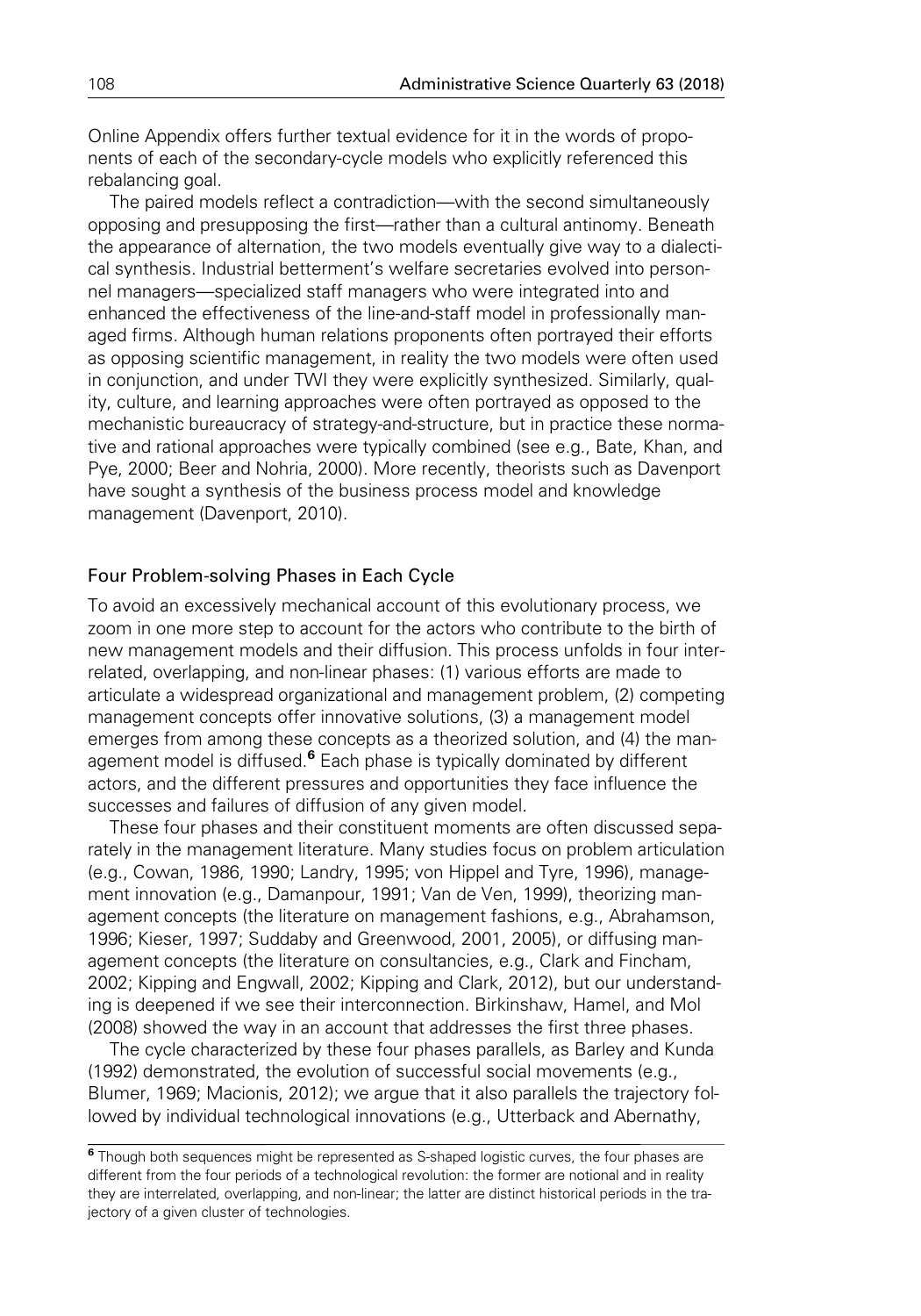Online Appendix offers further textual evidence for it in the words of proponents of each of the secondary-cycle models who explicitly referenced this rebalancing goal.

The paired models reflect a contradiction—with the second simultaneously opposing and presupposing the first—rather than a cultural antinomy. Beneath the appearance of alternation, the two models eventually give way to a dialectical synthesis. Industrial betterment's welfare secretaries evolved into personnel managers—specialized staff managers who were integrated into and enhanced the effectiveness of the line-and-staff model in professionally managed firms. Although human relations proponents often portrayed their efforts as opposing scientific management, in reality the two models were often used in conjunction, and under TWI they were explicitly synthesized. Similarly, quality, culture, and learning approaches were often portrayed as opposed to the mechanistic bureaucracy of strategy-and-structure, but in practice these normative and rational approaches were typically combined (see e.g., Bate, Khan, and Pye, 2000; Beer and Nohria, 2000). More recently, theorists such as Davenport have sought a synthesis of the business process model and knowledge management (Davenport, 2010).

## Four Problem-solving Phases in Each Cycle

To avoid an excessively mechanical account of this evolutionary process, we zoom in one more step to account for the actors who contribute to the birth of new management models and their diffusion. This process unfolds in four interrelated, overlapping, and non-linear phases: (1) various efforts are made to articulate a widespread organizational and management problem, (2) competing management concepts offer innovative solutions, (3) a management model emerges from among these concepts as a theorized solution, and (4) the management model is diffused.[6] Each phase is typically dominated by different actors, and the different pressures and opportunities they face influence the successes and failures of diffusion of any given model.

These four phases and their constituent moments are often discussed separately in the management literature. Many studies focus on problem articulation (e.g., Cowan, 1986, 1990; Landry, 1995; von Hippel and Tyre, 1996), management innovation (e.g., Damanpour, 1991; Van de Ven, 1999), theorizing management concepts (the literature on management fashions, e.g., Abrahamson, 1996; Kieser, 1997; Suddaby and Greenwood, 2001, 2005), or diffusing management concepts (the literature on consultancies, e.g., Clark and Fincham, 2002; Kipping and Engwall, 2002; Kipping and Clark, 2012), but our understanding is deepened if we see their interconnection. Birkinshaw, Hamel, and Mol (2008) showed the way in an account that addresses the first three phases.

The cycle characterized by these four phases parallels, as Barley and Kunda (1992) demonstrated, the evolution of successful social movements (e.g., Blumer, 1969; Macionis, 2012); we argue that it also parallels the trajectory followed by individual technological innovations (e.g., Utterback and Abernathy,

[6] Though both sequences might be represented as S-shaped logistic curves, the four phases are different from the four periods of a technological revolution: the former are notional and in reality they are interrelated, overlapping, and non-linear; the latter are distinct historical periods in the trajectory of a given cluster of technologies.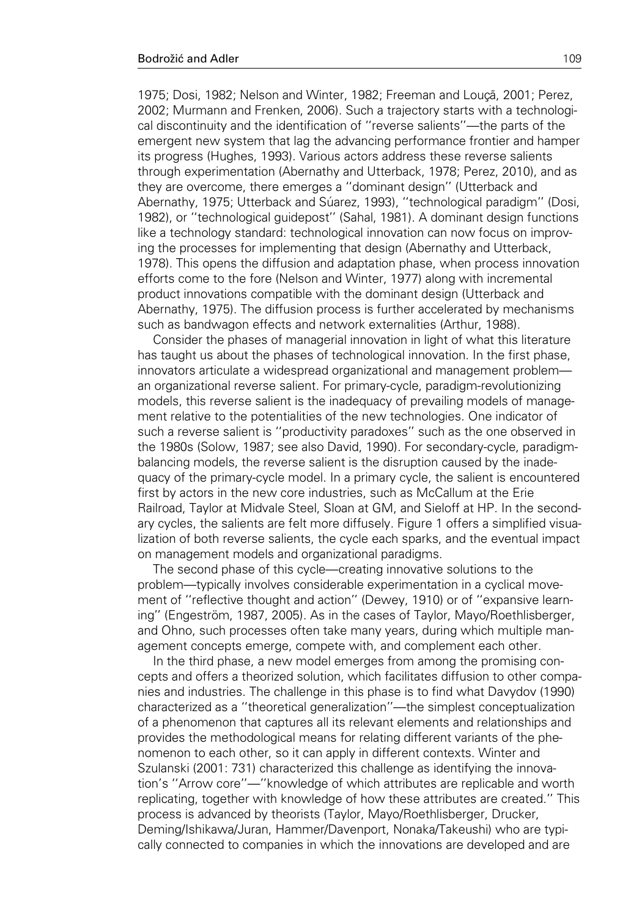1975; Dosi, 1982; Nelson and Winter, 1982; Freeman and Louçã, 2001; Perez, 2002; Murmann and Frenken, 2006). Such a trajectory starts with a technological discontinuity and the identification of ''reverse salients''—the parts of the emergent new system that lag the advancing performance frontier and hamper its progress (Hughes, 1993). Various actors address these reverse salients through experimentation (Abernathy and Utterback, 1978; Perez, 2010), and as they are overcome, there emerges a ''dominant design'' (Utterback and Abernathy, 1975; Utterback and Súarez, 1993), ''technological paradigm'' (Dosi, 1982), or ''technological guidepost'' (Sahal, 1981). A dominant design functions like a technology standard: technological innovation can now focus on improving the processes for implementing that design (Abernathy and Utterback, 1978). This opens the diffusion and adaptation phase, when process innovation efforts come to the fore (Nelson and Winter, 1977) along with incremental product innovations compatible with the dominant design (Utterback and Abernathy, 1975). The diffusion process is further accelerated by mechanisms such as bandwagon effects and network externalities (Arthur, 1988).

Consider the phases of managerial innovation in light of what this literature has taught us about the phases of technological innovation. In the first phase, innovators articulate a widespread organizational and management problem—an organizational reverse salient. For primary-cycle, paradigm-revolutionizing models, this reverse salient is the inadequacy of prevailing models of management relative to the potentialities of the new technologies. One indicator of such a reverse salient is ''productivity paradoxes'' such as the one observed in the 1980s (Solow, 1987; see also David, 1990). For secondary-cycle, paradigm-balancing models, the reverse salient is the disruption caused by the inadequacy of the primary-cycle model. In a primary cycle, the salient is encountered first by actors in the new core industries, such as McCallum at the Erie Railroad, Taylor at Midvale Steel, Sloan at GM, and Sieloff at HP. In the secondary cycles, the salients are felt more diffusely. Figure 1 offers a simplified visualization of both reverse salients, the cycle each sparks, and the eventual impact on management models and organizational paradigms.

The second phase of this cycle—creating innovative solutions to the problem—typically involves considerable experimentation in a cyclical movement of ''reflective thought and action'' (Dewey, 1910) or of ''expansive learning'' (Engeström, 1987, 2005). As in the cases of Taylor, Mayo/Roethlisberger, and Ohno, such processes often take many years, during which multiple management concepts emerge, compete with, and complement each other.

In the third phase, a new model emerges from among the promising concepts and offers a theorized solution, which facilitates diffusion to other companies and industries. The challenge in this phase is to find what Davydov (1990) characterized as a ''theoretical generalization''—the simplest conceptualization of a phenomenon that captures all its relevant elements and relationships and provides the methodological means for relating different variants of the phenomenon to each other, so it can apply in different contexts. Winter and Szulanski (2001: 731) characterized this challenge as identifying the innovation's ''Arrow core''—''knowledge of which attributes are replicable and worth replicating, together with knowledge of how these attributes are created.'' This process is advanced by theorists (Taylor, Mayo/Roethlisberger, Drucker, Deming/Ishikawa/Juran, Hammer/Davenport, Nonaka/Takeushi) who are typically connected to companies in which the innovations are developed and are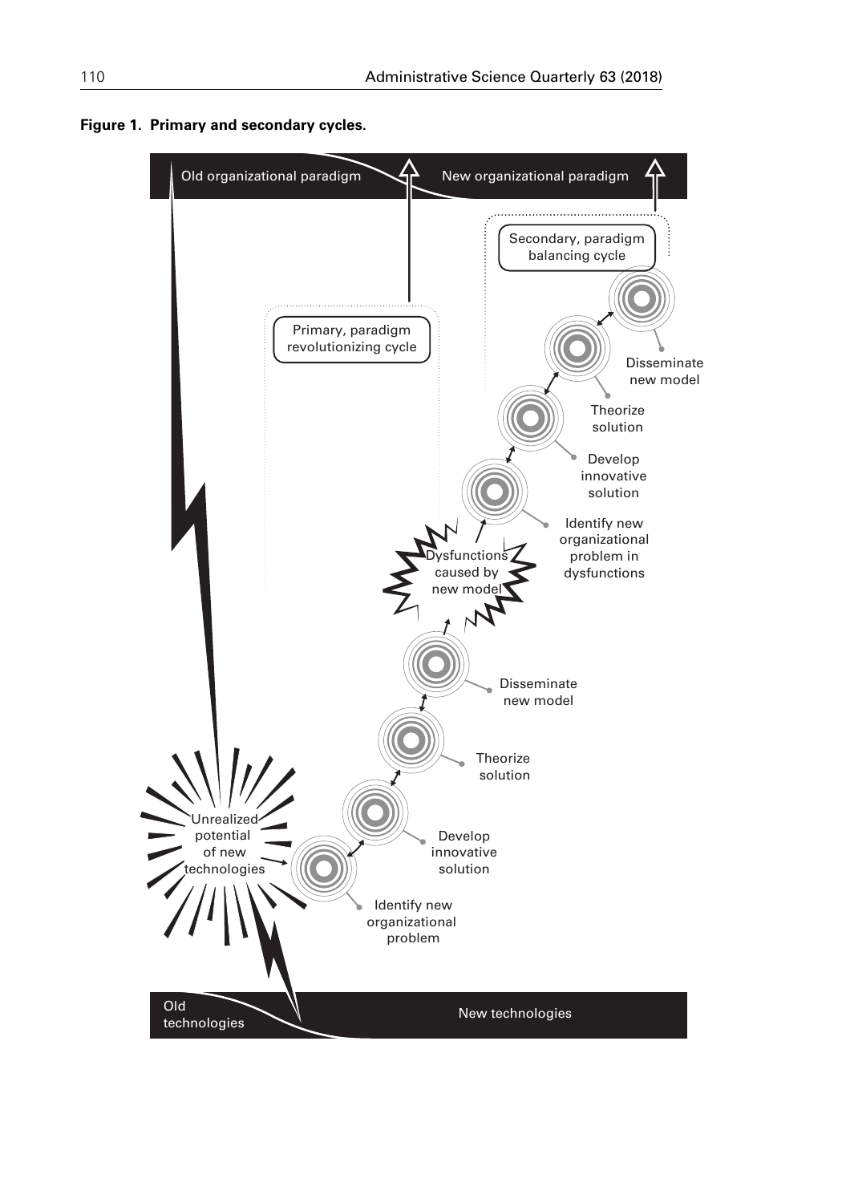**Figure 1. Primary and secondary cycles.**

Old organizational paradigm

New organizational paradigm

Secondary, paradigm balancing cycle

Primary, paradigm revolutionizing cycle

Disseminate new model

Theorize solution

Develop innovative solution

Identify new organizational problem in dysfunctions

Dysfunctions caused by new model

Disseminate new model

Theorize solution

Develop innovative solution

Identify new organizational problem

Unrealized potential of new technologies

Old technologies

New technologies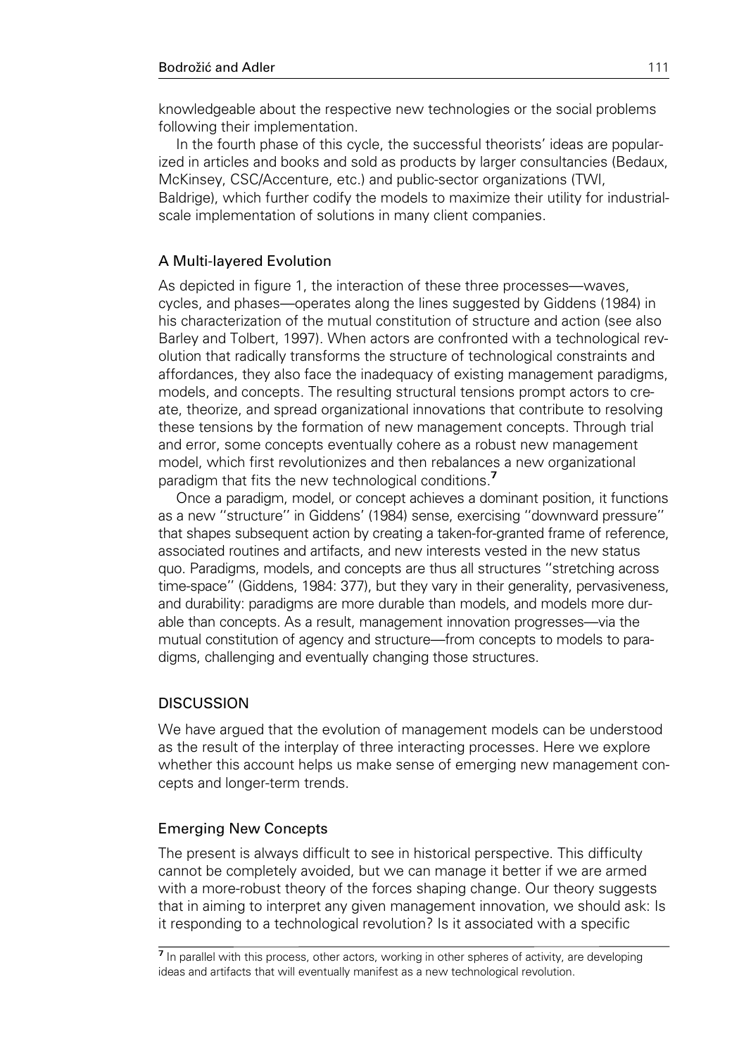knowledgeable about the respective new technologies or the social problems following their implementation.

In the fourth phase of this cycle, the successful theorists' ideas are popularized in articles and books and sold as products by larger consultancies (Bedaux, McKinsey, CSC/Accenture, etc.) and public-sector organizations (TWI, Baldrige), which further codify the models to maximize their utility for industrial-scale implementation of solutions in many client companies.

### A Multi-layered Evolution

As depicted in figure 1, the interaction of these three processes—waves, cycles, and phases—operates along the lines suggested by Giddens (1984) in his characterization of the mutual constitution of structure and action (see also Barley and Tolbert, 1997). When actors are confronted with a technological revolution that radically transforms the structure of technological constraints and affordances, they also face the inadequacy of existing management paradigms, models, and concepts. The resulting structural tensions prompt actors to create, theorize, and spread organizational innovations that contribute to resolving these tensions by the formation of new management concepts. Through trial and error, some concepts eventually cohere as a robust new management model, which first revolutionizes and then rebalances a new organizational paradigm that fits the new technological conditions.[7]

Once a paradigm, model, or concept achieves a dominant position, it functions as a new ''structure'' in Giddens' (1984) sense, exercising ''downward pressure'' that shapes subsequent action by creating a taken-for-granted frame of reference, associated routines and artifacts, and new interests vested in the new status quo. Paradigms, models, and concepts are thus all structures ''stretching across time-space'' (Giddens, 1984: 377), but they vary in their generality, pervasiveness, and durability: paradigms are more durable than models, and models more durable than concepts. As a result, management innovation progresses—via the mutual constitution of agency and structure—from concepts to models to paradigms, challenging and eventually changing those structures.

## DISCUSSION

We have argued that the evolution of management models can be understood as the result of the interplay of three interacting processes. Here we explore whether this account helps us make sense of emerging new management concepts and longer-term trends.

### Emerging New Concepts

The present is always difficult to see in historical perspective. This difficulty cannot be completely avoided, but we can manage it better if we are armed with a more-robust theory of the forces shaping change. Our theory suggests that in aiming to interpret any given management innovation, we should ask: Is it responding to a technological revolution? Is it associated with a specific

[7] In parallel with this process, other actors, working in other spheres of activity, are developing ideas and artifacts that will eventually manifest as a new technological revolution.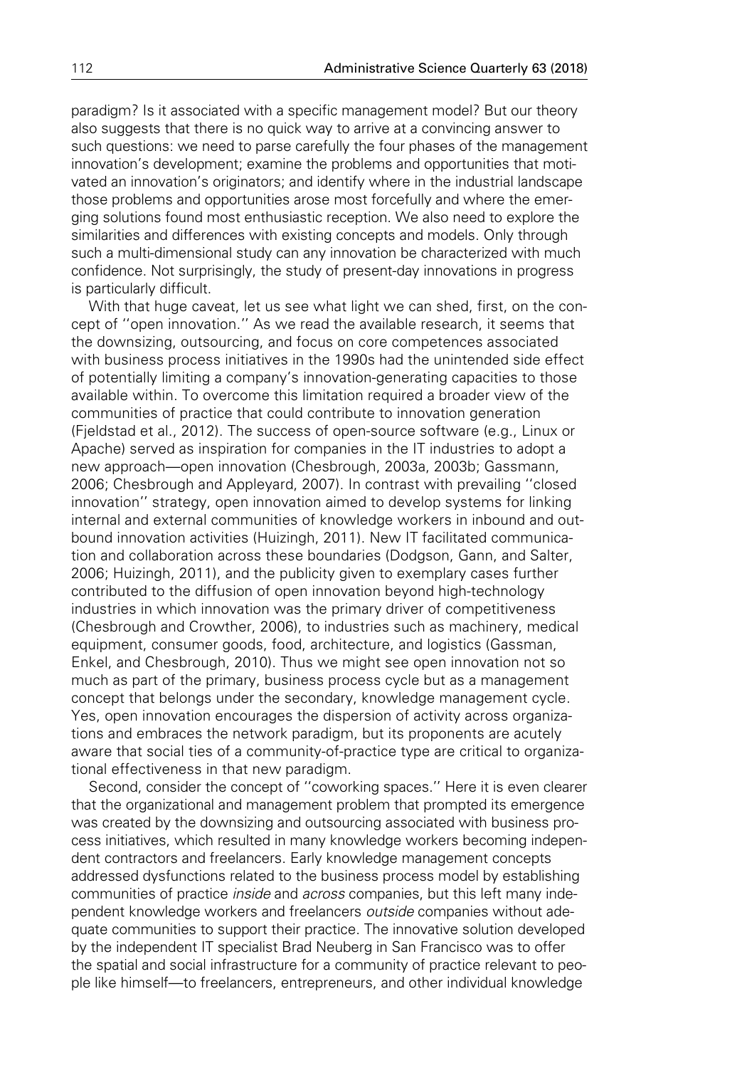paradigm? Is it associated with a specific management model? But our theory also suggests that there is no quick way to arrive at a convincing answer to such questions: we need to parse carefully the four phases of the management innovation's development; examine the problems and opportunities that motivated an innovation's originators; and identify where in the industrial landscape those problems and opportunities arose most forcefully and where the emerging solutions found most enthusiastic reception. We also need to explore the similarities and differences with existing concepts and models. Only through such a multi-dimensional study can any innovation be characterized with much confidence. Not surprisingly, the study of present-day innovations in progress is particularly difficult.

With that huge caveat, let us see what light we can shed, first, on the concept of ''open innovation.'' As we read the available research, it seems that the downsizing, outsourcing, and focus on core competences associated with business process initiatives in the 1990s had the unintended side effect of potentially limiting a company's innovation-generating capacities to those available within. To overcome this limitation required a broader view of the communities of practice that could contribute to innovation generation (Fjeldstad et al., 2012). The success of open-source software (e.g., Linux or Apache) served as inspiration for companies in the IT industries to adopt a new approach—open innovation (Chesbrough, 2003a, 2003b; Gassmann, 2006; Chesbrough and Appleyard, 2007). In contrast with prevailing ''closed innovation'' strategy, open innovation aimed to develop systems for linking internal and external communities of knowledge workers in inbound and outbound innovation activities (Huizingh, 2011). New IT facilitated communication and collaboration across these boundaries (Dodgson, Gann, and Salter, 2006; Huizingh, 2011), and the publicity given to exemplary cases further contributed to the diffusion of open innovation beyond high-technology industries in which innovation was the primary driver of competitiveness (Chesbrough and Crowther, 2006), to industries such as machinery, medical equipment, consumer goods, food, architecture, and logistics (Gassman, Enkel, and Chesbrough, 2010). Thus we might see open innovation not so much as part of the primary, business process cycle but as a management concept that belongs under the secondary, knowledge management cycle. Yes, open innovation encourages the dispersion of activity across organizations and embraces the network paradigm, but its proponents are acutely aware that social ties of a community-of-practice type are critical to organizational effectiveness in that new paradigm.

Second, consider the concept of ''coworking spaces.'' Here it is even clearer that the organizational and management problem that prompted its emergence was created by the downsizing and outsourcing associated with business process initiatives, which resulted in many knowledge workers becoming independent contractors and freelancers. Early knowledge management concepts addressed dysfunctions related to the business process model by establishing communities of practice *inside* and *across* companies, but this left many independent knowledge workers and freelancers *outside* companies without adequate communities to support their practice. The innovative solution developed by the independent IT specialist Brad Neuberg in San Francisco was to offer the spatial and social infrastructure for a community of practice relevant to people like himself—to freelancers, entrepreneurs, and other individual knowledge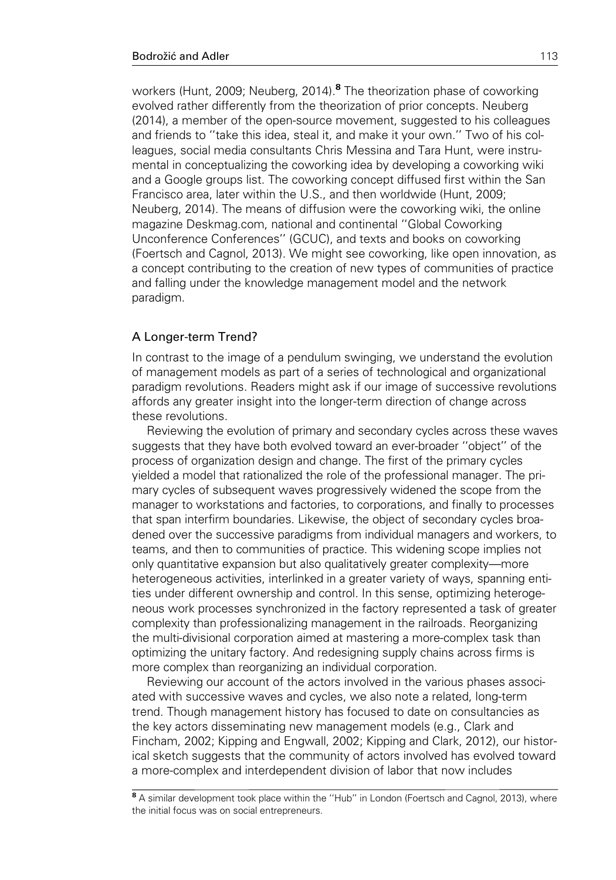workers (Hunt, 2009; Neuberg, 2014).[8] The theorization phase of coworking evolved rather differently from the theorization of prior concepts. Neuberg (2014), a member of the open-source movement, suggested to his colleagues and friends to ''take this idea, steal it, and make it your own.'' Two of his colleagues, social media consultants Chris Messina and Tara Hunt, were instrumental in conceptualizing the coworking idea by developing a coworking wiki and a Google groups list. The coworking concept diffused first within the San Francisco area, later within the U.S., and then worldwide (Hunt, 2009; Neuberg, 2014). The means of diffusion were the coworking wiki, the online magazine Deskmag.com, national and continental ''Global Coworking Unconference Conferences'' (GCUC), and texts and books on coworking (Foertsch and Cagnol, 2013). We might see coworking, like open innovation, as a concept contributing to the creation of new types of communities of practice and falling under the knowledge management model and the network paradigm.

## A Longer-term Trend?

In contrast to the image of a pendulum swinging, we understand the evolution of management models as part of a series of technological and organizational paradigm revolutions. Readers might ask if our image of successive revolutions affords any greater insight into the longer-term direction of change across these revolutions.

Reviewing the evolution of primary and secondary cycles across these waves suggests that they have both evolved toward an ever-broader ''object'' of the process of organization design and change. The first of the primary cycles yielded a model that rationalized the role of the professional manager. The primary cycles of subsequent waves progressively widened the scope from the manager to workstations and factories, to corporations, and finally to processes that span interfirm boundaries. Likewise, the object of secondary cycles broadened over the successive paradigms from individual managers and workers, to teams, and then to communities of practice. This widening scope implies not only quantitative expansion but also qualitatively greater complexity—more heterogeneous activities, interlinked in a greater variety of ways, spanning entities under different ownership and control. In this sense, optimizing heterogeneous work processes synchronized in the factory represented a task of greater complexity than professionalizing management in the railroads. Reorganizing the multi-divisional corporation aimed at mastering a more-complex task than optimizing the unitary factory. And redesigning supply chains across firms is more complex than reorganizing an individual corporation.

Reviewing our account of the actors involved in the various phases associated with successive waves and cycles, we also note a related, long-term trend. Though management history has focused to date on consultancies as the key actors disseminating new management models (e.g., Clark and Fincham, 2002; Kipping and Engwall, 2002; Kipping and Clark, 2012), our historical sketch suggests that the community of actors involved has evolved toward a more-complex and interdependent division of labor that now includes

[8] A similar development took place within the ''Hub'' in London (Foertsch and Cagnol, 2013), where the initial focus was on social entrepreneurs.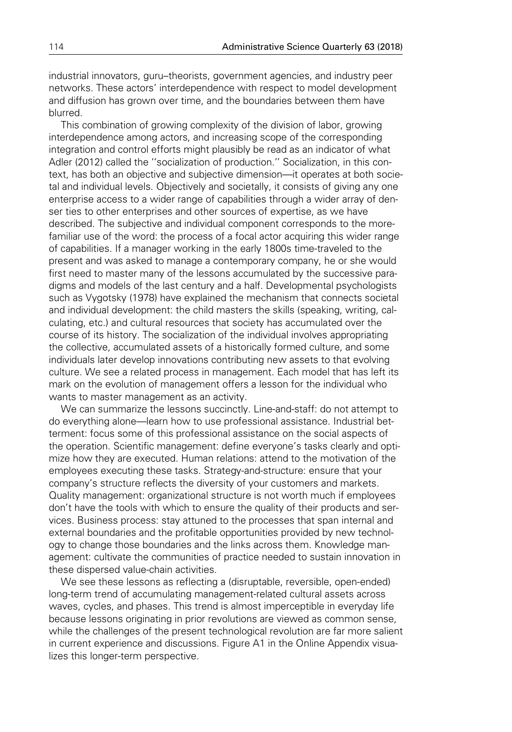industrial innovators, guru–theorists, government agencies, and industry peer networks. These actors' interdependence with respect to model development and diffusion has grown over time, and the boundaries between them have blurred.

This combination of growing complexity of the division of labor, growing interdependence among actors, and increasing scope of the corresponding integration and control efforts might plausibly be read as an indicator of what Adler (2012) called the ''socialization of production.'' Socialization, in this context, has both an objective and subjective dimension—it operates at both societal and individual levels. Objectively and societally, it consists of giving any one enterprise access to a wider range of capabilities through a wider array of denser ties to other enterprises and other sources of expertise, as we have described. The subjective and individual component corresponds to the more-familiar use of the word: the process of a focal actor acquiring this wider range of capabilities. If a manager working in the early 1800s time-traveled to the present and was asked to manage a contemporary company, he or she would first need to master many of the lessons accumulated by the successive paradigms and models of the last century and a half. Developmental psychologists such as Vygotsky (1978) have explained the mechanism that connects societal and individual development: the child masters the skills (speaking, writing, calculating, etc.) and cultural resources that society has accumulated over the course of its history. The socialization of the individual involves appropriating the collective, accumulated assets of a historically formed culture, and some individuals later develop innovations contributing new assets to that evolving culture. We see a related process in management. Each model that has left its mark on the evolution of management offers a lesson for the individual who wants to master management as an activity.

We can summarize the lessons succinctly. Line-and-staff: do not attempt to do everything alone—learn how to use professional assistance. Industrial betterment: focus some of this professional assistance on the social aspects of the operation. Scientific management: define everyone's tasks clearly and optimize how they are executed. Human relations: attend to the motivation of the employees executing these tasks. Strategy-and-structure: ensure that your company's structure reflects the diversity of your customers and markets. Quality management: organizational structure is not worth much if employees don't have the tools with which to ensure the quality of their products and services. Business process: stay attuned to the processes that span internal and external boundaries and the profitable opportunities provided by new technology to change those boundaries and the links across them. Knowledge management: cultivate the communities of practice needed to sustain innovation in these dispersed value-chain activities.

We see these lessons as reflecting a (disruptable, reversible, open-ended) long-term trend of accumulating management-related cultural assets across waves, cycles, and phases. This trend is almost imperceptible in everyday life because lessons originating in prior revolutions are viewed as common sense, while the challenges of the present technological revolution are far more salient in current experience and discussions. Figure A1 in the Online Appendix visualizes this longer-term perspective.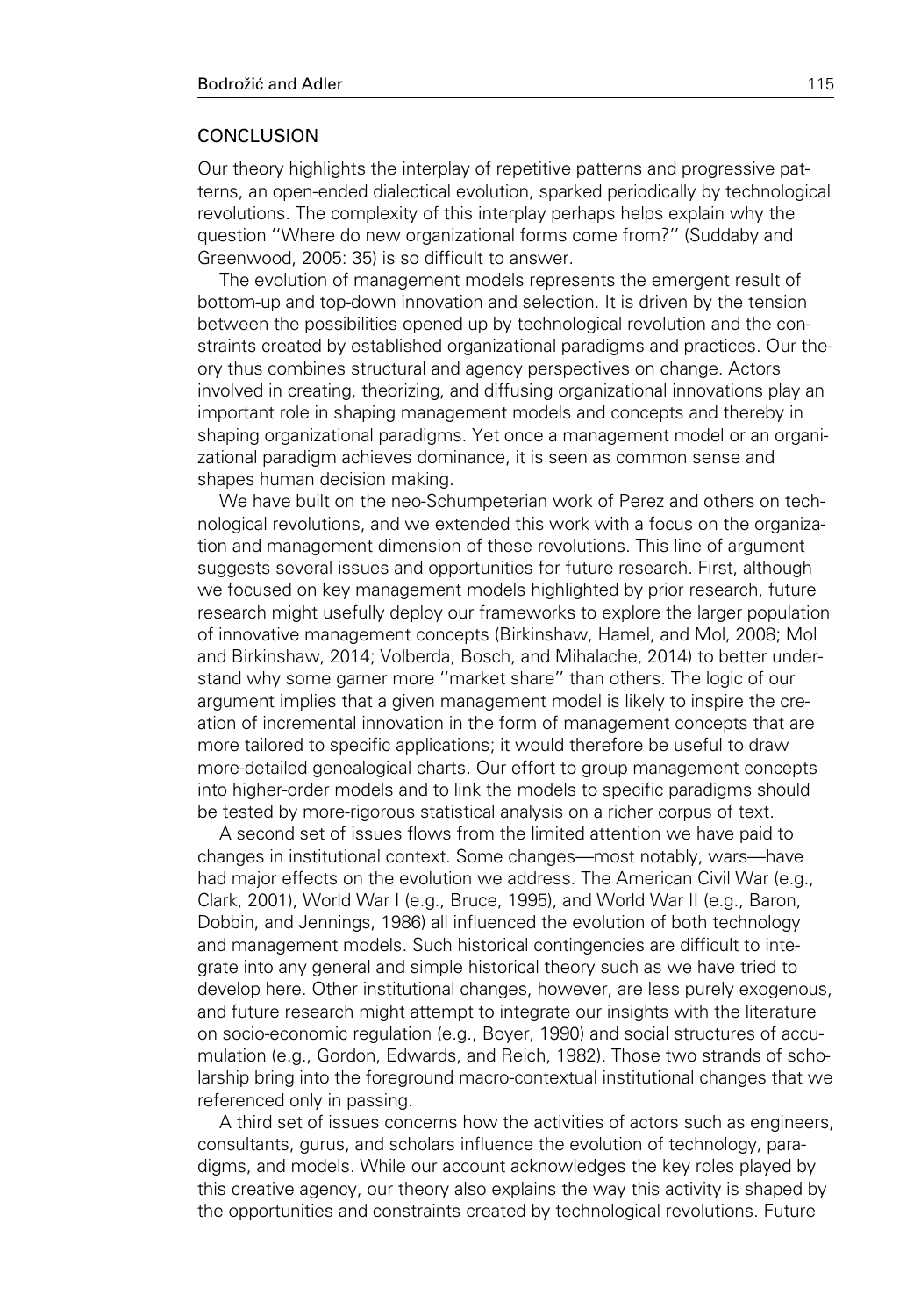## CONCLUSION

Our theory highlights the interplay of repetitive patterns and progressive patterns, an open-ended dialectical evolution, sparked periodically by technological revolutions. The complexity of this interplay perhaps helps explain why the question "Where do new organizational forms come from?" (Suddaby and Greenwood, 2005: 35) is so difficult to answer.

The evolution of management models represents the emergent result of bottom-up and top-down innovation and selection. It is driven by the tension between the possibilities opened up by technological revolution and the constraints created by established organizational paradigms and practices. Our theory thus combines structural and agency perspectives on change. Actors involved in creating, theorizing, and diffusing organizational innovations play an important role in shaping management models and concepts and thereby in shaping organizational paradigms. Yet once a management model or an organizational paradigm achieves dominance, it is seen as common sense and shapes human decision making.

We have built on the neo-Schumpeterian work of Perez and others on technological revolutions, and we extended this work with a focus on the organization and management dimension of these revolutions. This line of argument suggests several issues and opportunities for future research. First, although we focused on key management models highlighted by prior research, future research might usefully deploy our frameworks to explore the larger population of innovative management concepts (Birkinshaw, Hamel, and Mol, 2008; Mol and Birkinshaw, 2014; Volberda, Bosch, and Mihalache, 2014) to better understand why some garner more "market share" than others. The logic of our argument implies that a given management model is likely to inspire the creation of incremental innovation in the form of management concepts that are more tailored to specific applications; it would therefore be useful to draw more-detailed genealogical charts. Our effort to group management concepts into higher-order models and to link the models to specific paradigms should be tested by more-rigorous statistical analysis on a richer corpus of text.

A second set of issues flows from the limited attention we have paid to changes in institutional context. Some changes—most notably, wars—have had major effects on the evolution we address. The American Civil War (e.g., Clark, 2001), World War I (e.g., Bruce, 1995), and World War II (e.g., Baron, Dobbin, and Jennings, 1986) all influenced the evolution of both technology and management models. Such historical contingencies are difficult to integrate into any general and simple historical theory such as we have tried to develop here. Other institutional changes, however, are less purely exogenous, and future research might attempt to integrate our insights with the literature on socio-economic regulation (e.g., Boyer, 1990) and social structures of accumulation (e.g., Gordon, Edwards, and Reich, 1982). Those two strands of scholarship bring into the foreground macro-contextual institutional changes that we referenced only in passing.

A third set of issues concerns how the activities of actors such as engineers, consultants, gurus, and scholars influence the evolution of technology, paradigms, and models. While our account acknowledges the key roles played by this creative agency, our theory also explains the way this activity is shaped by the opportunities and constraints created by technological revolutions. Future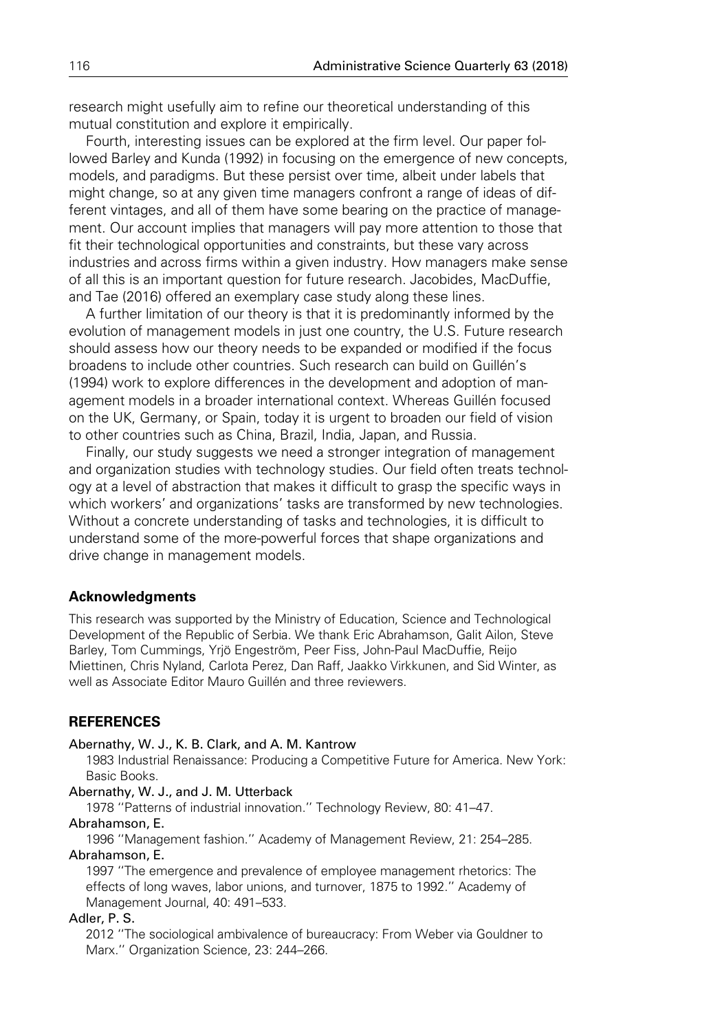research might usefully aim to refine our theoretical understanding of this mutual constitution and explore it empirically.

Fourth, interesting issues can be explored at the firm level. Our paper followed Barley and Kunda (1992) in focusing on the emergence of new concepts, models, and paradigms. But these persist over time, albeit under labels that might change, so at any given time managers confront a range of ideas of different vintages, and all of them have some bearing on the practice of management. Our account implies that managers will pay more attention to those that fit their technological opportunities and constraints, but these vary across industries and across firms within a given industry. How managers make sense of all this is an important question for future research. Jacobides, MacDuffie, and Tae (2016) offered an exemplary case study along these lines.

A further limitation of our theory is that it is predominantly informed by the evolution of management models in just one country, the U.S. Future research should assess how our theory needs to be expanded or modified if the focus broadens to include other countries. Such research can build on Guillén's (1994) work to explore differences in the development and adoption of management models in a broader international context. Whereas Guillén focused on the UK, Germany, or Spain, today it is urgent to broaden our field of vision to other countries such as China, Brazil, India, Japan, and Russia.

Finally, our study suggests we need a stronger integration of management and organization studies with technology studies. Our field often treats technology at a level of abstraction that makes it difficult to grasp the specific ways in which workers' and organizations' tasks are transformed by new technologies. Without a concrete understanding of tasks and technologies, it is difficult to understand some of the more-powerful forces that shape organizations and drive change in management models.

## Acknowledgments

This research was supported by the Ministry of Education, Science and Technological Development of the Republic of Serbia. We thank Eric Abrahamson, Galit Ailon, Steve Barley, Tom Cummings, Yrjö Engeström, Peer Fiss, John-Paul MacDuffie, Reijo Miettinen, Chris Nyland, Carlota Perez, Dan Raff, Jaakko Virkkunen, and Sid Winter, as well as Associate Editor Mauro Guillén and three reviewers.

## REFERENCES

Abernathy, W. J., K. B. Clark, and A. M. Kantrow
1983 Industrial Renaissance: Producing a Competitive Future for America. New York: Basic Books.

Abernathy, W. J., and J. M. Utterback
1978 ''Patterns of industrial innovation.'' Technology Review, 80: 41–47.

Abrahamson, E.
1996 ''Management fashion.'' Academy of Management Review, 21: 254–285.

Abrahamson, E.
1997 ''The emergence and prevalence of employee management rhetorics: The effects of long waves, labor unions, and turnover, 1875 to 1992.'' Academy of Management Journal, 40: 491–533.

Adler, P. S.
2012 ''The sociological ambivalence of bureaucracy: From Weber via Gouldner to Marx.'' Organization Science, 23: 244–266.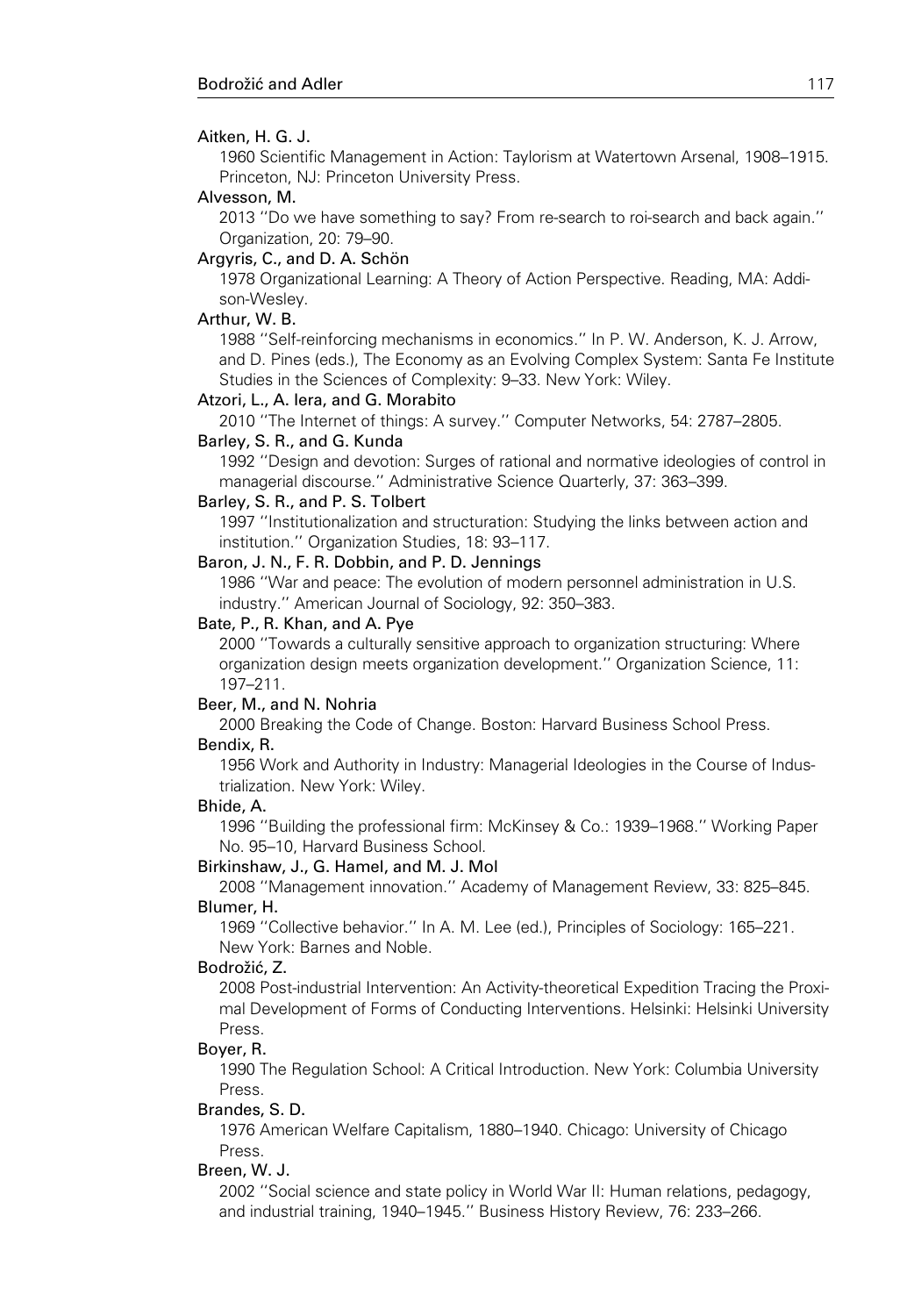Aitken, H. G. J.

1960 Scientific Management in Action: Taylorism at Watertown Arsenal, 1908–1915. Princeton, NJ: Princeton University Press.

Alvesson, M.

2013 ''Do we have something to say? From re-search to roi-search and back again.'' Organization, 20: 79–90.

Argyris, C., and D. A. Schön

1978 Organizational Learning: A Theory of Action Perspective. Reading, MA: Addison-Wesley.

Arthur, W. B.

1988 ''Self-reinforcing mechanisms in economics.'' In P. W. Anderson, K. J. Arrow, and D. Pines (eds.), The Economy as an Evolving Complex System: Santa Fe Institute Studies in the Sciences of Complexity: 9–33. New York: Wiley.

Atzori, L., A. Iera, and G. Morabito

2010 ''The Internet of things: A survey.'' Computer Networks, 54: 2787–2805.

Barley, S. R., and G. Kunda

1992 ''Design and devotion: Surges of rational and normative ideologies of control in managerial discourse.'' Administrative Science Quarterly, 37: 363–399.

Barley, S. R., and P. S. Tolbert

1997 ''Institutionalization and structuration: Studying the links between action and institution.'' Organization Studies, 18: 93–117.

Baron, J. N., F. R. Dobbin, and P. D. Jennings

1986 ''War and peace: The evolution of modern personnel administration in U.S. industry.'' American Journal of Sociology, 92: 350–383.

Bate, P., R. Khan, and A. Pye

2000 ''Towards a culturally sensitive approach to organization structuring: Where organization design meets organization development.'' Organization Science, 11: 197–211.

Beer, M., and N. Nohria

2000 Breaking the Code of Change. Boston: Harvard Business School Press.

Bendix, R.

1956 Work and Authority in Industry: Managerial Ideologies in the Course of Industrialization. New York: Wiley.

Bhide, A.

1996 ''Building the professional firm: McKinsey & Co.: 1939–1968.'' Working Paper No. 95–10, Harvard Business School.

Birkinshaw, J., G. Hamel, and M. J. Mol

2008 ''Management innovation.'' Academy of Management Review, 33: 825–845.

Blumer, H.

1969 ''Collective behavior.'' In A. M. Lee (ed.), Principles of Sociology: 165–221. New York: Barnes and Noble.

Bodrožić, Z.

2008 Post-industrial Intervention: An Activity-theoretical Expedition Tracing the Proximal Development of Forms of Conducting Interventions. Helsinki: Helsinki University Press.

Boyer, R.

1990 The Regulation School: A Critical Introduction. New York: Columbia University Press.

Brandes, S. D.

1976 American Welfare Capitalism, 1880–1940. Chicago: University of Chicago Press.

Breen, W. J.

2002 ''Social science and state policy in World War II: Human relations, pedagogy, and industrial training, 1940–1945.'' Business History Review, 76: 233–266.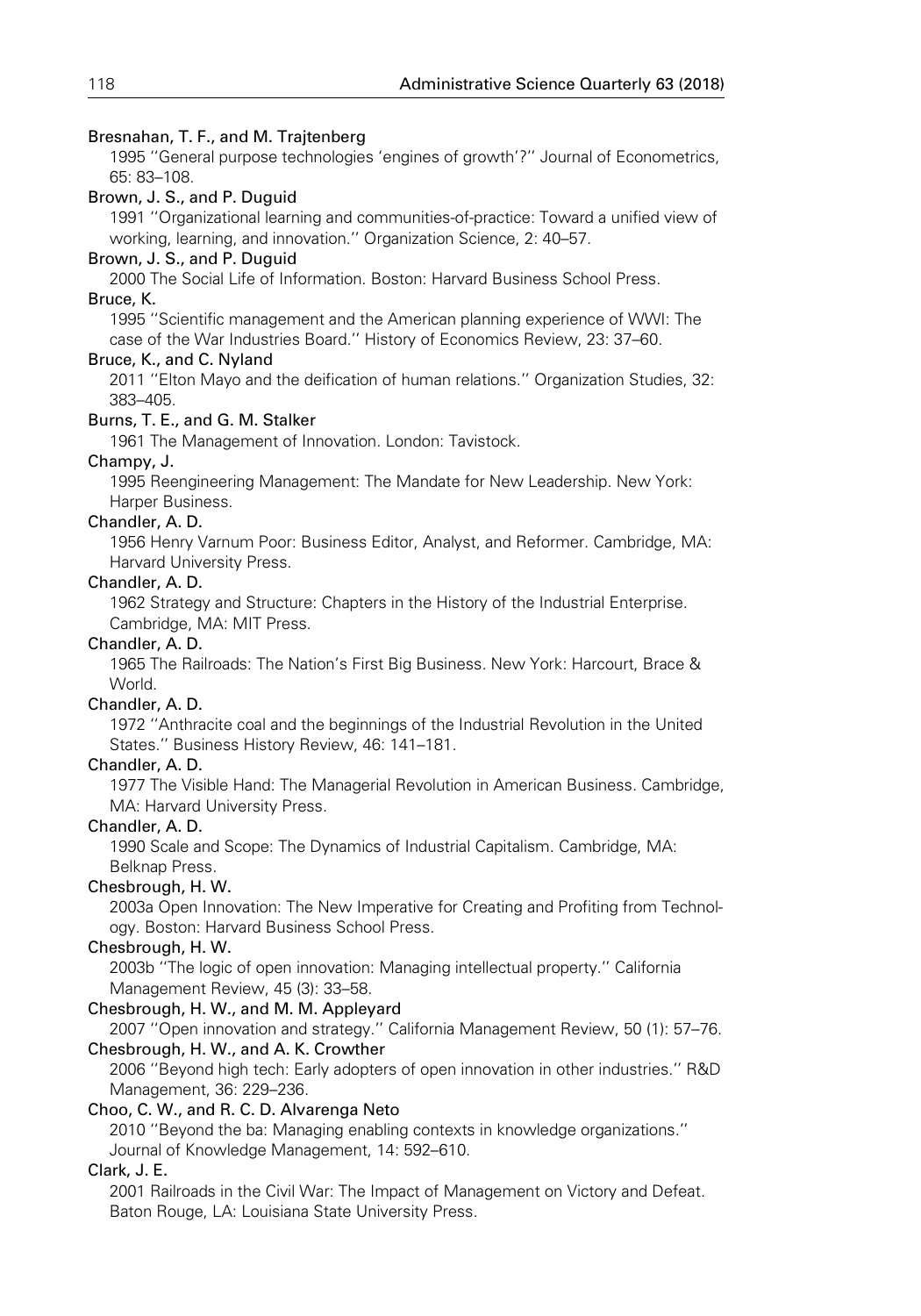Bresnahan, T. F., and M. Trajtenberg
1995 "General purpose technologies 'engines of growth'?" Journal of Econometrics, 65: 83–108.

Brown, J. S., and P. Duguid
1991 "Organizational learning and communities-of-practice: Toward a unified view of working, learning, and innovation." Organization Science, 2: 40–57.

Brown, J. S., and P. Duguid
2000 The Social Life of Information. Boston: Harvard Business School Press.

Bruce, K.
1995 "Scientific management and the American planning experience of WWI: The case of the War Industries Board." History of Economics Review, 23: 37–60.

Bruce, K., and C. Nyland
2011 "Elton Mayo and the deification of human relations." Organization Studies, 32: 383–405.

Burns, T. E., and G. M. Stalker
1961 The Management of Innovation. London: Tavistock.

Champy, J.
1995 Reengineering Management: The Mandate for New Leadership. New York: Harper Business.

Chandler, A. D.
1956 Henry Varnum Poor: Business Editor, Analyst, and Reformer. Cambridge, MA: Harvard University Press.

Chandler, A. D.
1962 Strategy and Structure: Chapters in the History of the Industrial Enterprise. Cambridge, MA: MIT Press.

Chandler, A. D.
1965 The Railroads: The Nation's First Big Business. New York: Harcourt, Brace & World.

Chandler, A. D.
1972 "Anthracite coal and the beginnings of the Industrial Revolution in the United States." Business History Review, 46: 141–181.

Chandler, A. D.
1977 The Visible Hand: The Managerial Revolution in American Business. Cambridge, MA: Harvard University Press.

Chandler, A. D.
1990 Scale and Scope: The Dynamics of Industrial Capitalism. Cambridge, MA: Belknap Press.

Chesbrough, H. W.
2003a Open Innovation: The New Imperative for Creating and Profiting from Technology. Boston: Harvard Business School Press.

Chesbrough, H. W.
2003b "The logic of open innovation: Managing intellectual property." California Management Review, 45 (3): 33–58.

Chesbrough, H. W., and M. M. Appleyard
2007 "Open innovation and strategy." California Management Review, 50 (1): 57–76.

Chesbrough, H. W., and A. K. Crowther
2006 "Beyond high tech: Early adopters of open innovation in other industries." R&D Management, 36: 229–236.

Choo, C. W., and R. C. D. Alvarenga Neto
2010 "Beyond the ba: Managing enabling contexts in knowledge organizations." Journal of Knowledge Management, 14: 592–610.

Clark, J. E.
2001 Railroads in the Civil War: The Impact of Management on Victory and Defeat. Baton Rouge, LA: Louisiana State University Press.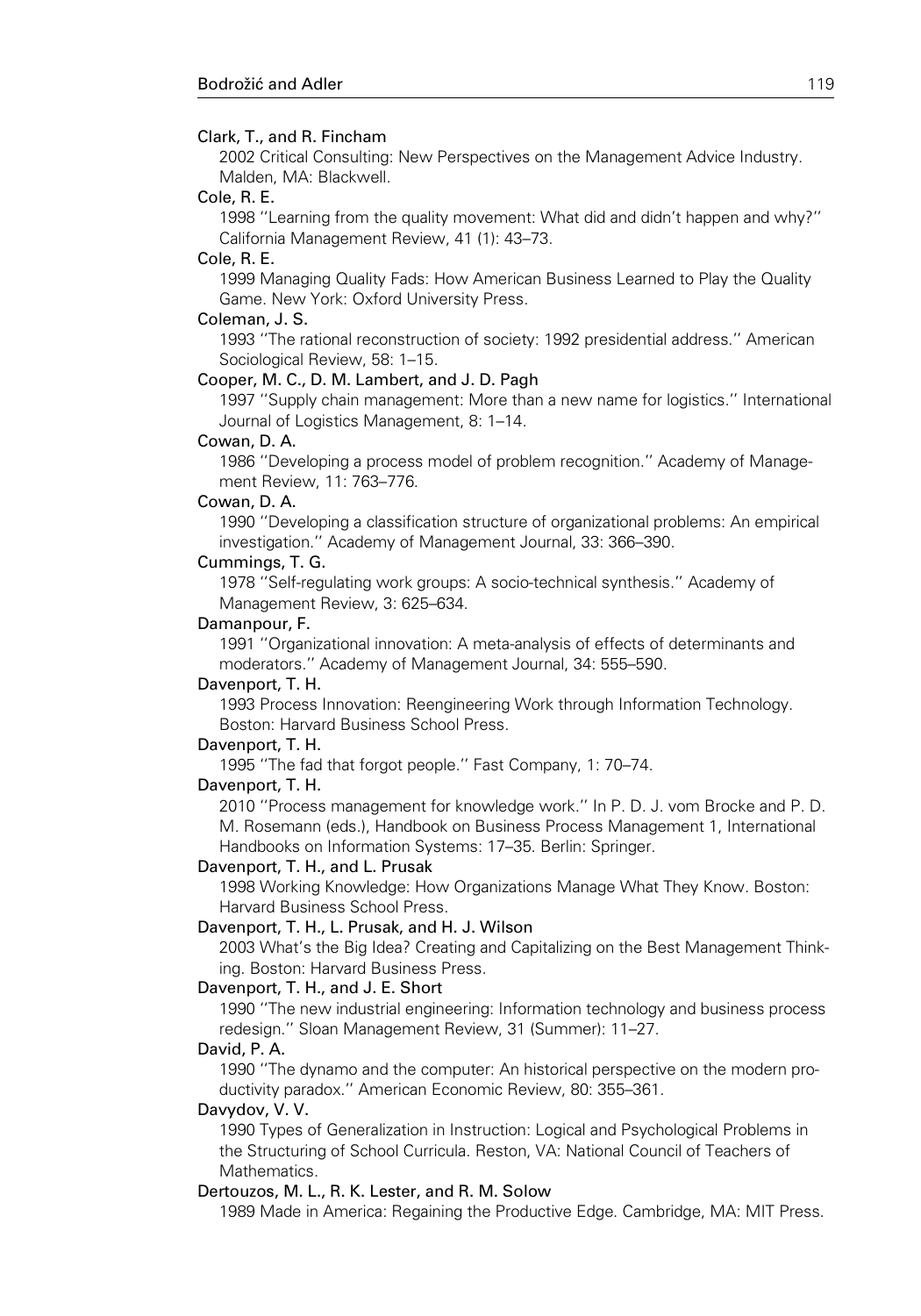Clark, T., and R. Fincham
  2002 Critical Consulting: New Perspectives on the Management Advice Industry. Malden, MA: Blackwell.

Cole, R. E.
  1998 ''Learning from the quality movement: What did and didn't happen and why?'' California Management Review, 41 (1): 43–73.

Cole, R. E.
  1999 Managing Quality Fads: How American Business Learned to Play the Quality Game. New York: Oxford University Press.

Coleman, J. S.
  1993 ''The rational reconstruction of society: 1992 presidential address.'' American Sociological Review, 58: 1–15.

Cooper, M. C., D. M. Lambert, and J. D. Pagh
  1997 ''Supply chain management: More than a new name for logistics.'' International Journal of Logistics Management, 8: 1–14.

Cowan, D. A.
  1986 ''Developing a process model of problem recognition.'' Academy of Management Review, 11: 763–776.

Cowan, D. A.
  1990 ''Developing a classification structure of organizational problems: An empirical investigation.'' Academy of Management Journal, 33: 366–390.

Cummings, T. G.
  1978 ''Self-regulating work groups: A socio-technical synthesis.'' Academy of Management Review, 3: 625–634.

Damanpour, F.
  1991 ''Organizational innovation: A meta-analysis of effects of determinants and moderators.'' Academy of Management Journal, 34: 555–590.

Davenport, T. H.
  1993 Process Innovation: Reengineering Work through Information Technology. Boston: Harvard Business School Press.

Davenport, T. H.
  1995 ''The fad that forgot people.'' Fast Company, 1: 70–74.

Davenport, T. H.
  2010 ''Process management for knowledge work.'' In P. D. J. vom Brocke and P. D. M. Rosemann (eds.), Handbook on Business Process Management 1, International Handbooks on Information Systems: 17–35. Berlin: Springer.

Davenport, T. H., and L. Prusak
  1998 Working Knowledge: How Organizations Manage What They Know. Boston: Harvard Business School Press.

Davenport, T. H., L. Prusak, and H. J. Wilson
  2003 What's the Big Idea? Creating and Capitalizing on the Best Management Thinking. Boston: Harvard Business Press.

Davenport, T. H., and J. E. Short
  1990 ''The new industrial engineering: Information technology and business process redesign.'' Sloan Management Review, 31 (Summer): 11–27.

David, P. A.
  1990 ''The dynamo and the computer: An historical perspective on the modern productivity paradox.'' American Economic Review, 80: 355–361.

Davydov, V. V.
  1990 Types of Generalization in Instruction: Logical and Psychological Problems in the Structuring of School Curricula. Reston, VA: National Council of Teachers of Mathematics.

Dertouzos, M. L., R. K. Lester, and R. M. Solow
  1989 Made in America: Regaining the Productive Edge. Cambridge, MA: MIT Press.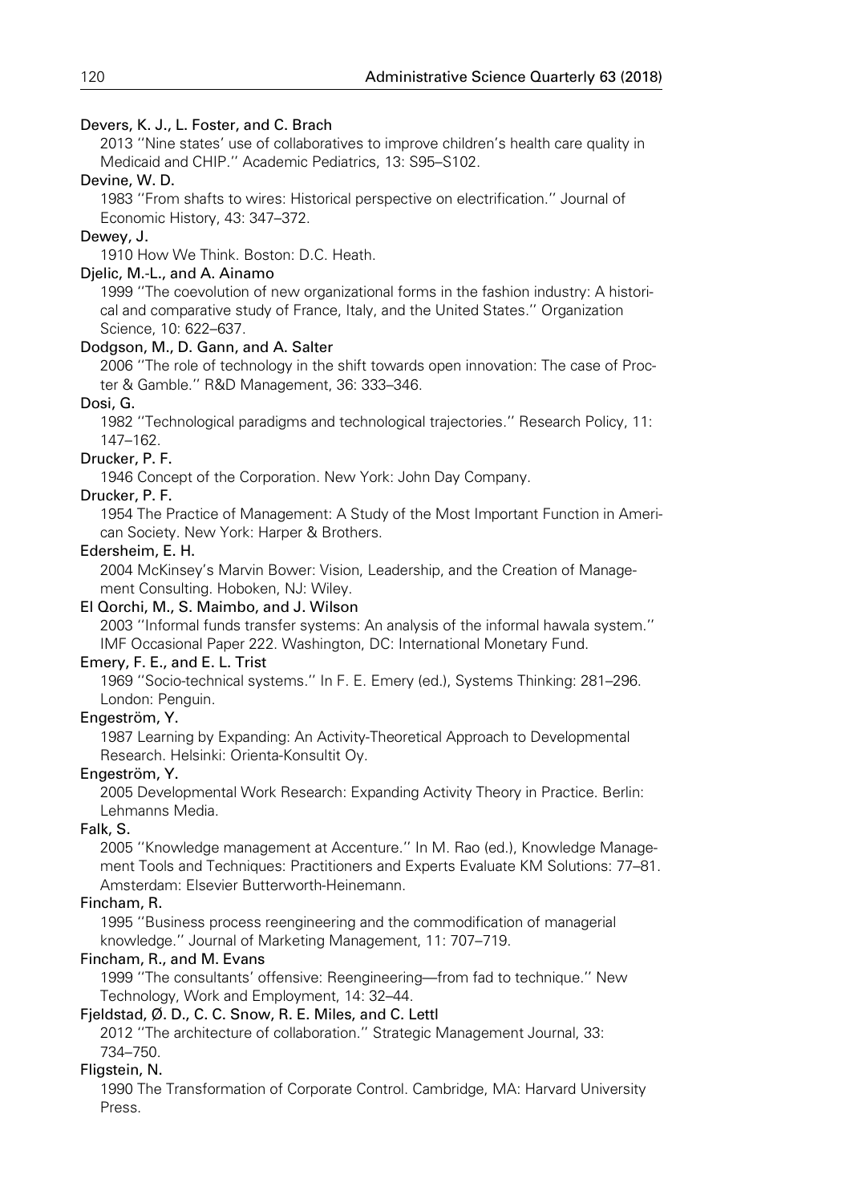Devers, K. J., L. Foster, and C. Brach

2013 "Nine states' use of collaboratives to improve children's health care quality in Medicaid and CHIP." Academic Pediatrics, 13: S95–S102.

Devine, W. D.

1983 "From shafts to wires: Historical perspective on electrification." Journal of Economic History, 43: 347–372.

Dewey, J.

1910 How We Think. Boston: D.C. Heath.

Djelic, M.-L., and A. Ainamo

1999 "The coevolution of new organizational forms in the fashion industry: A historical and comparative study of France, Italy, and the United States." Organization Science, 10: 622–637.

Dodgson, M., D. Gann, and A. Salter

2006 "The role of technology in the shift towards open innovation: The case of Procter & Gamble." R&D Management, 36: 333–346.

Dosi, G.

1982 "Technological paradigms and technological trajectories." Research Policy, 11: 147–162.

Drucker, P. F.

1946 Concept of the Corporation. New York: John Day Company.

Drucker, P. F.

1954 The Practice of Management: A Study of the Most Important Function in American Society. New York: Harper & Brothers.

Edersheim, E. H.

2004 McKinsey's Marvin Bower: Vision, Leadership, and the Creation of Management Consulting. Hoboken, NJ: Wiley.

El Qorchi, M., S. Maimbo, and J. Wilson

2003 "Informal funds transfer systems: An analysis of the informal hawala system." IMF Occasional Paper 222. Washington, DC: International Monetary Fund.

Emery, F. E., and E. L. Trist

1969 "Socio-technical systems." In F. E. Emery (ed.), Systems Thinking: 281–296. London: Penguin.

Engeström, Y.

1987 Learning by Expanding: An Activity-Theoretical Approach to Developmental Research. Helsinki: Orienta-Konsultit Oy.

Engeström, Y.

2005 Developmental Work Research: Expanding Activity Theory in Practice. Berlin: Lehmanns Media.

Falk, S.

2005 "Knowledge management at Accenture." In M. Rao (ed.), Knowledge Management Tools and Techniques: Practitioners and Experts Evaluate KM Solutions: 77–81. Amsterdam: Elsevier Butterworth-Heinemann.

Fincham, R.

1995 "Business process reengineering and the commodification of managerial knowledge." Journal of Marketing Management, 11: 707–719.

Fincham, R., and M. Evans

1999 "The consultants' offensive: Reengineering—from fad to technique." New Technology, Work and Employment, 14: 32–44.

Fjeldstad, Ø. D., C. C. Snow, R. E. Miles, and C. Lettl

2012 "The architecture of collaboration." Strategic Management Journal, 33: 734–750.

Fligstein, N.

1990 The Transformation of Corporate Control. Cambridge, MA: Harvard University Press.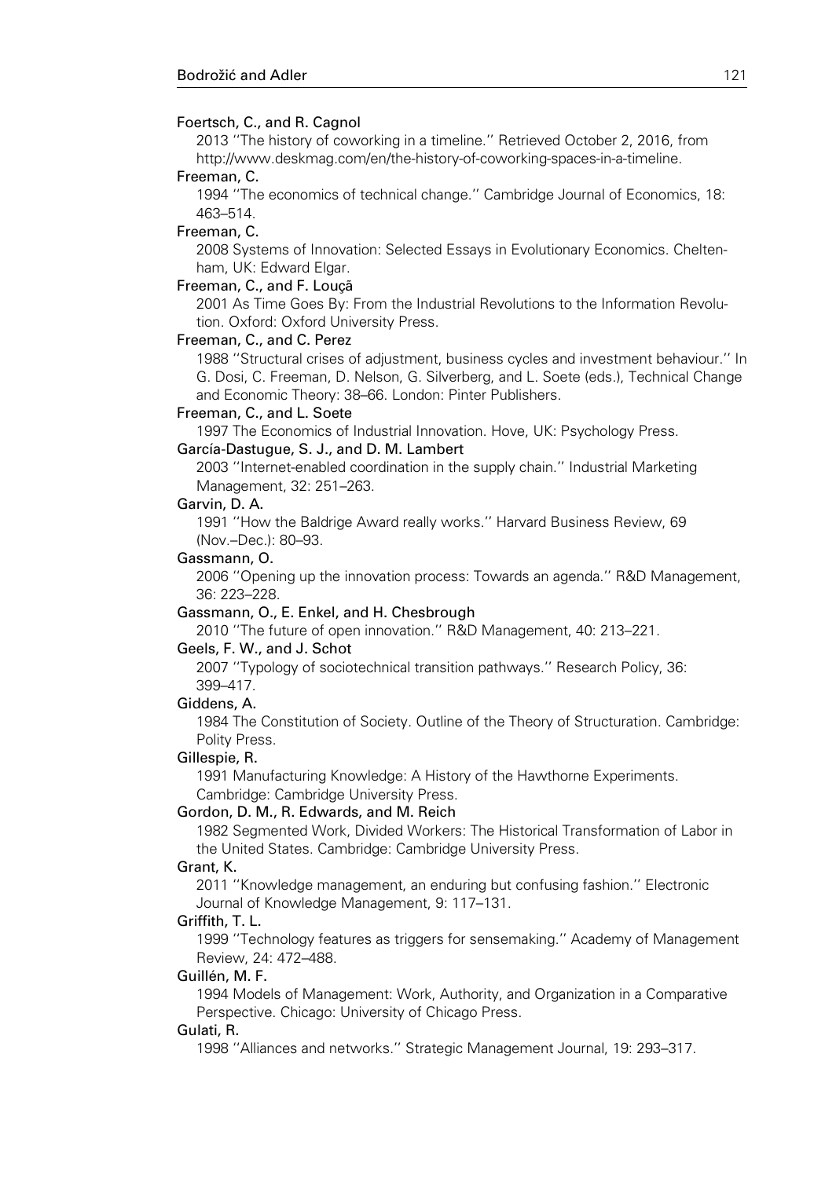Foertsch, C., and R. Cagnol
2013 "The history of coworking in a timeline." Retrieved October 2, 2016, from http://www.deskmag.com/en/the-history-of-coworking-spaces-in-a-timeline.

Freeman, C.
1994 "The economics of technical change." Cambridge Journal of Economics, 18: 463–514.

Freeman, C.
2008 Systems of Innovation: Selected Essays in Evolutionary Economics. Cheltenham, UK: Edward Elgar.

Freeman, C., and F. Louçã
2001 As Time Goes By: From the Industrial Revolutions to the Information Revolution. Oxford: Oxford University Press.

Freeman, C., and C. Perez
1988 "Structural crises of adjustment, business cycles and investment behaviour." In G. Dosi, C. Freeman, D. Nelson, G. Silverberg, and L. Soete (eds.), Technical Change and Economic Theory: 38–66. London: Pinter Publishers.

Freeman, C., and L. Soete
1997 The Economics of Industrial Innovation. Hove, UK: Psychology Press.

García-Dastugue, S. J., and D. M. Lambert
2003 "Internet-enabled coordination in the supply chain." Industrial Marketing Management, 32: 251–263.

Garvin, D. A.
1991 "How the Baldrige Award really works." Harvard Business Review, 69 (Nov.–Dec.): 80–93.

Gassmann, O.
2006 "Opening up the innovation process: Towards an agenda." R&D Management, 36: 223–228.

Gassmann, O., E. Enkel, and H. Chesbrough
2010 "The future of open innovation." R&D Management, 40: 213–221.

Geels, F. W., and J. Schot
2007 "Typology of sociotechnical transition pathways." Research Policy, 36: 399–417.

Giddens, A.
1984 The Constitution of Society. Outline of the Theory of Structuration. Cambridge: Polity Press.

Gillespie, R.
1991 Manufacturing Knowledge: A History of the Hawthorne Experiments. Cambridge: Cambridge University Press.

Gordon, D. M., R. Edwards, and M. Reich
1982 Segmented Work, Divided Workers: The Historical Transformation of Labor in the United States. Cambridge: Cambridge University Press.

Grant, K.
2011 "Knowledge management, an enduring but confusing fashion." Electronic Journal of Knowledge Management, 9: 117–131.

Griffith, T. L.
1999 "Technology features as triggers for sensemaking." Academy of Management Review, 24: 472–488.

Guillén, M. F.
1994 Models of Management: Work, Authority, and Organization in a Comparative Perspective. Chicago: University of Chicago Press.

Gulati, R.
1998 "Alliances and networks." Strategic Management Journal, 19: 293–317.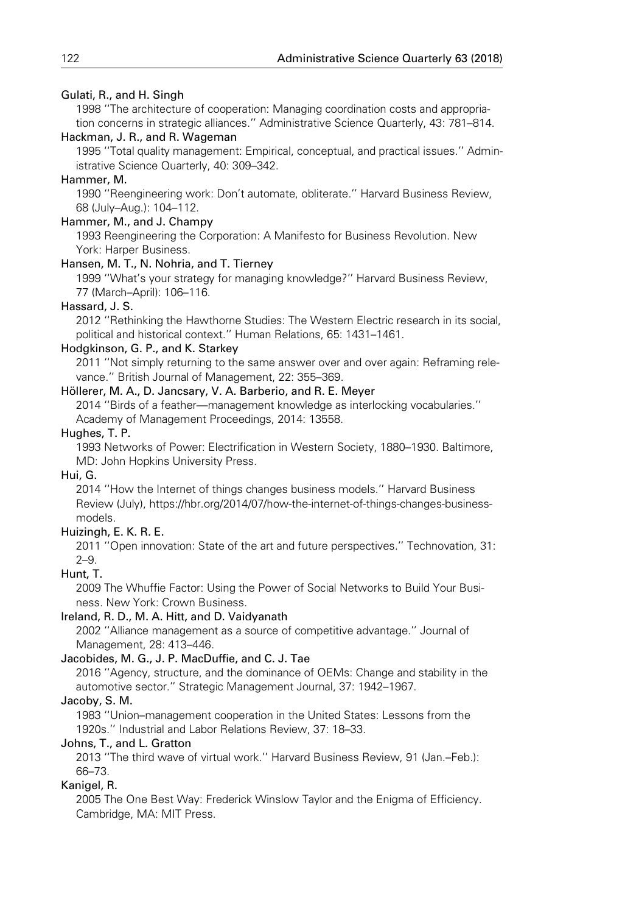Gulati, R., and H. Singh

1998 "The architecture of cooperation: Managing coordination costs and appropriation concerns in strategic alliances." Administrative Science Quarterly, 43: 781–814.

Hackman, J. R., and R. Wageman

1995 "Total quality management: Empirical, conceptual, and practical issues." Administrative Science Quarterly, 40: 309–342.

Hammer, M.

1990 "Reengineering work: Don't automate, obliterate." Harvard Business Review, 68 (July–Aug.): 104–112.

Hammer, M., and J. Champy

1993 Reengineering the Corporation: A Manifesto for Business Revolution. New York: Harper Business.

Hansen, M. T., N. Nohria, and T. Tierney

1999 "What's your strategy for managing knowledge?" Harvard Business Review, 77 (March–April): 106–116.

Hassard, J. S.

2012 "Rethinking the Hawthorne Studies: The Western Electric research in its social, political and historical context." Human Relations, 65: 1431–1461.

Hodgkinson, G. P., and K. Starkey

2011 "Not simply returning to the same answer over and over again: Reframing relevance." British Journal of Management, 22: 355–369.

Höllerer, M. A., D. Jancsary, V. A. Barberio, and R. E. Meyer

2014 "Birds of a feather—management knowledge as interlocking vocabularies." Academy of Management Proceedings, 2014: 13558.

Hughes, T. P.

1993 Networks of Power: Electrification in Western Society, 1880–1930. Baltimore, MD: John Hopkins University Press.

Hui, G.

2014 "How the Internet of things changes business models." Harvard Business Review (July), https://hbr.org/2014/07/how-the-internet-of-things-changes-business-models.

Huizingh, E. K. R. E.

2011 "Open innovation: State of the art and future perspectives." Technovation, 31: 2–9.

Hunt, T.

2009 The Whuffie Factor: Using the Power of Social Networks to Build Your Business. New York: Crown Business.

Ireland, R. D., M. A. Hitt, and D. Vaidyanath

2002 "Alliance management as a source of competitive advantage." Journal of Management, 28: 413–446.

Jacobides, M. G., J. P. MacDuffie, and C. J. Tae

2016 "Agency, structure, and the dominance of OEMs: Change and stability in the automotive sector." Strategic Management Journal, 37: 1942–1967.

Jacoby, S. M.

1983 "Union–management cooperation in the United States: Lessons from the 1920s." Industrial and Labor Relations Review, 37: 18–33.

Johns, T., and L. Gratton

2013 "The third wave of virtual work." Harvard Business Review, 91 (Jan.–Feb.): 66–73.

Kanigel, R.

2005 The One Best Way: Frederick Winslow Taylor and the Enigma of Efficiency. Cambridge, MA: MIT Press.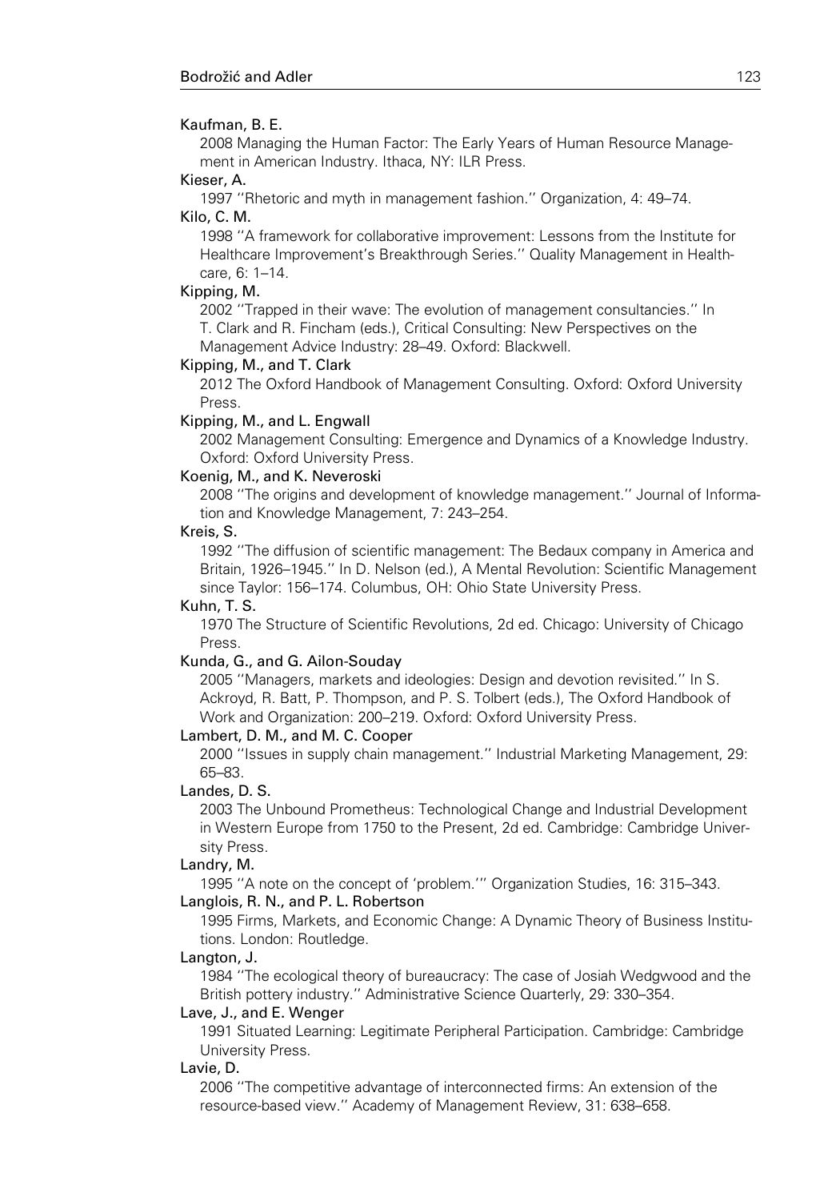Kaufman, B. E.

2008 Managing the Human Factor: The Early Years of Human Resource Management in American Industry. Ithaca, NY: ILR Press.

Kieser, A.

1997 ''Rhetoric and myth in management fashion.'' Organization, 4: 49–74.

Kilo, C. M.

1998 ''A framework for collaborative improvement: Lessons from the Institute for Healthcare Improvement's Breakthrough Series.'' Quality Management in Healthcare, 6: 1–14.

Kipping, M.

2002 ''Trapped in their wave: The evolution of management consultancies.'' In T. Clark and R. Fincham (eds.), Critical Consulting: New Perspectives on the Management Advice Industry: 28–49. Oxford: Blackwell.

Kipping, M., and T. Clark

2012 The Oxford Handbook of Management Consulting. Oxford: Oxford University Press.

Kipping, M., and L. Engwall

2002 Management Consulting: Emergence and Dynamics of a Knowledge Industry. Oxford: Oxford University Press.

Koenig, M., and K. Neveroski

2008 ''The origins and development of knowledge management.'' Journal of Information and Knowledge Management, 7: 243–254.

Kreis, S.

1992 ''The diffusion of scientific management: The Bedaux company in America and Britain, 1926–1945.'' In D. Nelson (ed.), A Mental Revolution: Scientific Management since Taylor: 156–174. Columbus, OH: Ohio State University Press.

Kuhn, T. S.

1970 The Structure of Scientific Revolutions, 2d ed. Chicago: University of Chicago Press.

Kunda, G., and G. Ailon-Souday

2005 ''Managers, markets and ideologies: Design and devotion revisited.'' In S. Ackroyd, R. Batt, P. Thompson, and P. S. Tolbert (eds.), The Oxford Handbook of Work and Organization: 200–219. Oxford: Oxford University Press.

Lambert, D. M., and M. C. Cooper

2000 ''Issues in supply chain management.'' Industrial Marketing Management, 29: 65–83.

Landes, D. S.

2003 The Unbound Prometheus: Technological Change and Industrial Development in Western Europe from 1750 to the Present, 2d ed. Cambridge: Cambridge University Press.

Landry, M.

1995 ''A note on the concept of 'problem.''' Organization Studies, 16: 315–343.

Langlois, R. N., and P. L. Robertson

1995 Firms, Markets, and Economic Change: A Dynamic Theory of Business Institutions. London: Routledge.

Langton, J.

1984 ''The ecological theory of bureaucracy: The case of Josiah Wedgwood and the British pottery industry.'' Administrative Science Quarterly, 29: 330–354.

Lave, J., and E. Wenger

1991 Situated Learning: Legitimate Peripheral Participation. Cambridge: Cambridge University Press.

Lavie, D.

2006 ''The competitive advantage of interconnected firms: An extension of the resource-based view.'' Academy of Management Review, 31: 638–658.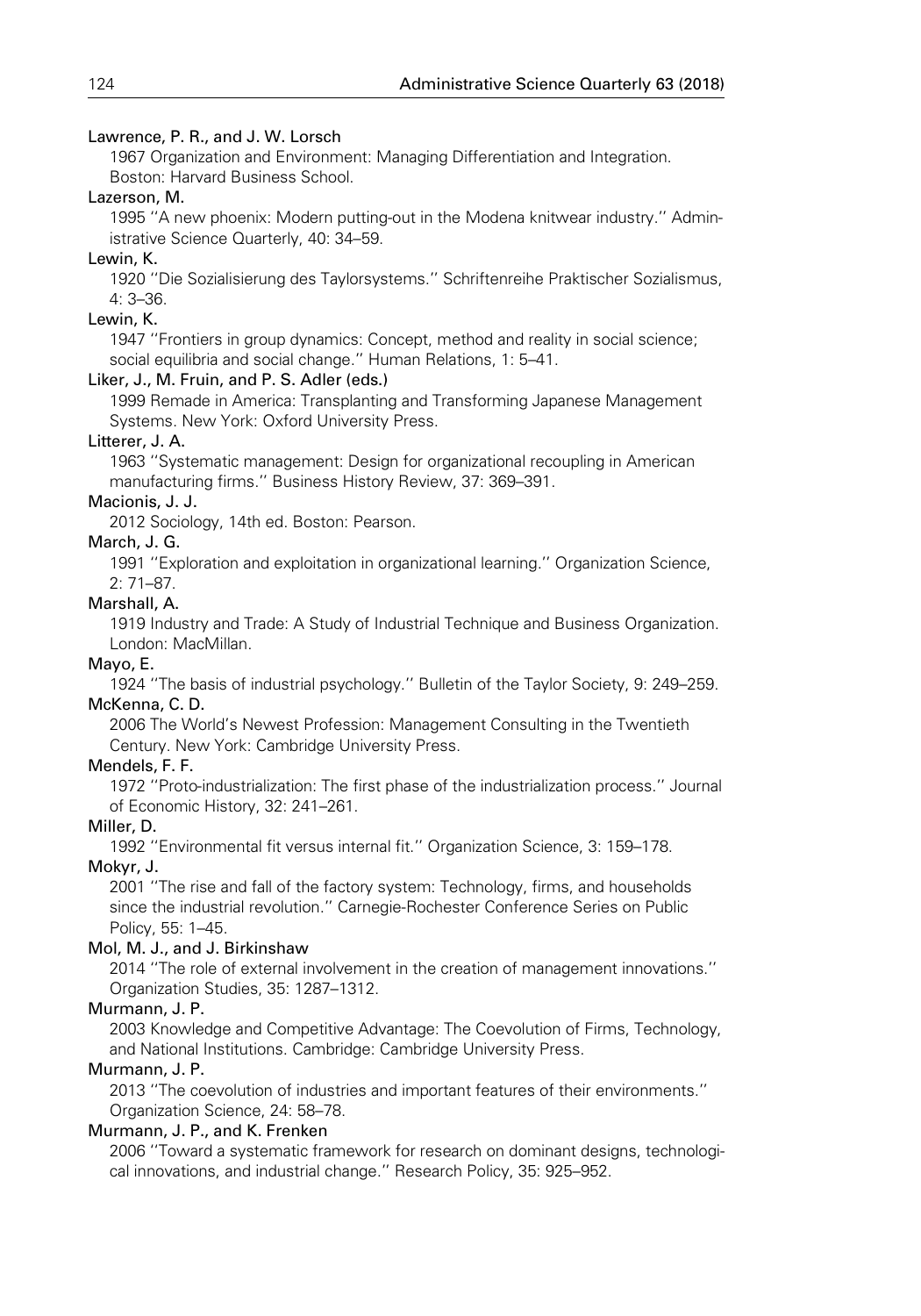Lawrence, P. R., and J. W. Lorsch
1967 Organization and Environment: Managing Differentiation and Integration. Boston: Harvard Business School.

Lazerson, M.
1995 ''A new phoenix: Modern putting-out in the Modena knitwear industry.'' Administrative Science Quarterly, 40: 34–59.

Lewin, K.
1920 ''Die Sozialisierung des Taylorsystems.'' Schriftenreihe Praktischer Sozialismus, 4: 3–36.

Lewin, K.
1947 ''Frontiers in group dynamics: Concept, method and reality in social science; social equilibria and social change.'' Human Relations, 1: 5–41.

Liker, J., M. Fruin, and P. S. Adler (eds.)
1999 Remade in America: Transplanting and Transforming Japanese Management Systems. New York: Oxford University Press.

Litterer, J. A.
1963 ''Systematic management: Design for organizational recoupling in American manufacturing firms.'' Business History Review, 37: 369–391.

Macionis, J. J.
2012 Sociology, 14th ed. Boston: Pearson.

March, J. G.
1991 ''Exploration and exploitation in organizational learning.'' Organization Science, 2: 71–87.

Marshall, A.
1919 Industry and Trade: A Study of Industrial Technique and Business Organization. London: MacMillan.

Mayo, E.
1924 ''The basis of industrial psychology.'' Bulletin of the Taylor Society, 9: 249–259.

McKenna, C. D.
2006 The World's Newest Profession: Management Consulting in the Twentieth Century. New York: Cambridge University Press.

Mendels, F. F.
1972 ''Proto-industrialization: The first phase of the industrialization process.'' Journal of Economic History, 32: 241–261.

Miller, D.
1992 ''Environmental fit versus internal fit.'' Organization Science, 3: 159–178.

Mokyr, J.
2001 ''The rise and fall of the factory system: Technology, firms, and households since the industrial revolution.'' Carnegie-Rochester Conference Series on Public Policy, 55: 1–45.

Mol, M. J., and J. Birkinshaw
2014 ''The role of external involvement in the creation of management innovations.'' Organization Studies, 35: 1287–1312.

Murmann, J. P.
2003 Knowledge and Competitive Advantage: The Coevolution of Firms, Technology, and National Institutions. Cambridge: Cambridge University Press.

Murmann, J. P.
2013 ''The coevolution of industries and important features of their environments.'' Organization Science, 24: 58–78.

Murmann, J. P., and K. Frenken
2006 ''Toward a systematic framework for research on dominant designs, technological innovations, and industrial change.'' Research Policy, 35: 925–952.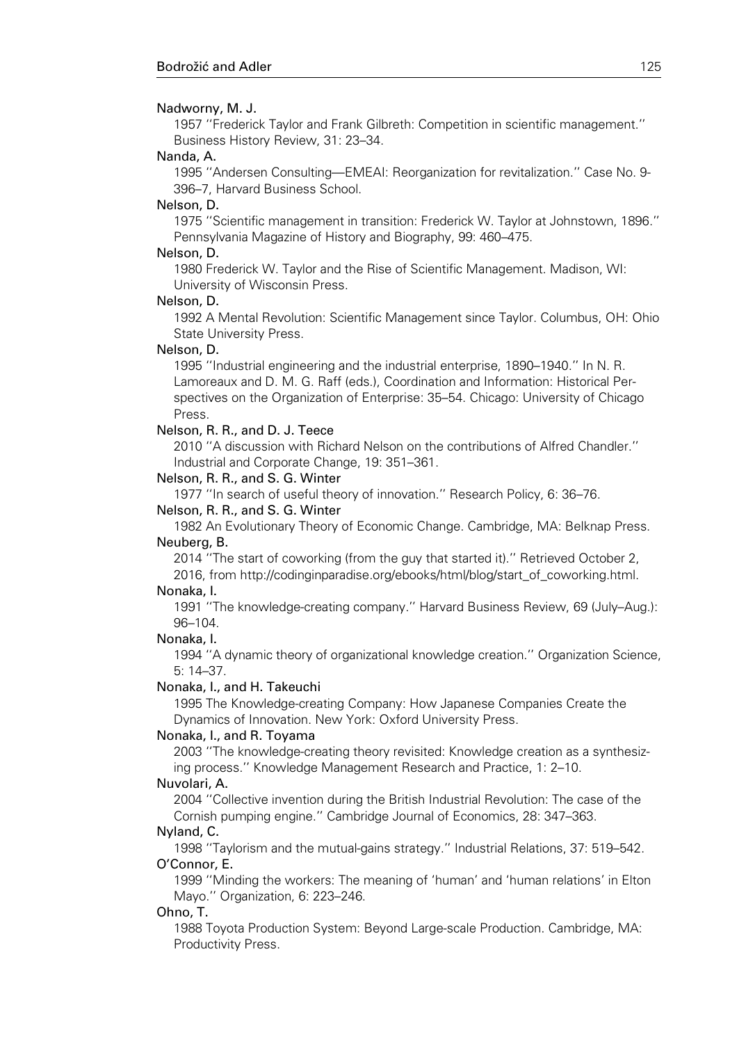Nadworny, M. J.

1957 ''Frederick Taylor and Frank Gilbreth: Competition in scientific management.'' Business History Review, 31: 23–34.

Nanda, A.

1995 ''Andersen Consulting—EMEAI: Reorganization for revitalization.'' Case No. 9-396–7, Harvard Business School.

Nelson, D.

1975 ''Scientific management in transition: Frederick W. Taylor at Johnstown, 1896.'' Pennsylvania Magazine of History and Biography, 99: 460–475.

Nelson, D.

1980 Frederick W. Taylor and the Rise of Scientific Management. Madison, WI: University of Wisconsin Press.

Nelson, D.

1992 A Mental Revolution: Scientific Management since Taylor. Columbus, OH: Ohio State University Press.

Nelson, D.

1995 ''Industrial engineering and the industrial enterprise, 1890–1940.'' In N. R. Lamoreaux and D. M. G. Raff (eds.), Coordination and Information: Historical Perspectives on the Organization of Enterprise: 35–54. Chicago: University of Chicago Press.

Nelson, R. R., and D. J. Teece

2010 ''A discussion with Richard Nelson on the contributions of Alfred Chandler.'' Industrial and Corporate Change, 19: 351–361.

Nelson, R. R., and S. G. Winter

1977 ''In search of useful theory of innovation.'' Research Policy, 6: 36–76.

Nelson, R. R., and S. G. Winter

1982 An Evolutionary Theory of Economic Change. Cambridge, MA: Belknap Press.

Neuberg, B.

2014 ''The start of coworking (from the guy that started it).'' Retrieved October 2, 2016, from http://codinginparadise.org/ebooks/html/blog/start_of_coworking.html.

Nonaka, I.

1991 ''The knowledge-creating company.'' Harvard Business Review, 69 (July–Aug.): 96–104.

Nonaka, I.

1994 ''A dynamic theory of organizational knowledge creation.'' Organization Science, 5: 14–37.

Nonaka, I., and H. Takeuchi

1995 The Knowledge-creating Company: How Japanese Companies Create the Dynamics of Innovation. New York: Oxford University Press.

Nonaka, I., and R. Toyama

2003 ''The knowledge-creating theory revisited: Knowledge creation as a synthesizing process.'' Knowledge Management Research and Practice, 1: 2–10.

Nuvolari, A.

2004 ''Collective invention during the British Industrial Revolution: The case of the Cornish pumping engine.'' Cambridge Journal of Economics, 28: 347–363.

Nyland, C.

1998 ''Taylorism and the mutual-gains strategy.'' Industrial Relations, 37: 519–542.

O'Connor, E.

1999 ''Minding the workers: The meaning of 'human' and 'human relations' in Elton Mayo.'' Organization, 6: 223–246.

Ohno, T.

1988 Toyota Production System: Beyond Large-scale Production. Cambridge, MA: Productivity Press.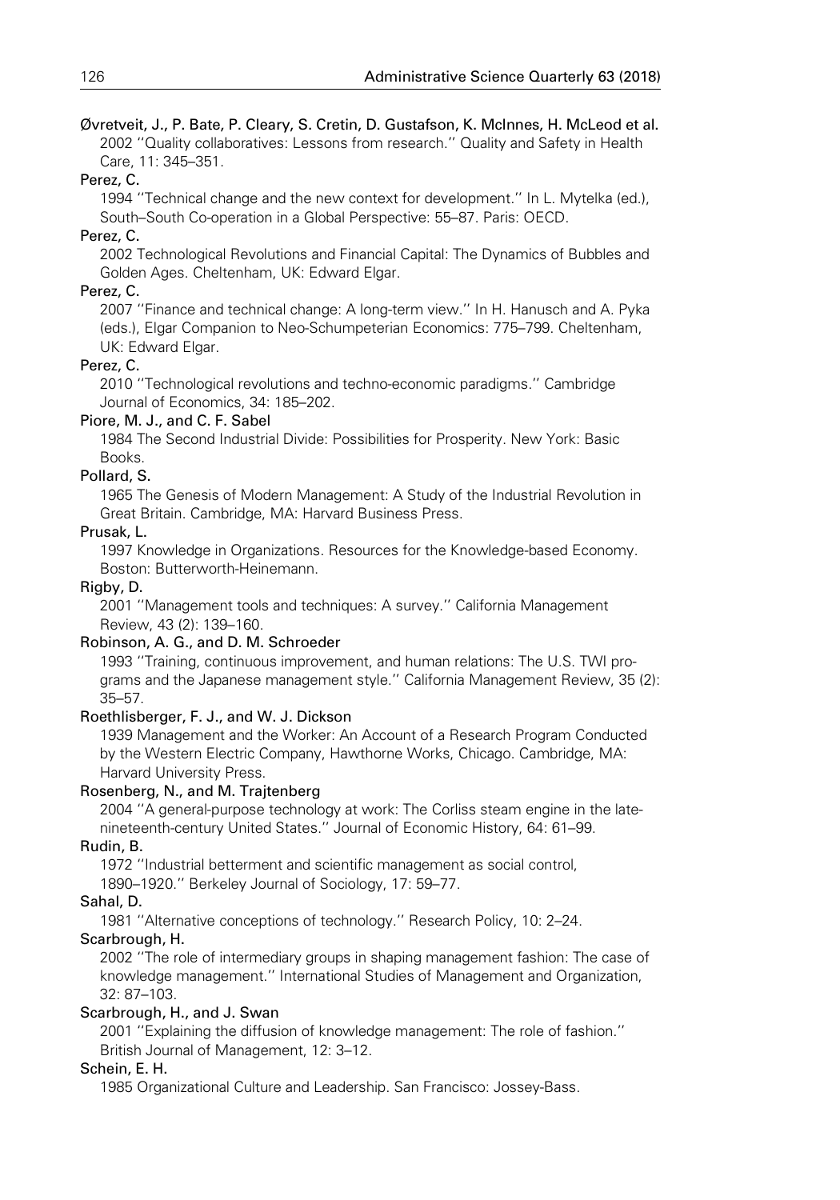Øvretveit, J., P. Bate, P. Cleary, S. Cretin, D. Gustafson, K. McInnes, H. McLeod et al.
2002 ''Quality collaboratives: Lessons from research.'' Quality and Safety in Health Care, 11: 345–351.

Perez, C.
1994 ''Technical change and the new context for development.'' In L. Mytelka (ed.), South–South Co-operation in a Global Perspective: 55–87. Paris: OECD.

Perez, C.
2002 Technological Revolutions and Financial Capital: The Dynamics of Bubbles and Golden Ages. Cheltenham, UK: Edward Elgar.

Perez, C.
2007 ''Finance and technical change: A long-term view.'' In H. Hanusch and A. Pyka (eds.), Elgar Companion to Neo-Schumpeterian Economics: 775–799. Cheltenham, UK: Edward Elgar.

Perez, C.
2010 ''Technological revolutions and techno-economic paradigms.'' Cambridge Journal of Economics, 34: 185–202.

Piore, M. J., and C. F. Sabel
1984 The Second Industrial Divide: Possibilities for Prosperity. New York: Basic Books.

Pollard, S.
1965 The Genesis of Modern Management: A Study of the Industrial Revolution in Great Britain. Cambridge, MA: Harvard Business Press.

Prusak, L.
1997 Knowledge in Organizations. Resources for the Knowledge-based Economy. Boston: Butterworth-Heinemann.

Rigby, D.
2001 ''Management tools and techniques: A survey.'' California Management Review, 43 (2): 139–160.

Robinson, A. G., and D. M. Schroeder
1993 ''Training, continuous improvement, and human relations: The U.S. TWI programs and the Japanese management style.'' California Management Review, 35 (2): 35–57.

Roethlisberger, F. J., and W. J. Dickson
1939 Management and the Worker: An Account of a Research Program Conducted by the Western Electric Company, Hawthorne Works, Chicago. Cambridge, MA: Harvard University Press.

Rosenberg, N., and M. Trajtenberg
2004 ''A general-purpose technology at work: The Corliss steam engine in the late-nineteenth-century United States.'' Journal of Economic History, 64: 61–99.

Rudin, B.
1972 ''Industrial betterment and scientific management as social control, 1890–1920.'' Berkeley Journal of Sociology, 17: 59–77.

Sahal, D.
1981 ''Alternative conceptions of technology.'' Research Policy, 10: 2–24.

Scarbrough, H.
2002 ''The role of intermediary groups in shaping management fashion: The case of knowledge management.'' International Studies of Management and Organization, 32: 87–103.

Scarbrough, H., and J. Swan
2001 ''Explaining the diffusion of knowledge management: The role of fashion.'' British Journal of Management, 12: 3–12.

Schein, E. H.
1985 Organizational Culture and Leadership. San Francisco: Jossey-Bass.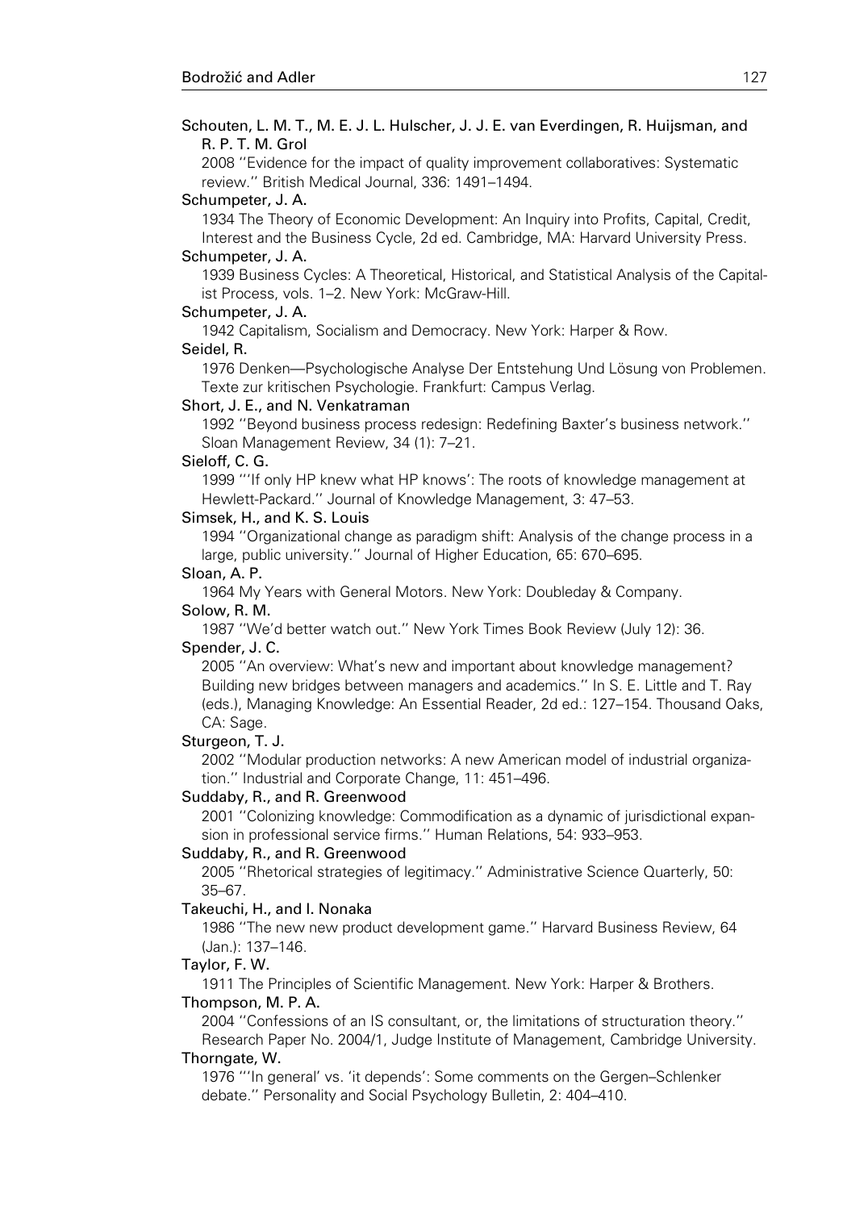Schouten, L. M. T., M. E. J. L. Hulscher, J. J. E. van Everdingen, R. Huijsman, and R. P. T. M. Grol
2008 ''Evidence for the impact of quality improvement collaboratives: Systematic review.'' British Medical Journal, 336: 1491–1494.

Schumpeter, J. A.
1934 The Theory of Economic Development: An Inquiry into Profits, Capital, Credit, Interest and the Business Cycle, 2d ed. Cambridge, MA: Harvard University Press.

Schumpeter, J. A.
1939 Business Cycles: A Theoretical, Historical, and Statistical Analysis of the Capitalist Process, vols. 1–2. New York: McGraw-Hill.

Schumpeter, J. A.
1942 Capitalism, Socialism and Democracy. New York: Harper & Row.

Seidel, R.
1976 Denken—Psychologische Analyse Der Entstehung Und Lösung von Problemen. Texte zur kritischen Psychologie. Frankfurt: Campus Verlag.

Short, J. E., and N. Venkatraman
1992 ''Beyond business process redesign: Redefining Baxter's business network.'' Sloan Management Review, 34 (1): 7–21.

Sieloff, C. G.
1999 '''If only HP knew what HP knows': The roots of knowledge management at Hewlett-Packard.'' Journal of Knowledge Management, 3: 47–53.

Simsek, H., and K. S. Louis
1994 ''Organizational change as paradigm shift: Analysis of the change process in a large, public university.'' Journal of Higher Education, 65: 670–695.

Sloan, A. P.
1964 My Years with General Motors. New York: Doubleday & Company.

Solow, R. M.
1987 ''We'd better watch out.'' New York Times Book Review (July 12): 36.

Spender, J. C.
2005 ''An overview: What's new and important about knowledge management? Building new bridges between managers and academics.'' In S. E. Little and T. Ray (eds.), Managing Knowledge: An Essential Reader, 2d ed.: 127–154. Thousand Oaks, CA: Sage.

Sturgeon, T. J.
2002 ''Modular production networks: A new American model of industrial organization.'' Industrial and Corporate Change, 11: 451–496.

Suddaby, R., and R. Greenwood
2001 ''Colonizing knowledge: Commodification as a dynamic of jurisdictional expansion in professional service firms.'' Human Relations, 54: 933–953.

Suddaby, R., and R. Greenwood
2005 ''Rhetorical strategies of legitimacy.'' Administrative Science Quarterly, 50: 35–67.

Takeuchi, H., and I. Nonaka
1986 ''The new new product development game.'' Harvard Business Review, 64 (Jan.): 137–146.

Taylor, F. W.
1911 The Principles of Scientific Management. New York: Harper & Brothers.

Thompson, M. P. A.
2004 ''Confessions of an IS consultant, or, the limitations of structuration theory.'' Research Paper No. 2004/1, Judge Institute of Management, Cambridge University.

Thorngate, W.
1976 '''In general' vs. 'it depends': Some comments on the Gergen–Schlenker debate.'' Personality and Social Psychology Bulletin, 2: 404–410.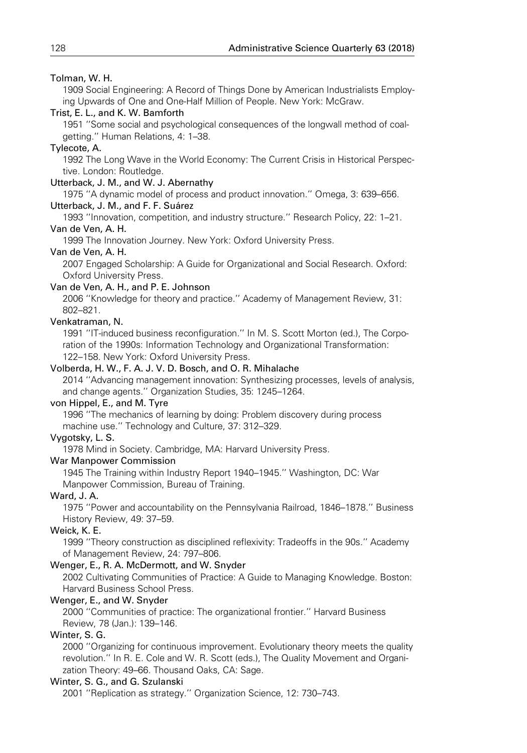Tolman, W. H.

1909 Social Engineering: A Record of Things Done by American Industrialists Employing Upwards of One and One-Half Million of People. New York: McGraw.

Trist, E. L., and K. W. Bamforth

1951 ''Some social and psychological consequences of the longwall method of coal-getting.'' Human Relations, 4: 1–38.

Tylecote, A.

1992 The Long Wave in the World Economy: The Current Crisis in Historical Perspective. London: Routledge.

Utterback, J. M., and W. J. Abernathy

1975 ''A dynamic model of process and product innovation.'' Omega, 3: 639–656.

Utterback, J. M., and F. F. Suárez

1993 ''Innovation, competition, and industry structure.'' Research Policy, 22: 1–21.

Van de Ven, A. H.

1999 The Innovation Journey. New York: Oxford University Press.

Van de Ven, A. H.

2007 Engaged Scholarship: A Guide for Organizational and Social Research. Oxford: Oxford University Press.

Van de Ven, A. H., and P. E. Johnson

2006 ''Knowledge for theory and practice.'' Academy of Management Review, 31: 802–821.

Venkatraman, N.

1991 ''IT-induced business reconfiguration.'' In M. S. Scott Morton (ed.), The Corporation of the 1990s: Information Technology and Organizational Transformation: 122–158. New York: Oxford University Press.

Volberda, H. W., F. A. J. V. D. Bosch, and O. R. Mihalache

2014 ''Advancing management innovation: Synthesizing processes, levels of analysis, and change agents.'' Organization Studies, 35: 1245–1264.

von Hippel, E., and M. Tyre

1996 ''The mechanics of learning by doing: Problem discovery during process machine use.'' Technology and Culture, 37: 312–329.

Vygotsky, L. S.

1978 Mind in Society. Cambridge, MA: Harvard University Press.

War Manpower Commission

1945 The Training within Industry Report 1940–1945.'' Washington, DC: War Manpower Commission, Bureau of Training.

Ward, J. A.

1975 ''Power and accountability on the Pennsylvania Railroad, 1846–1878.'' Business History Review, 49: 37–59.

Weick, K. E.

1999 ''Theory construction as disciplined reflexivity: Tradeoffs in the 90s.'' Academy of Management Review, 24: 797–806.

Wenger, E., R. A. McDermott, and W. Snyder

2002 Cultivating Communities of Practice: A Guide to Managing Knowledge. Boston: Harvard Business School Press.

Wenger, E., and W. Snyder

2000 ''Communities of practice: The organizational frontier.'' Harvard Business Review, 78 (Jan.): 139–146.

Winter, S. G.

2000 ''Organizing for continuous improvement. Evolutionary theory meets the quality revolution.'' In R. E. Cole and W. R. Scott (eds.), The Quality Movement and Organization Theory: 49–66. Thousand Oaks, CA: Sage.

Winter, S. G., and G. Szulanski

2001 ''Replication as strategy.'' Organization Science, 12: 730–743.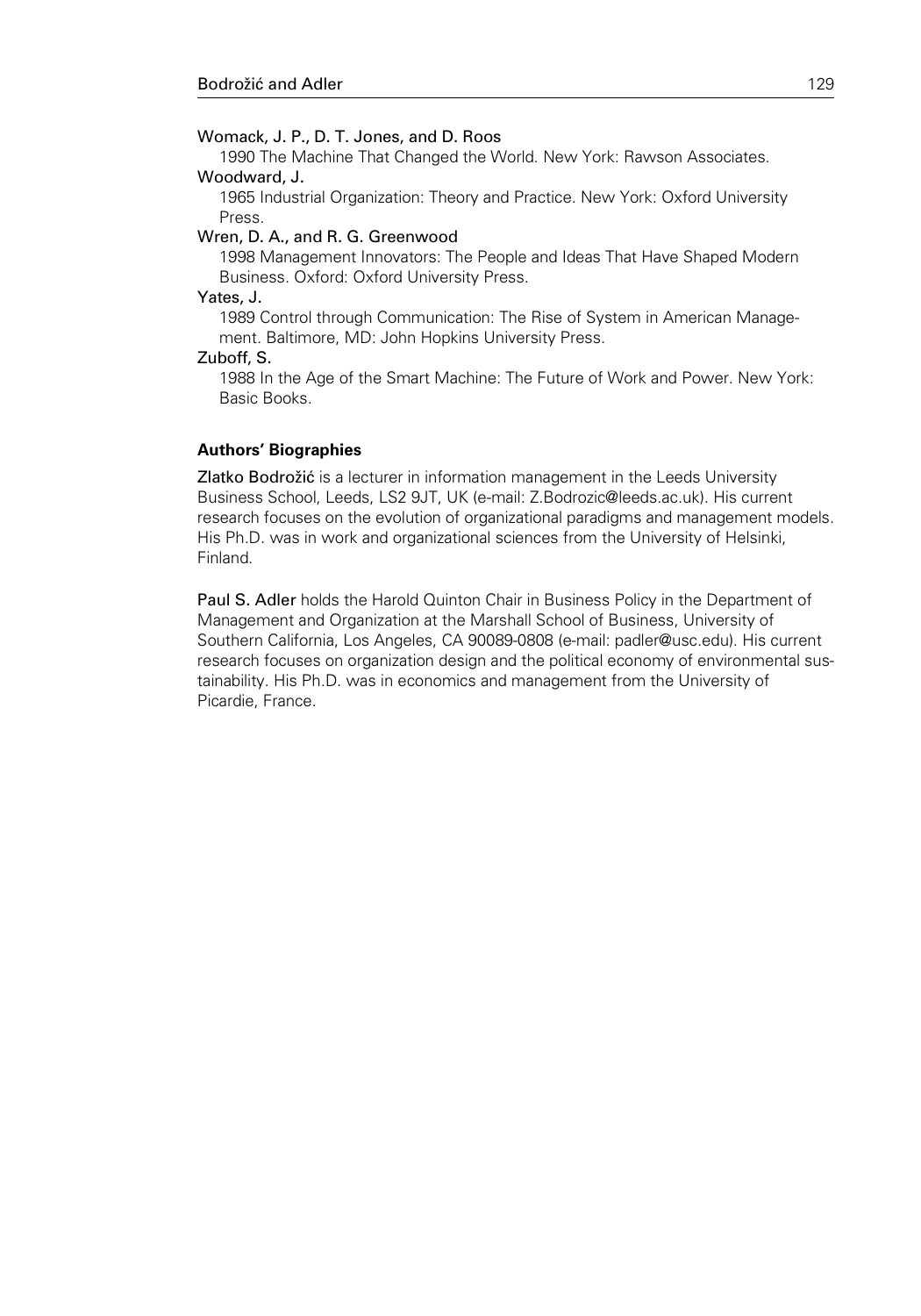Womack, J. P., D. T. Jones, and D. Roos
1990 The Machine That Changed the World. New York: Rawson Associates.

Woodward, J.
1965 Industrial Organization: Theory and Practice. New York: Oxford University Press.

Wren, D. A., and R. G. Greenwood
1998 Management Innovators: The People and Ideas That Have Shaped Modern Business. Oxford: Oxford University Press.

Yates, J.
1989 Control through Communication: The Rise of System in American Management. Baltimore, MD: John Hopkins University Press.

Zuboff, S.
1988 In the Age of the Smart Machine: The Future of Work and Power. New York: Basic Books.

## Authors' Biographies

Zlatko Bodrožić is a lecturer in information management in the Leeds University Business School, Leeds, LS2 9JT, UK (e-mail: Z.Bodrozic@leeds.ac.uk). His current research focuses on the evolution of organizational paradigms and management models. His Ph.D. was in work and organizational sciences from the University of Helsinki, Finland.

Paul S. Adler holds the Harold Quinton Chair in Business Policy in the Department of Management and Organization at the Marshall School of Business, University of Southern California, Los Angeles, CA 90089-0808 (e-mail: padler@usc.edu). His current research focuses on organization design and the political economy of environmental sustainability. His Ph.D. was in economics and management from the University of Picardie, France.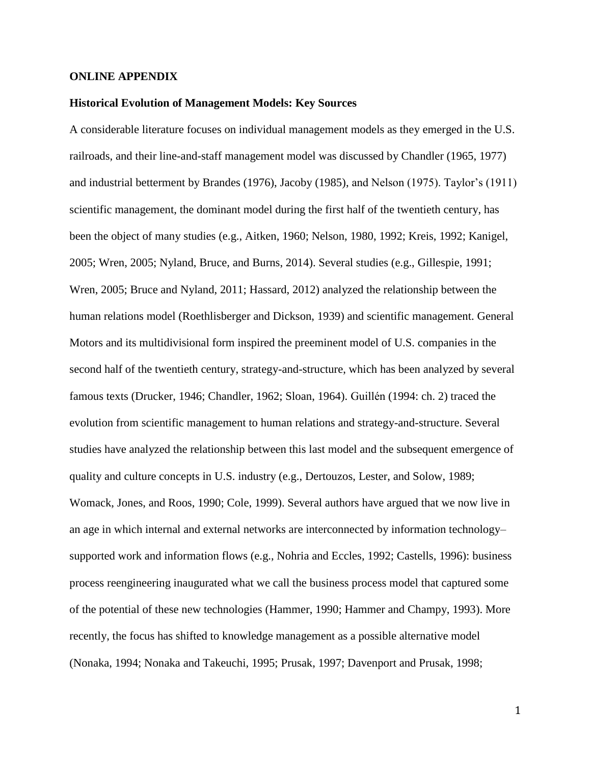**ONLINE APPENDIX**

**Historical Evolution of Management Models: Key Sources**

A considerable literature focuses on individual management models as they emerged in the U.S. railroads, and their line-and-staff management model was discussed by Chandler (1965, 1977) and industrial betterment by Brandes (1976), Jacoby (1985), and Nelson (1975). Taylor's (1911) scientific management, the dominant model during the first half of the twentieth century, has been the object of many studies (e.g., Aitken, 1960; Nelson, 1980, 1992; Kreis, 1992; Kanigel, 2005; Wren, 2005; Nyland, Bruce, and Burns, 2014). Several studies (e.g., Gillespie, 1991; Wren, 2005; Bruce and Nyland, 2011; Hassard, 2012) analyzed the relationship between the human relations model (Roethlisberger and Dickson, 1939) and scientific management. General Motors and its multidivisional form inspired the preeminent model of U.S. companies in the second half of the twentieth century, strategy-and-structure, which has been analyzed by several famous texts (Drucker, 1946; Chandler, 1962; Sloan, 1964). Guillén (1994: ch. 2) traced the evolution from scientific management to human relations and strategy-and-structure. Several studies have analyzed the relationship between this last model and the subsequent emergence of quality and culture concepts in U.S. industry (e.g., Dertouzos, Lester, and Solow, 1989; Womack, Jones, and Roos, 1990; Cole, 1999). Several authors have argued that we now live in an age in which internal and external networks are interconnected by information technology–supported work and information flows (e.g., Nohria and Eccles, 1992; Castells, 1996): business process reengineering inaugurated what we call the business process model that captured some of the potential of these new technologies (Hammer, 1990; Hammer and Champy, 1993). More recently, the focus has shifted to knowledge management as a possible alternative model (Nonaka, 1994; Nonaka and Takeuchi, 1995; Prusak, 1997; Davenport and Prusak, 1998;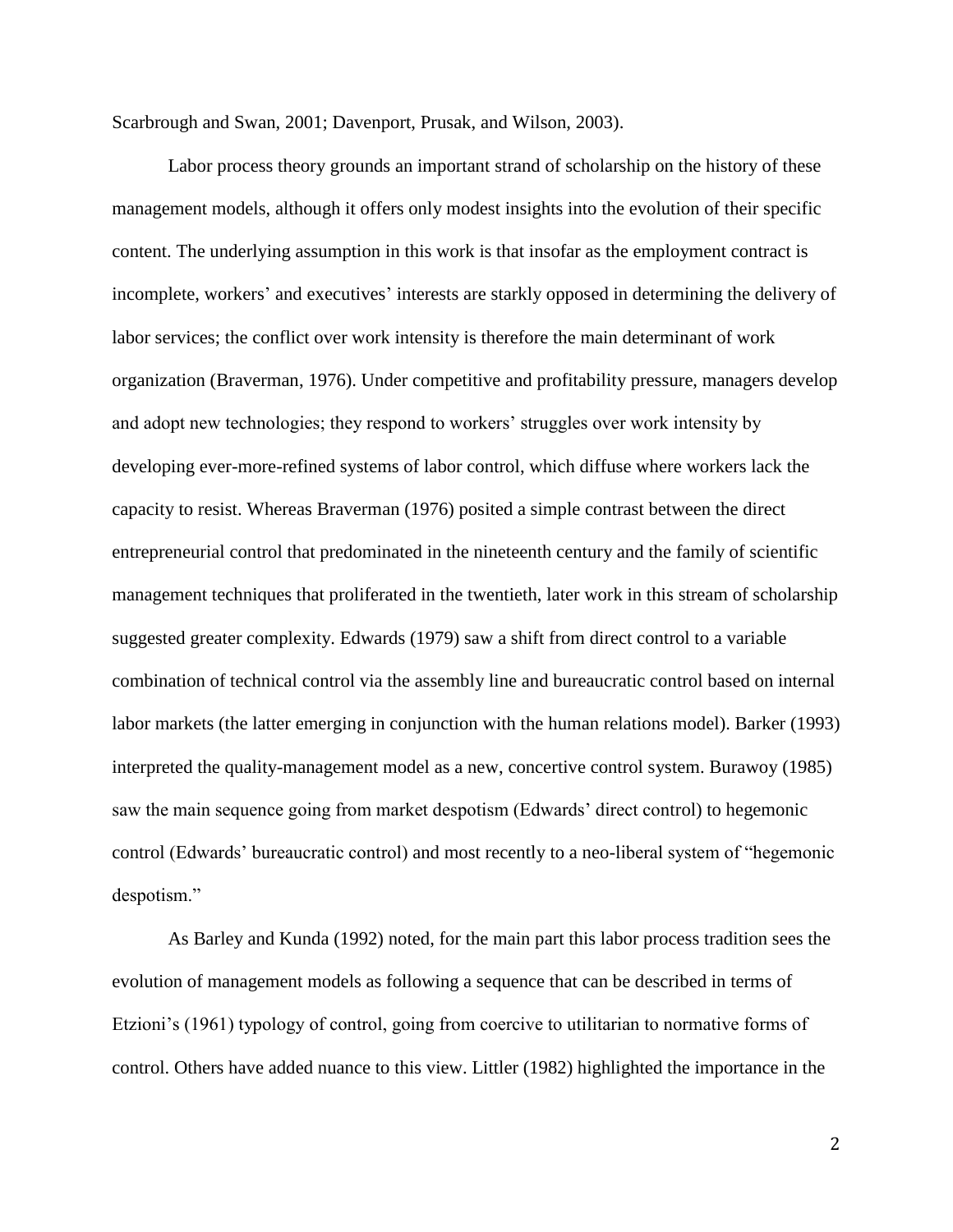Scarbrough and Swan, 2001; Davenport, Prusak, and Wilson, 2003).

Labor process theory grounds an important strand of scholarship on the history of these management models, although it offers only modest insights into the evolution of their specific content. The underlying assumption in this work is that insofar as the employment contract is incomplete, workers' and executives' interests are starkly opposed in determining the delivery of labor services; the conflict over work intensity is therefore the main determinant of work organization (Braverman, 1976). Under competitive and profitability pressure, managers develop and adopt new technologies; they respond to workers' struggles over work intensity by developing ever-more-refined systems of labor control, which diffuse where workers lack the capacity to resist. Whereas Braverman (1976) posited a simple contrast between the direct entrepreneurial control that predominated in the nineteenth century and the family of scientific management techniques that proliferated in the twentieth, later work in this stream of scholarship suggested greater complexity. Edwards (1979) saw a shift from direct control to a variable combination of technical control via the assembly line and bureaucratic control based on internal labor markets (the latter emerging in conjunction with the human relations model). Barker (1993) interpreted the quality-management model as a new, concertive control system. Burawoy (1985) saw the main sequence going from market despotism (Edwards' direct control) to hegemonic control (Edwards' bureaucratic control) and most recently to a neo-liberal system of "hegemonic despotism."

As Barley and Kunda (1992) noted, for the main part this labor process tradition sees the evolution of management models as following a sequence that can be described in terms of Etzioni's (1961) typology of control, going from coercive to utilitarian to normative forms of control. Others have added nuance to this view. Littler (1982) highlighted the importance in the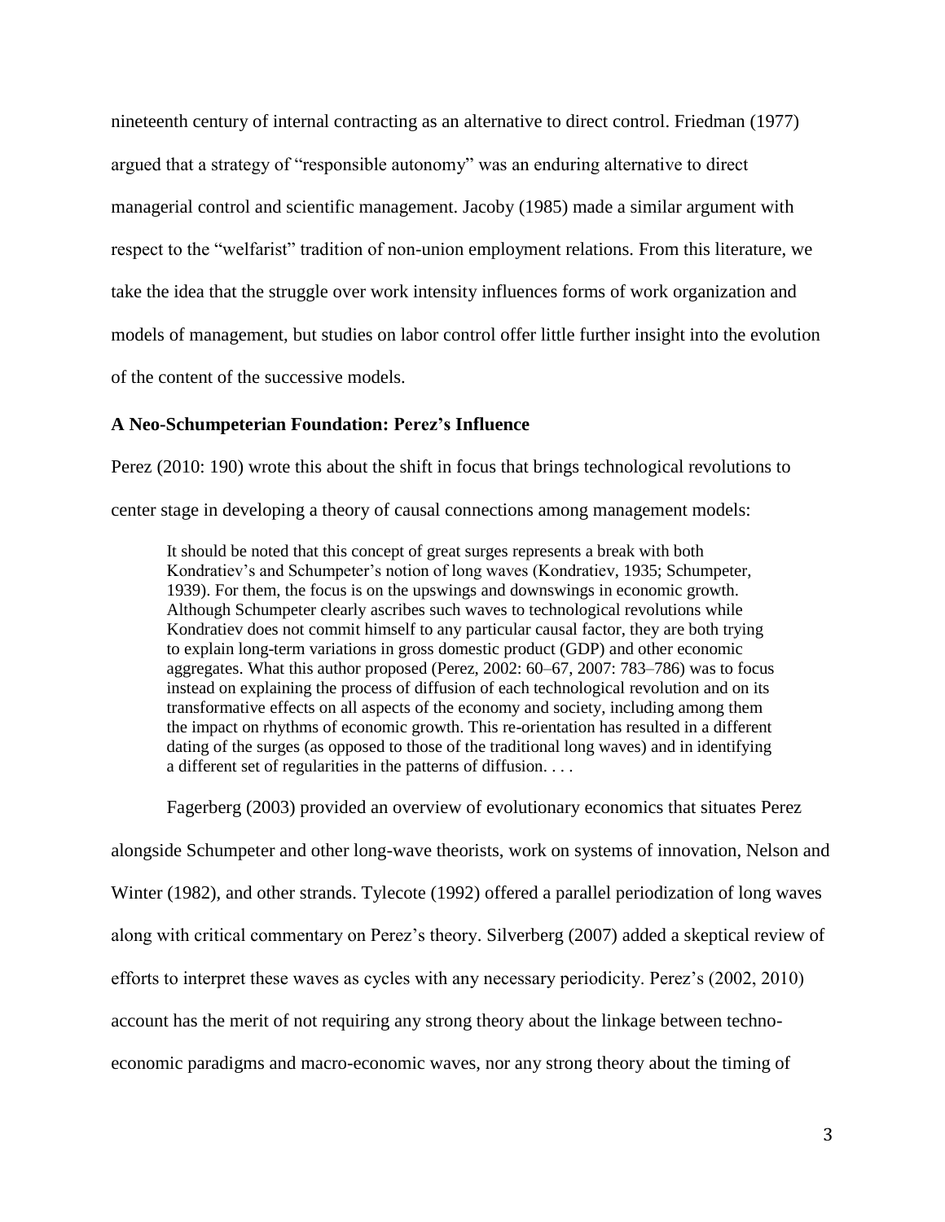nineteenth century of internal contracting as an alternative to direct control. Friedman (1977) argued that a strategy of "responsible autonomy" was an enduring alternative to direct managerial control and scientific management. Jacoby (1985) made a similar argument with respect to the "welfarist" tradition of non-union employment relations. From this literature, we take the idea that the struggle over work intensity influences forms of work organization and models of management, but studies on labor control offer little further insight into the evolution of the content of the successive models.

### A Neo-Schumpeterian Foundation: Perez's Influence

Perez (2010: 190) wrote this about the shift in focus that brings technological revolutions to center stage in developing a theory of causal connections among management models:

> It should be noted that this concept of great surges represents a break with both Kondratiev's and Schumpeter's notion of long waves (Kondratiev, 1935; Schumpeter, 1939). For them, the focus is on the upswings and downswings in economic growth. Although Schumpeter clearly ascribes such waves to technological revolutions while Kondratiev does not commit himself to any particular causal factor, they are both trying to explain long-term variations in gross domestic product (GDP) and other economic aggregates. What this author proposed (Perez, 2002: 60–67, 2007: 783–786) was to focus instead on explaining the process of diffusion of each technological revolution and on its transformative effects on all aspects of the economy and society, including among them the impact on rhythms of economic growth. This re-orientation has resulted in a different dating of the surges (as opposed to those of the traditional long waves) and in identifying a different set of regularities in the patterns of diffusion. . . .

Fagerberg (2003) provided an overview of evolutionary economics that situates Perez alongside Schumpeter and other long-wave theorists, work on systems of innovation, Nelson and Winter (1982), and other strands. Tylecote (1992) offered a parallel periodization of long waves along with critical commentary on Perez's theory. Silverberg (2007) added a skeptical review of efforts to interpret these waves as cycles with any necessary periodicity. Perez's (2002, 2010) account has the merit of not requiring any strong theory about the linkage between techno-economic paradigms and macro-economic waves, nor any strong theory about the timing of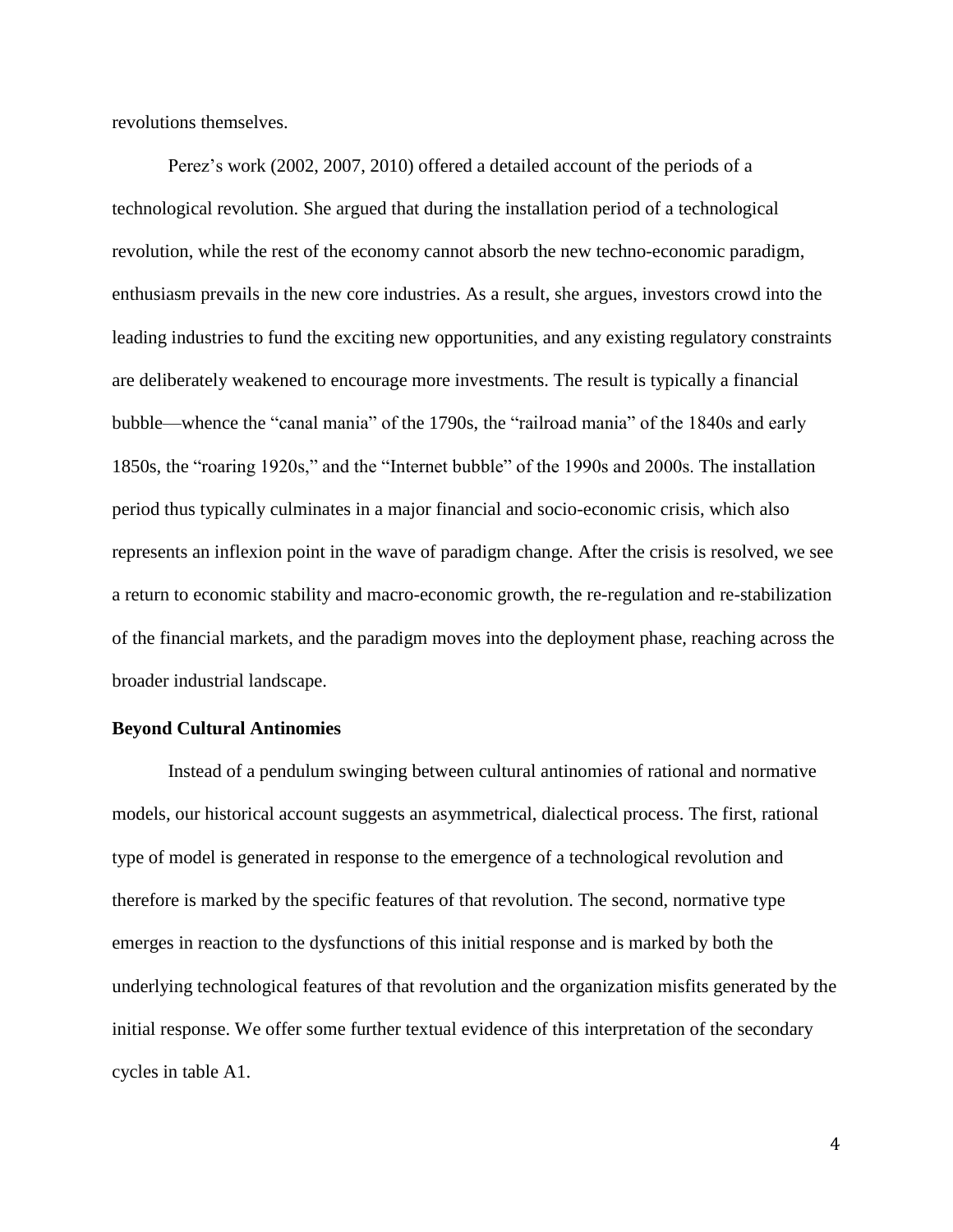revolutions themselves.

Perez's work (2002, 2007, 2010) offered a detailed account of the periods of a technological revolution. She argued that during the installation period of a technological revolution, while the rest of the economy cannot absorb the new techno-economic paradigm, enthusiasm prevails in the new core industries. As a result, she argues, investors crowd into the leading industries to fund the exciting new opportunities, and any existing regulatory constraints are deliberately weakened to encourage more investments. The result is typically a financial bubble—whence the "canal mania" of the 1790s, the "railroad mania" of the 1840s and early 1850s, the "roaring 1920s," and the "Internet bubble" of the 1990s and 2000s. The installation period thus typically culminates in a major financial and socio-economic crisis, which also represents an inflexion point in the wave of paradigm change. After the crisis is resolved, we see a return to economic stability and macro-economic growth, the re-regulation and re-stabilization of the financial markets, and the paradigm moves into the deployment phase, reaching across the broader industrial landscape.

**Beyond Cultural Antinomies**

Instead of a pendulum swinging between cultural antinomies of rational and normative models, our historical account suggests an asymmetrical, dialectical process. The first, rational type of model is generated in response to the emergence of a technological revolution and therefore is marked by the specific features of that revolution. The second, normative type emerges in reaction to the dysfunctions of this initial response and is marked by both the underlying technological features of that revolution and the organization misfits generated by the initial response. We offer some further textual evidence of this interpretation of the secondary cycles in table A1.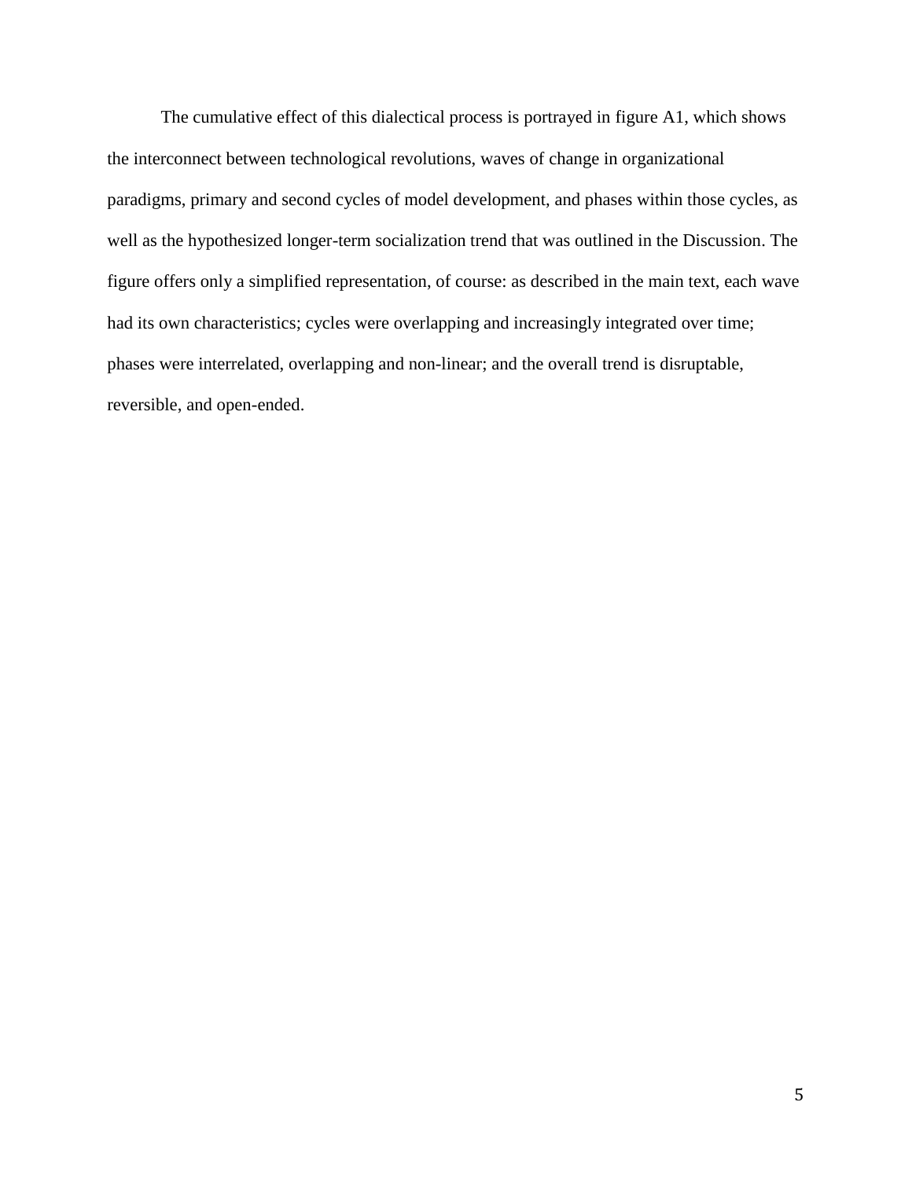The cumulative effect of this dialectical process is portrayed in figure A1, which shows the interconnect between technological revolutions, waves of change in organizational paradigms, primary and second cycles of model development, and phases within those cycles, as well as the hypothesized longer-term socialization trend that was outlined in the Discussion. The figure offers only a simplified representation, of course: as described in the main text, each wave had its own characteristics; cycles were overlapping and increasingly integrated over time; phases were interrelated, overlapping and non-linear; and the overall trend is disruptable, reversible, and open-ended.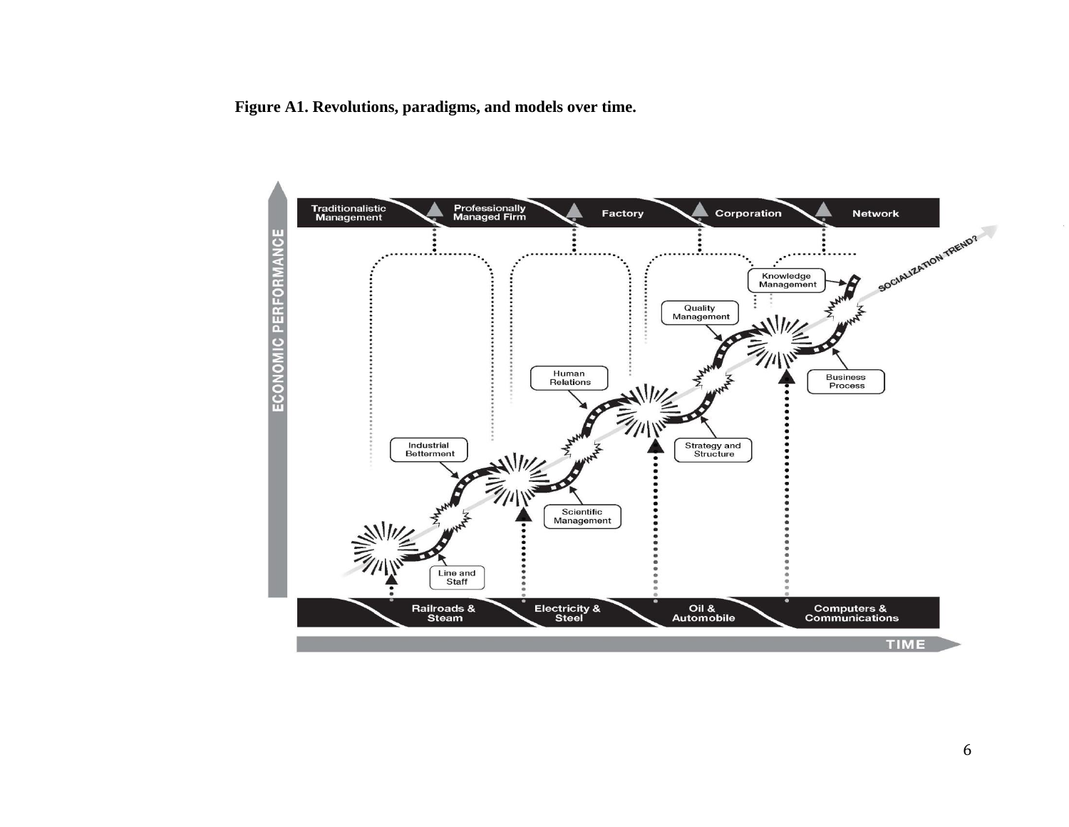**Figure A1. Revolutions, paradigms, and models over time.**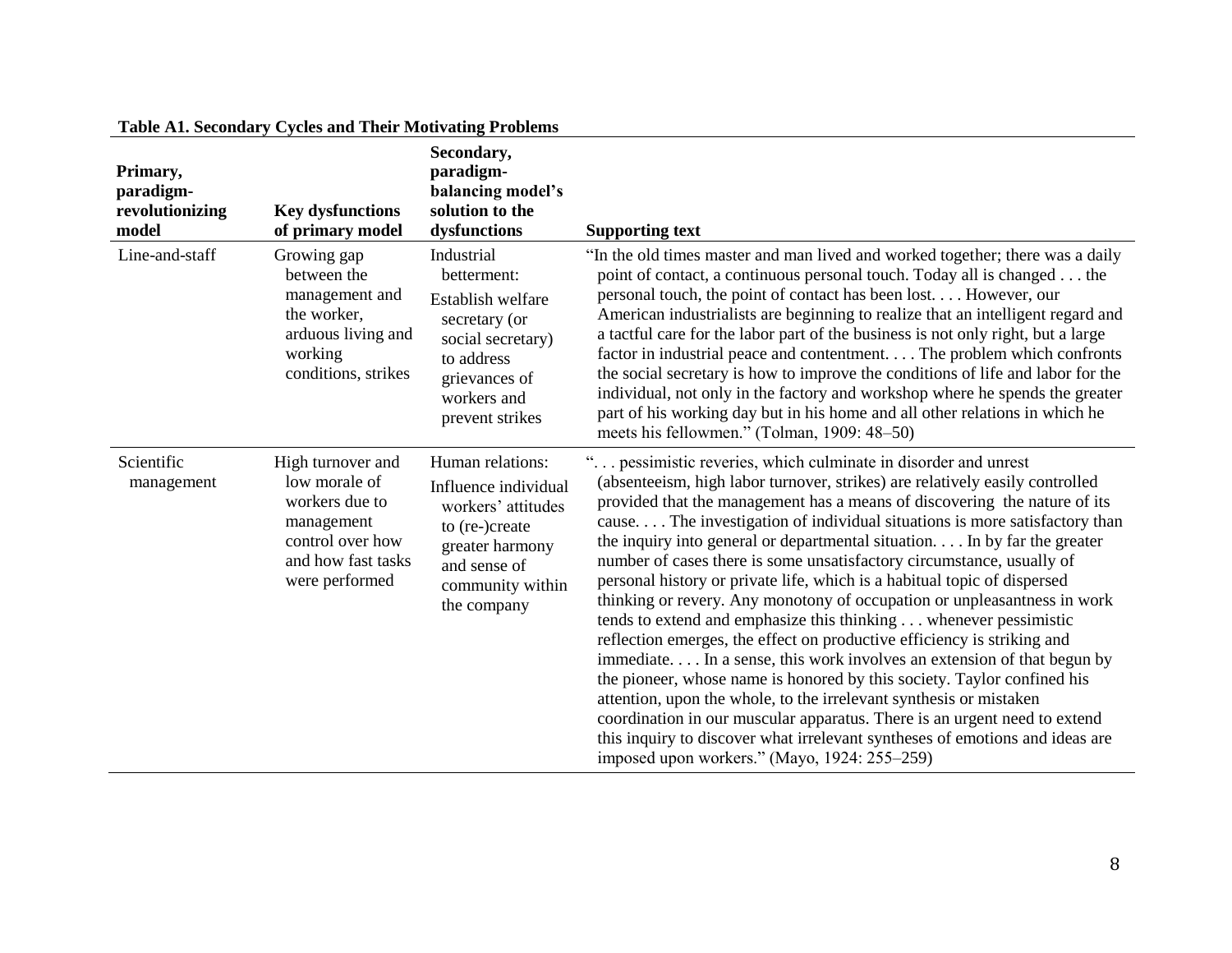**Table A1. Secondary Cycles and Their Motivating Problems**

| Primary, paradigm-revolutionizing model | Key dysfunctions of primary model | Secondary, paradigm-balancing model's solution to the dysfunctions | Supporting text |
|---|---|---|---|
| Line-and-staff | Growing gap between the management and the worker, arduous living and working conditions, strikes | Industrial betterment: Establish welfare secretary (or social secretary) to address grievances of workers and prevent strikes | "In the old times master and man lived and worked together; there was a daily point of contact, a continuous personal touch. Today all is changed . . . the personal touch, the point of contact has been lost. . . . However, our American industrialists are beginning to realize that an intelligent regard and a tactful care for the labor part of the business is not only right, but a large factor in industrial peace and contentment. . . . The problem which confronts the social secretary is how to improve the conditions of life and labor for the individual, not only in the factory and workshop where he spends the greater part of his working day but in his home and all other relations in which he meets his fellowmen." (Tolman, 1909: 48–50) |
| Scientific management | High turnover and low morale of workers due to management control over how and how fast tasks were performed | Human relations: Influence individual workers' attitudes to (re-)create greater harmony and sense of community within the company | ". . . pessimistic reveries, which culminate in disorder and unrest (absenteeism, high labor turnover, strikes) are relatively easily controlled provided that the management has a means of discovering the nature of its cause. . . . The investigation of individual situations is more satisfactory than the inquiry into general or departmental situation. . . . In by far the greater number of cases there is some unsatisfactory circumstance, usually of personal history or private life, which is a habitual topic of dispersed thinking or revery. Any monotony of occupation or unpleasantness in work tends to extend and emphasize this thinking . . . whenever pessimistic reflection emerges, the effect on productive efficiency is striking and immediate. . . . In a sense, this work involves an extension of that begun by the pioneer, whose name is honored by this society. Taylor confined his attention, upon the whole, to the irrelevant synthesis or mistaken coordination in our muscular apparatus. There is an urgent need to extend this inquiry to discover what irrelevant syntheses of emotions and ideas are imposed upon workers." (Mayo, 1924: 255–259) |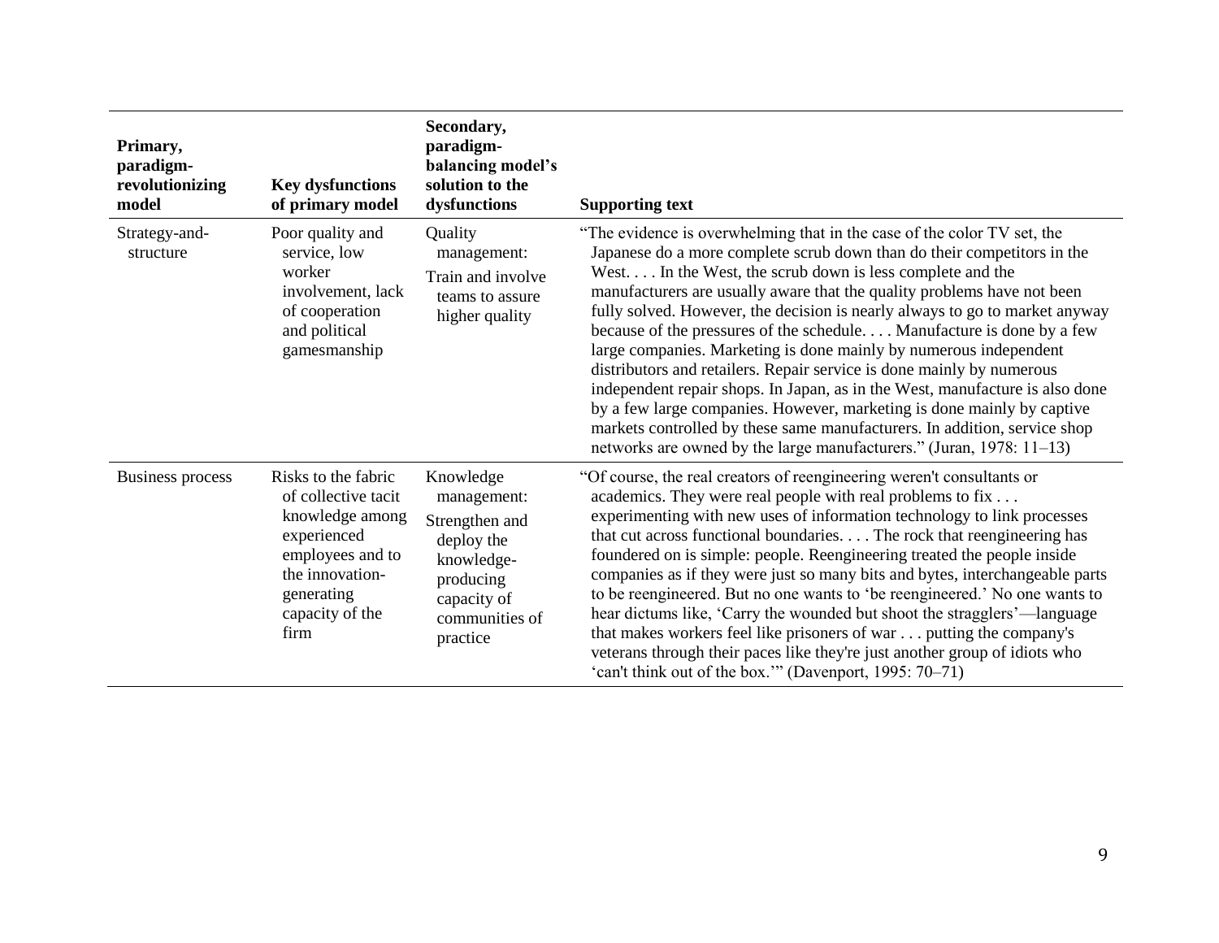| Primary, paradigm-revolutionizing model | Key dysfunctions of primary model | Secondary, paradigm-balancing model's solution to the dysfunctions | Supporting text |
| --- | --- | --- | --- |
| Strategy-and-structure | Poor quality and service, low worker involvement, lack of cooperation and political gamesmanship | Quality management: Train and involve teams to assure higher quality | "The evidence is overwhelming that in the case of the color TV set, the Japanese do a more complete scrub down than do their competitors in the West. . . . In the West, the scrub down is less complete and the manufacturers are usually aware that the quality problems have not been fully solved. However, the decision is nearly always to go to market anyway because of the pressures of the schedule. . . . Manufacture is done by a few large companies. Marketing is done mainly by numerous independent distributors and retailers. Repair service is done mainly by numerous independent repair shops. In Japan, as in the West, manufacture is also done by a few large companies. However, marketing is done mainly by captive markets controlled by these same manufacturers. In addition, service shop networks are owned by the large manufacturers." (Juran, 1978: 11–13) |
| Business process | Risks to the fabric of collective tacit knowledge among experienced employees and to the innovation-generating capacity of the firm | Knowledge management: Strengthen and deploy the knowledge-producing capacity of communities of practice | "Of course, the real creators of reengineering weren't consultants or academics. They were real people with real problems to fix . . . experimenting with new uses of information technology to link processes that cut across functional boundaries. . . . The rock that reengineering has foundered on is simple: people. Reengineering treated the people inside companies as if they were just so many bits and bytes, interchangeable parts to be reengineered. But no one wants to 'be reengineered.' No one wants to hear dictums like, 'Carry the wounded but shoot the stragglers'—language that makes workers feel like prisoners of war . . . putting the company's veterans through their paces like they're just another group of idiots who 'can't think out of the box.'" (Davenport, 1995: 70–71) |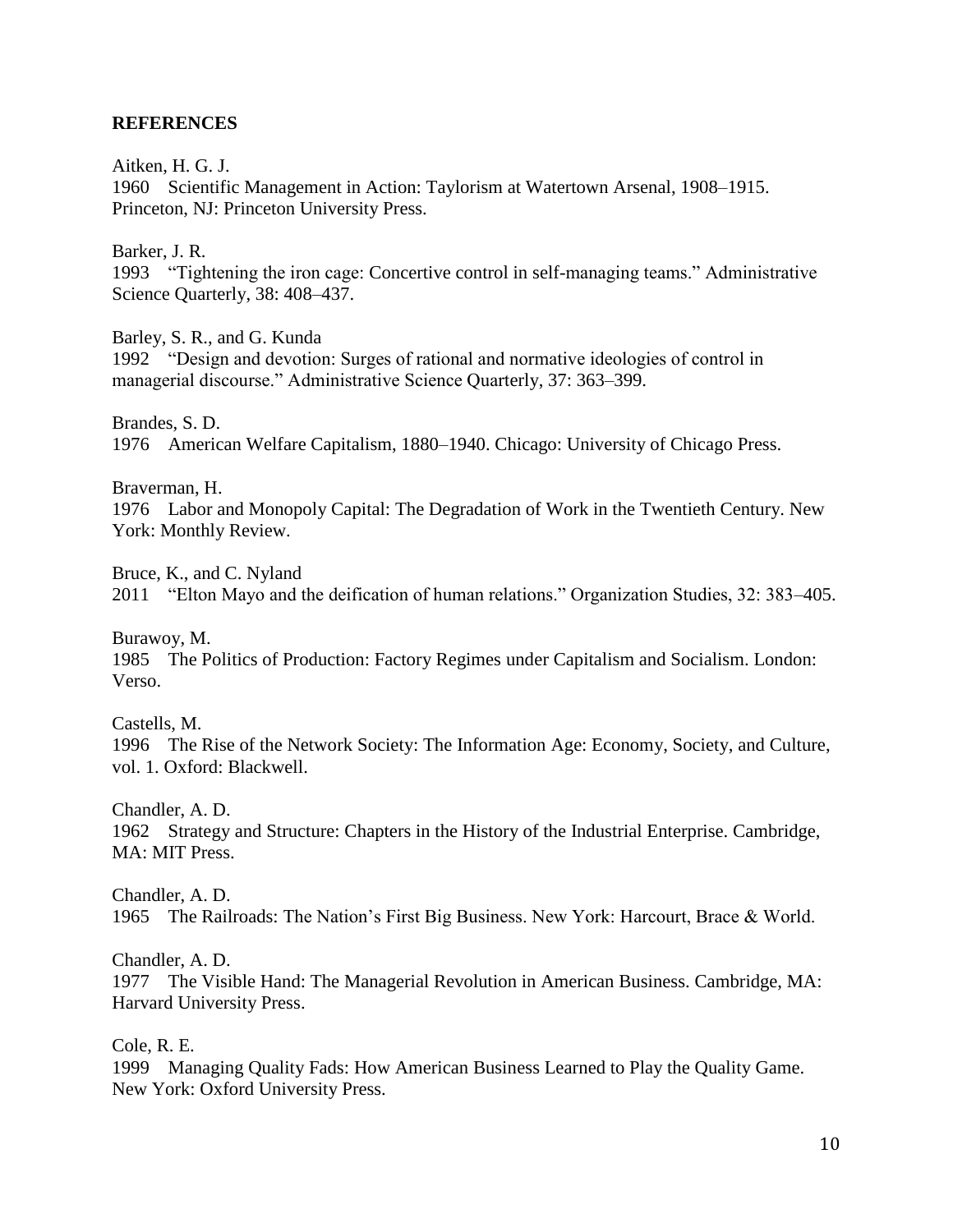**REFERENCES**

Aitken, H. G. J.
1960 Scientific Management in Action: Taylorism at Watertown Arsenal, 1908–1915. Princeton, NJ: Princeton University Press.

Barker, J. R.
1993 "Tightening the iron cage: Concertive control in self-managing teams." Administrative Science Quarterly, 38: 408–437.

Barley, S. R., and G. Kunda
1992 "Design and devotion: Surges of rational and normative ideologies of control in managerial discourse." Administrative Science Quarterly, 37: 363–399.

Brandes, S. D.
1976 American Welfare Capitalism, 1880–1940. Chicago: University of Chicago Press.

Braverman, H.
1976 Labor and Monopoly Capital: The Degradation of Work in the Twentieth Century. New York: Monthly Review.

Bruce, K., and C. Nyland
2011 "Elton Mayo and the deification of human relations." Organization Studies, 32: 383–405.

Burawoy, M.
1985 The Politics of Production: Factory Regimes under Capitalism and Socialism. London: Verso.

Castells, M.
1996 The Rise of the Network Society: The Information Age: Economy, Society, and Culture, vol. 1. Oxford: Blackwell.

Chandler, A. D.
1962 Strategy and Structure: Chapters in the History of the Industrial Enterprise. Cambridge, MA: MIT Press.

Chandler, A. D.
1965 The Railroads: The Nation's First Big Business. New York: Harcourt, Brace & World.

Chandler, A. D.
1977 The Visible Hand: The Managerial Revolution in American Business. Cambridge, MA: Harvard University Press.

Cole, R. E.
1999 Managing Quality Fads: How American Business Learned to Play the Quality Game. New York: Oxford University Press.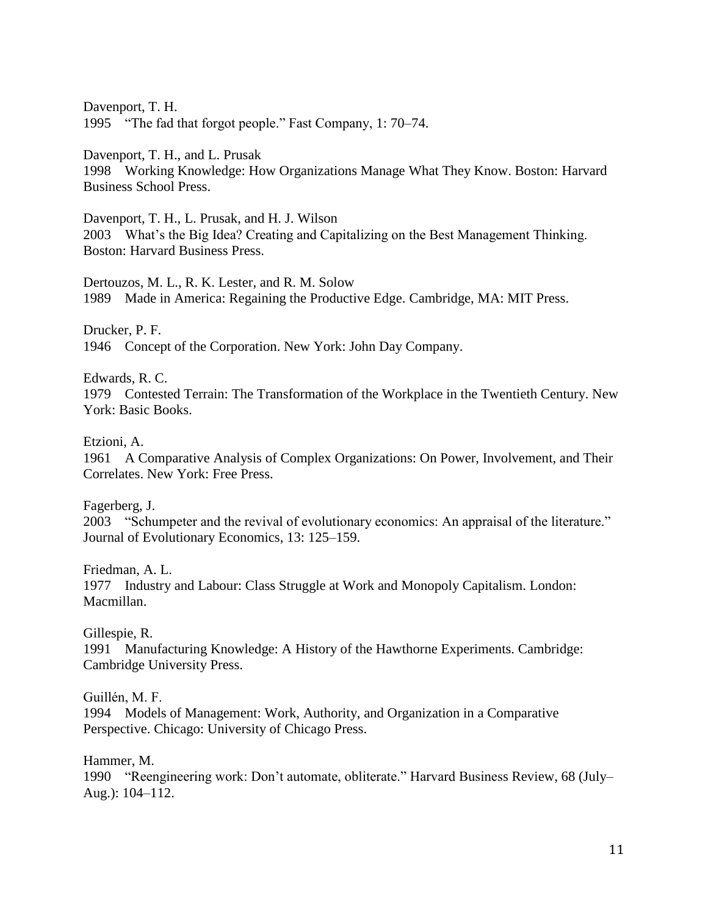Davenport, T. H.
1995 "The fad that forgot people." Fast Company, 1: 70–74.

Davenport, T. H., and L. Prusak
1998 Working Knowledge: How Organizations Manage What They Know. Boston: Harvard Business School Press.

Davenport, T. H., L. Prusak, and H. J. Wilson
2003 What's the Big Idea? Creating and Capitalizing on the Best Management Thinking. Boston: Harvard Business Press.

Dertouzos, M. L., R. K. Lester, and R. M. Solow
1989 Made in America: Regaining the Productive Edge. Cambridge, MA: MIT Press.

Drucker, P. F.
1946 Concept of the Corporation. New York: John Day Company.

Edwards, R. C.
1979 Contested Terrain: The Transformation of the Workplace in the Twentieth Century. New York: Basic Books.

Etzioni, A.
1961 A Comparative Analysis of Complex Organizations: On Power, Involvement, and Their Correlates. New York: Free Press.

Fagerberg, J.
2003 "Schumpeter and the revival of evolutionary economics: An appraisal of the literature." Journal of Evolutionary Economics, 13: 125–159.

Friedman, A. L.
1977 Industry and Labour: Class Struggle at Work and Monopoly Capitalism. London: Macmillan.

Gillespie, R.
1991 Manufacturing Knowledge: A History of the Hawthorne Experiments. Cambridge: Cambridge University Press.

Guillén, M. F.
1994 Models of Management: Work, Authority, and Organization in a Comparative Perspective. Chicago: University of Chicago Press.

Hammer, M.
1990 "Reengineering work: Don't automate, obliterate." Harvard Business Review, 68 (July–Aug.): 104–112.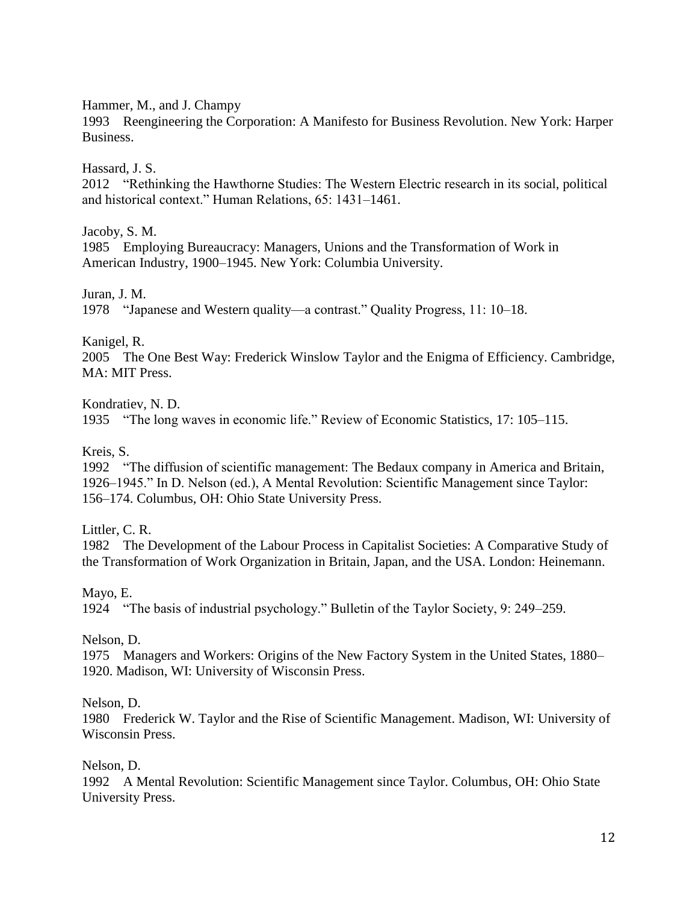Hammer, M., and J. Champy
1993 Reengineering the Corporation: A Manifesto for Business Revolution. New York: Harper Business.

Hassard, J. S.
2012 "Rethinking the Hawthorne Studies: The Western Electric research in its social, political and historical context." Human Relations, 65: 1431–1461.

Jacoby, S. M.
1985 Employing Bureaucracy: Managers, Unions and the Transformation of Work in American Industry, 1900–1945. New York: Columbia University.

Juran, J. M.
1978 "Japanese and Western quality—a contrast." Quality Progress, 11: 10–18.

Kanigel, R.
2005 The One Best Way: Frederick Winslow Taylor and the Enigma of Efficiency. Cambridge, MA: MIT Press.

Kondratiev, N. D.
1935 "The long waves in economic life." Review of Economic Statistics, 17: 105–115.

Kreis, S.
1992 "The diffusion of scientific management: The Bedaux company in America and Britain, 1926–1945." In D. Nelson (ed.), A Mental Revolution: Scientific Management since Taylor: 156–174. Columbus, OH: Ohio State University Press.

Littler, C. R.
1982 The Development of the Labour Process in Capitalist Societies: A Comparative Study of the Transformation of Work Organization in Britain, Japan, and the USA. London: Heinemann.

Mayo, E.
1924 "The basis of industrial psychology." Bulletin of the Taylor Society, 9: 249–259.

Nelson, D.
1975 Managers and Workers: Origins of the New Factory System in the United States, 1880–1920. Madison, WI: University of Wisconsin Press.

Nelson, D.
1980 Frederick W. Taylor and the Rise of Scientific Management. Madison, WI: University of Wisconsin Press.

Nelson, D.
1992 A Mental Revolution: Scientific Management since Taylor. Columbus, OH: Ohio State University Press.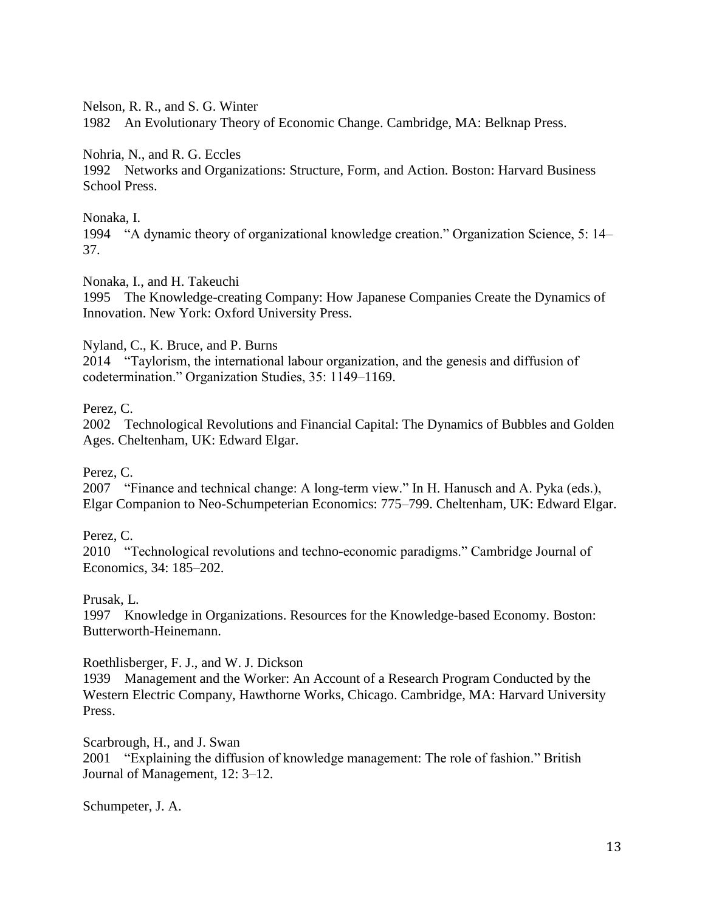Nelson, R. R., and S. G. Winter
1982 An Evolutionary Theory of Economic Change. Cambridge, MA: Belknap Press.

Nohria, N., and R. G. Eccles
1992 Networks and Organizations: Structure, Form, and Action. Boston: Harvard Business School Press.

Nonaka, I.
1994 "A dynamic theory of organizational knowledge creation." Organization Science, 5: 14–37.

Nonaka, I., and H. Takeuchi
1995 The Knowledge-creating Company: How Japanese Companies Create the Dynamics of Innovation. New York: Oxford University Press.

Nyland, C., K. Bruce, and P. Burns
2014 "Taylorism, the international labour organization, and the genesis and diffusion of codetermination." Organization Studies, 35: 1149–1169.

Perez, C.
2002 Technological Revolutions and Financial Capital: The Dynamics of Bubbles and Golden Ages. Cheltenham, UK: Edward Elgar.

Perez, C.
2007 "Finance and technical change: A long-term view." In H. Hanusch and A. Pyka (eds.), Elgar Companion to Neo-Schumpeterian Economics: 775–799. Cheltenham, UK: Edward Elgar.

Perez, C.
2010 "Technological revolutions and techno-economic paradigms." Cambridge Journal of Economics, 34: 185–202.

Prusak, L.
1997 Knowledge in Organizations. Resources for the Knowledge-based Economy. Boston: Butterworth-Heinemann.

Roethlisberger, F. J., and W. J. Dickson
1939 Management and the Worker: An Account of a Research Program Conducted by the Western Electric Company, Hawthorne Works, Chicago. Cambridge, MA: Harvard University Press.

Scarbrough, H., and J. Swan
2001 "Explaining the diffusion of knowledge management: The role of fashion." British Journal of Management, 12: 3–12.

Schumpeter, J. A.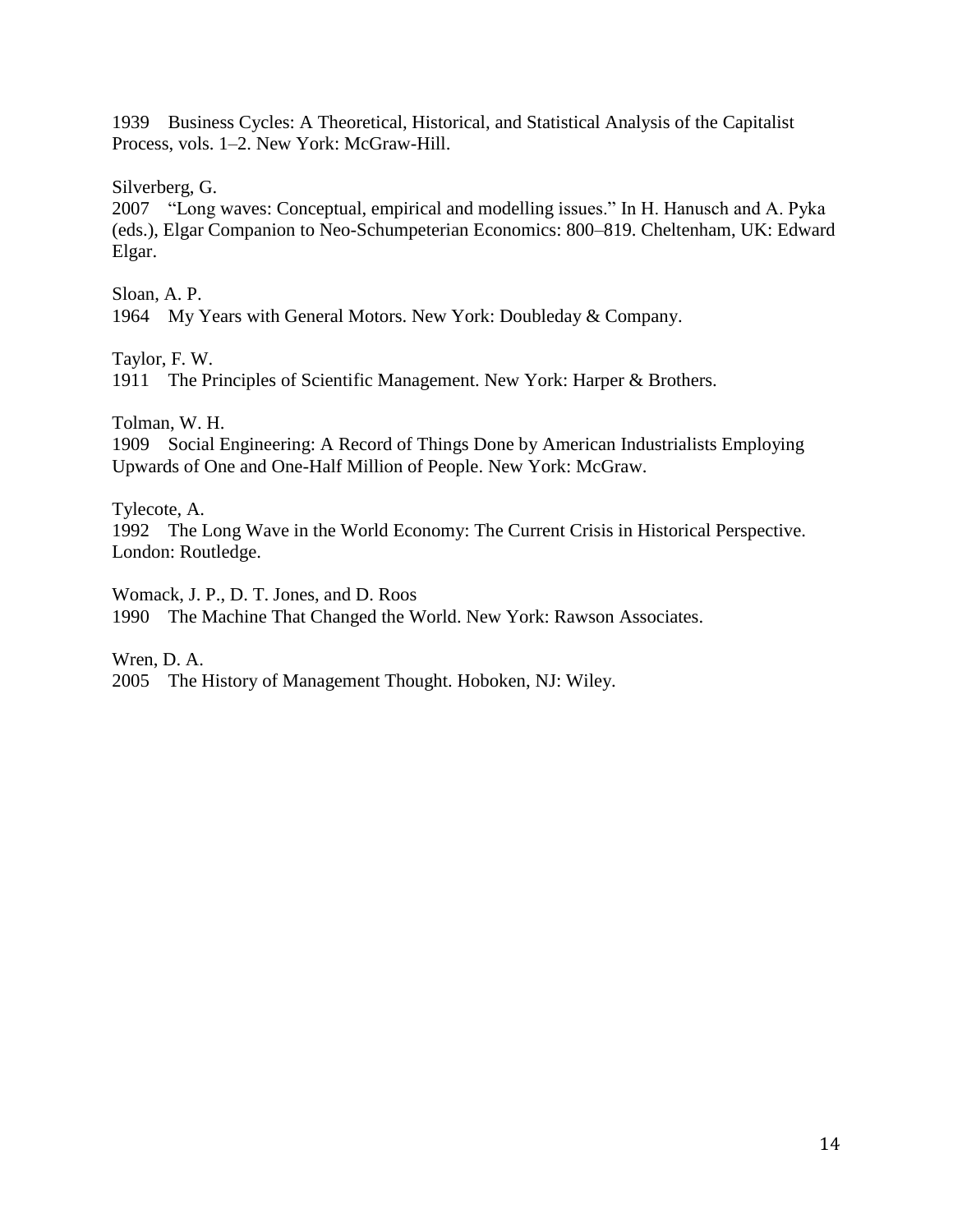1939 Business Cycles: A Theoretical, Historical, and Statistical Analysis of the Capitalist Process, vols. 1–2. New York: McGraw-Hill.

Silverberg, G.
2007 "Long waves: Conceptual, empirical and modelling issues." In H. Hanusch and A. Pyka (eds.), Elgar Companion to Neo-Schumpeterian Economics: 800–819. Cheltenham, UK: Edward Elgar.

Sloan, A. P.
1964 My Years with General Motors. New York: Doubleday & Company.

Taylor, F. W.
1911 The Principles of Scientific Management. New York: Harper & Brothers.

Tolman, W. H.
1909 Social Engineering: A Record of Things Done by American Industrialists Employing Upwards of One and One-Half Million of People. New York: McGraw.

Tylecote, A.
1992 The Long Wave in the World Economy: The Current Crisis in Historical Perspective. London: Routledge.

Womack, J. P., D. T. Jones, and D. Roos
1990 The Machine That Changed the World. New York: Rawson Associates.

Wren, D. A.
2005 The History of Management Thought. Hoboken, NJ: Wiley.